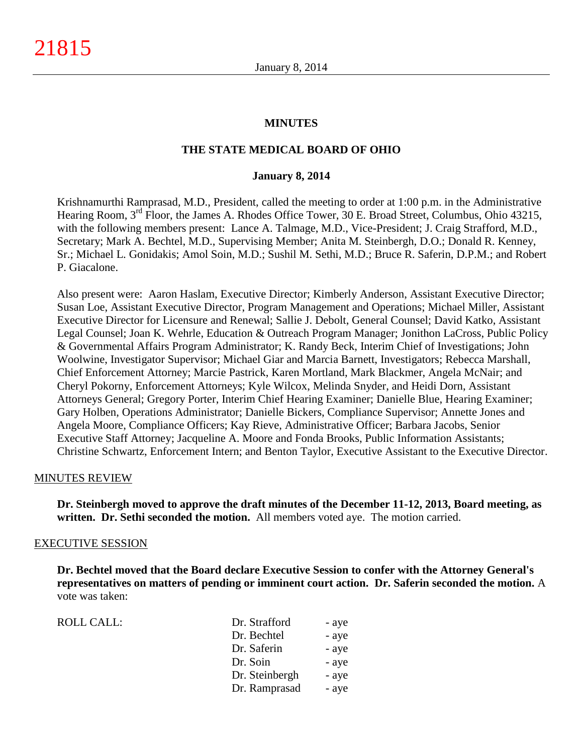# MINUTES

## THE STATE MEDICAL BOARD OF OHIO

### January 8, 2014

Krishnamurthi Ramprasad, M.D., President, called the meeting to order at 1:00 p.m. in the Administrative Hearing Room, 3rd Floor, the James A. Rhodes Office Tower, 30 E. Broad Street, Columbus, Ohio 43215, with the following members present: Lance A. Talmage, M.D., Vice-President; J. Craig Strafford, M.D., Secretary; Mark A. Bechtel, M.D., Supervising Member; Anita M. Steinbergh, D.O.; Donald R. Kenney, Sr.; Michael L. Gonidakis; Amol Soin, M.D.; Sushil M. Sethi, M.D.; Bruce R. Saferin, D.P.M.; and Robert P. Giacalone.

Also present were: Aaron Haslam, Executive Director; Kimberly Anderson, Assistant Executive Director; Susan Loe, Assistant Executive Director, Program Management and Operations; Michael Miller, Assistant Executive Director for Licensure and Renewal; Sallie J. Debolt, General Counsel; David Katko, Assistant Legal Counsel; Joan K. Wehrle, Education & Outreach Program Manager; Jonithon LaCross, Public Policy & Governmental Affairs Program Administrator; K. Randy Beck, Interim Chief of Investigations; John Woolwine, Investigator Supervisor; Michael Giar and Marcia Barnett, Investigators; Rebecca Marshall, Chief Enforcement Attorney; Marcie Pastrick, Karen Mortland, Mark Blackmer, Angela McNair; and Cheryl Pokorny, Enforcement Attorneys; Kyle Wilcox, Melinda Snyder, and Heidi Dorn, Assistant Attorneys General; Gregory Porter, Interim Chief Hearing Examiner; Danielle Blue, Hearing Examiner; Gary Holben, Operations Administrator; Danielle Bickers, Compliance Supervisor; Annette Jones and Angela Moore, Compliance Officers; Kay Rieve, Administrative Officer; Barbara Jacobs, Senior Executive Staff Attorney; Jacqueline A. Moore and Fonda Brooks, Public Information Assistants; Christine Schwartz, Enforcement Intern; and Benton Taylor, Executive Assistant to the Executive Director.

MINUTES REVIEW

**Dr. Steinbergh moved to approve the draft minutes of the December 11-12, 2013, Board meeting, as written. Dr. Sethi seconded the motion.** All members voted aye. The motion carried.

EXECUTIVE SESSION

**Dr. Bechtel moved that the Board declare Executive Session to confer with the Attorney General's representatives on matters of pending or imminent court action. Dr. Saferin seconded the motion.** A vote was taken:

| ROLL CALL: | | |
|---|---|---|
| | Dr. Strafford | - aye |
| | Dr. Bechtel | - aye |
| | Dr. Saferin | - aye |
| | Dr. Soin | - aye |
| | Dr. Steinbergh | - aye |
| | Dr. Ramprasad | - aye |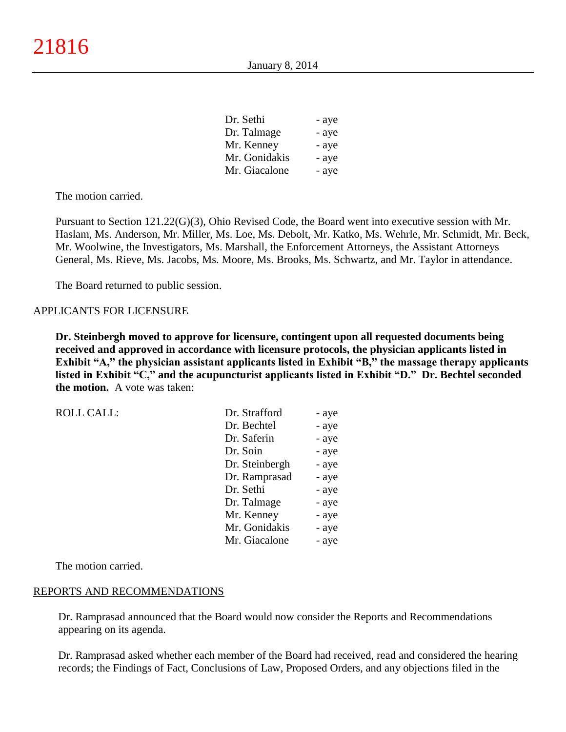| | |
|---|---|
| Dr. Sethi | - aye |
| Dr. Talmage | - aye |
| Mr. Kenney | - aye |
| Mr. Gonidakis | - aye |
| Mr. Giacalone | - aye |

The motion carried.

Pursuant to Section 121.22(G)(3), Ohio Revised Code, the Board went into executive session with Mr. Haslam, Ms. Anderson, Mr. Miller, Ms. Loe, Ms. Debolt, Mr. Katko, Ms. Wehrle, Mr. Schmidt, Mr. Beck, Mr. Woolwine, the Investigators, Ms. Marshall, the Enforcement Attorneys, the Assistant Attorneys General, Ms. Rieve, Ms. Jacobs, Ms. Moore, Ms. Brooks, Ms. Schwartz, and Mr. Taylor in attendance.

The Board returned to public session.

## APPLICANTS FOR LICENSURE

**Dr. Steinbergh moved to approve for licensure, contingent upon all requested documents being received and approved in accordance with licensure protocols, the physician applicants listed in Exhibit "A," the physician assistant applicants listed in Exhibit "B," the massage therapy applicants listed in Exhibit "C," and the acupuncturist applicants listed in Exhibit "D." Dr. Bechtel seconded the motion.** A vote was taken:

| ROLL CALL: | | |
|---|---|---|
| | Dr. Strafford | - aye |
| | Dr. Bechtel | - aye |
| | Dr. Saferin | - aye |
| | Dr. Soin | - aye |
| | Dr. Steinbergh | - aye |
| | Dr. Ramprasad | - aye |
| | Dr. Sethi | - aye |
| | Dr. Talmage | - aye |
| | Mr. Kenney | - aye |
| | Mr. Gonidakis | - aye |
| | Mr. Giacalone | - aye |

The motion carried.

## REPORTS AND RECOMMENDATIONS

Dr. Ramprasad announced that the Board would now consider the Reports and Recommendations appearing on its agenda.

Dr. Ramprasad asked whether each member of the Board had received, read and considered the hearing records; the Findings of Fact, Conclusions of Law, Proposed Orders, and any objections filed in the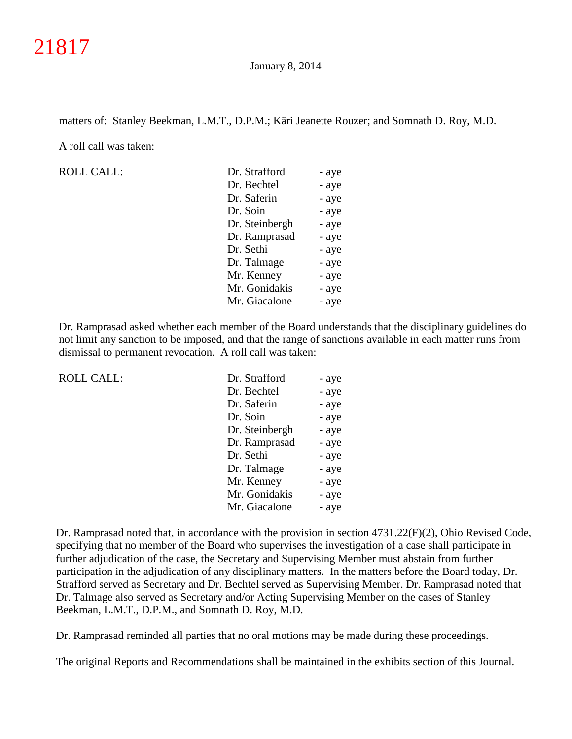matters of: Stanley Beekman, L.M.T., D.P.M.; Käri Jeanette Rouzer; and Somnath D. Roy, M.D.

A roll call was taken:

| ROLL CALL: | Dr. Strafford | - aye |
|---|---|---|
| | Dr. Bechtel | - aye |
| | Dr. Saferin | - aye |
| | Dr. Soin | - aye |
| | Dr. Steinbergh | - aye |
| | Dr. Ramprasad | - aye |
| | Dr. Sethi | - aye |
| | Dr. Talmage | - aye |
| | Mr. Kenney | - aye |
| | Mr. Gonidakis | - aye |
| | Mr. Giacalone | - aye |

Dr. Ramprasad asked whether each member of the Board understands that the disciplinary guidelines do not limit any sanction to be imposed, and that the range of sanctions available in each matter runs from dismissal to permanent revocation. A roll call was taken:

| ROLL CALL: | Dr. Strafford | - aye |
|---|---|---|
| | Dr. Bechtel | - aye |
| | Dr. Saferin | - aye |
| | Dr. Soin | - aye |
| | Dr. Steinbergh | - aye |
| | Dr. Ramprasad | - aye |
| | Dr. Sethi | - aye |
| | Dr. Talmage | - aye |
| | Mr. Kenney | - aye |
| | Mr. Gonidakis | - aye |
| | Mr. Giacalone | - aye |

Dr. Ramprasad noted that, in accordance with the provision in section 4731.22(F)(2), Ohio Revised Code, specifying that no member of the Board who supervises the investigation of a case shall participate in further adjudication of the case, the Secretary and Supervising Member must abstain from further participation in the adjudication of any disciplinary matters. In the matters before the Board today, Dr. Strafford served as Secretary and Dr. Bechtel served as Supervising Member. Dr. Ramprasad noted that Dr. Talmage also served as Secretary and/or Acting Supervising Member on the cases of Stanley Beekman, L.M.T., D.P.M., and Somnath D. Roy, M.D.

Dr. Ramprasad reminded all parties that no oral motions may be made during these proceedings.

The original Reports and Recommendations shall be maintained in the exhibits section of this Journal.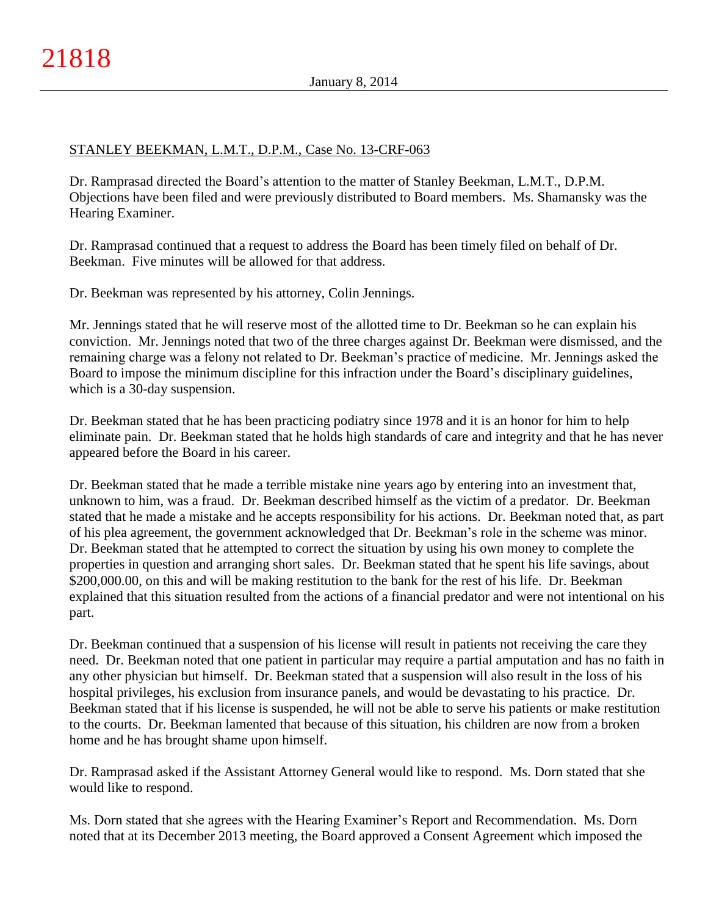STANLEY BEEKMAN, L.M.T., D.P.M., Case No. 13-CRF-063

Dr. Ramprasad directed the Board's attention to the matter of Stanley Beekman, L.M.T., D.P.M. Objections have been filed and were previously distributed to Board members. Ms. Shamansky was the Hearing Examiner.

Dr. Ramprasad continued that a request to address the Board has been timely filed on behalf of Dr. Beekman. Five minutes will be allowed for that address.

Dr. Beekman was represented by his attorney, Colin Jennings.

Mr. Jennings stated that he will reserve most of the allotted time to Dr. Beekman so he can explain his conviction. Mr. Jennings noted that two of the three charges against Dr. Beekman were dismissed, and the remaining charge was a felony not related to Dr. Beekman's practice of medicine. Mr. Jennings asked the Board to impose the minimum discipline for this infraction under the Board's disciplinary guidelines, which is a 30-day suspension.

Dr. Beekman stated that he has been practicing podiatry since 1978 and it is an honor for him to help eliminate pain. Dr. Beekman stated that he holds high standards of care and integrity and that he has never appeared before the Board in his career.

Dr. Beekman stated that he made a terrible mistake nine years ago by entering into an investment that, unknown to him, was a fraud. Dr. Beekman described himself as the victim of a predator. Dr. Beekman stated that he made a mistake and he accepts responsibility for his actions. Dr. Beekman noted that, as part of his plea agreement, the government acknowledged that Dr. Beekman's role in the scheme was minor. Dr. Beekman stated that he attempted to correct the situation by using his own money to complete the properties in question and arranging short sales. Dr. Beekman stated that he spent his life savings, about $200,000.00, on this and will be making restitution to the bank for the rest of his life. Dr. Beekman explained that this situation resulted from the actions of a financial predator and were not intentional on his part.

Dr. Beekman continued that a suspension of his license will result in patients not receiving the care they need. Dr. Beekman noted that one patient in particular may require a partial amputation and has no faith in any other physician but himself. Dr. Beekman stated that a suspension will also result in the loss of his hospital privileges, his exclusion from insurance panels, and would be devastating to his practice. Dr. Beekman stated that if his license is suspended, he will not be able to serve his patients or make restitution to the courts. Dr. Beekman lamented that because of this situation, his children are now from a broken home and he has brought shame upon himself.

Dr. Ramprasad asked if the Assistant Attorney General would like to respond. Ms. Dorn stated that she would like to respond.

Ms. Dorn stated that she agrees with the Hearing Examiner's Report and Recommendation. Ms. Dorn noted that at its December 2013 meeting, the Board approved a Consent Agreement which imposed the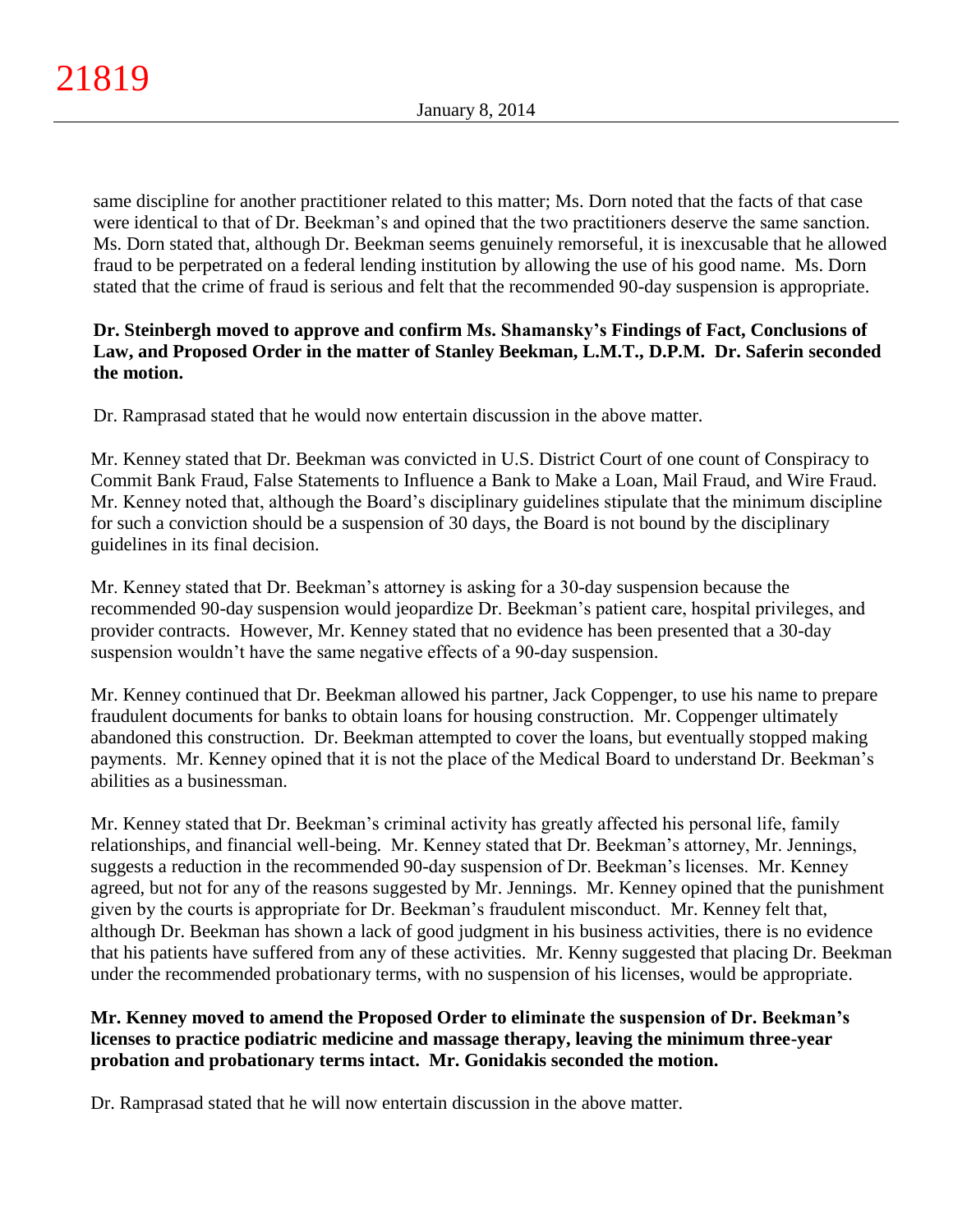same discipline for another practitioner related to this matter; Ms. Dorn noted that the facts of that case were identical to that of Dr. Beekman's and opined that the two practitioners deserve the same sanction. Ms. Dorn stated that, although Dr. Beekman seems genuinely remorseful, it is inexcusable that he allowed fraud to be perpetrated on a federal lending institution by allowing the use of his good name. Ms. Dorn stated that the crime of fraud is serious and felt that the recommended 90-day suspension is appropriate.

**Dr. Steinbergh moved to approve and confirm Ms. Shamansky's Findings of Fact, Conclusions of Law, and Proposed Order in the matter of Stanley Beekman, L.M.T., D.P.M. Dr. Saferin seconded the motion.**

Dr. Ramprasad stated that he would now entertain discussion in the above matter.

Mr. Kenney stated that Dr. Beekman was convicted in U.S. District Court of one count of Conspiracy to Commit Bank Fraud, False Statements to Influence a Bank to Make a Loan, Mail Fraud, and Wire Fraud. Mr. Kenney noted that, although the Board's disciplinary guidelines stipulate that the minimum discipline for such a conviction should be a suspension of 30 days, the Board is not bound by the disciplinary guidelines in its final decision.

Mr. Kenney stated that Dr. Beekman's attorney is asking for a 30-day suspension because the recommended 90-day suspension would jeopardize Dr. Beekman's patient care, hospital privileges, and provider contracts. However, Mr. Kenney stated that no evidence has been presented that a 30-day suspension wouldn't have the same negative effects of a 90-day suspension.

Mr. Kenney continued that Dr. Beekman allowed his partner, Jack Coppenger, to use his name to prepare fraudulent documents for banks to obtain loans for housing construction. Mr. Coppenger ultimately abandoned this construction. Dr. Beekman attempted to cover the loans, but eventually stopped making payments. Mr. Kenney opined that it is not the place of the Medical Board to understand Dr. Beekman's abilities as a businessman.

Mr. Kenney stated that Dr. Beekman's criminal activity has greatly affected his personal life, family relationships, and financial well-being. Mr. Kenney stated that Dr. Beekman's attorney, Mr. Jennings, suggests a reduction in the recommended 90-day suspension of Dr. Beekman's licenses. Mr. Kenney agreed, but not for any of the reasons suggested by Mr. Jennings. Mr. Kenney opined that the punishment given by the courts is appropriate for Dr. Beekman's fraudulent misconduct. Mr. Kenney felt that, although Dr. Beekman has shown a lack of good judgment in his business activities, there is no evidence that his patients have suffered from any of these activities. Mr. Kenny suggested that placing Dr. Beekman under the recommended probationary terms, with no suspension of his licenses, would be appropriate.

**Mr. Kenney moved to amend the Proposed Order to eliminate the suspension of Dr. Beekman's licenses to practice podiatric medicine and massage therapy, leaving the minimum three-year probation and probationary terms intact. Mr. Gonidakis seconded the motion.**

Dr. Ramprasad stated that he will now entertain discussion in the above matter.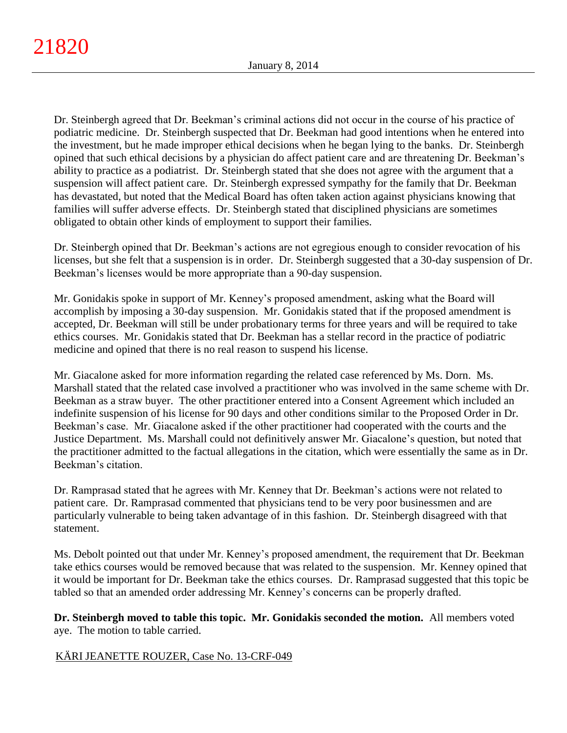Dr. Steinbergh agreed that Dr. Beekman's criminal actions did not occur in the course of his practice of podiatric medicine. Dr. Steinbergh suspected that Dr. Beekman had good intentions when he entered into the investment, but he made improper ethical decisions when he began lying to the banks. Dr. Steinbergh opined that such ethical decisions by a physician do affect patient care and are threatening Dr. Beekman's ability to practice as a podiatrist. Dr. Steinbergh stated that she does not agree with the argument that a suspension will affect patient care. Dr. Steinbergh expressed sympathy for the family that Dr. Beekman has devastated, but noted that the Medical Board has often taken action against physicians knowing that families will suffer adverse effects. Dr. Steinbergh stated that disciplined physicians are sometimes obligated to obtain other kinds of employment to support their families.

Dr. Steinbergh opined that Dr. Beekman's actions are not egregious enough to consider revocation of his licenses, but she felt that a suspension is in order. Dr. Steinbergh suggested that a 30-day suspension of Dr. Beekman's licenses would be more appropriate than a 90-day suspension.

Mr. Gonidakis spoke in support of Mr. Kenney's proposed amendment, asking what the Board will accomplish by imposing a 30-day suspension. Mr. Gonidakis stated that if the proposed amendment is accepted, Dr. Beekman will still be under probationary terms for three years and will be required to take ethics courses. Mr. Gonidakis stated that Dr. Beekman has a stellar record in the practice of podiatric medicine and opined that there is no real reason to suspend his license.

Mr. Giacalone asked for more information regarding the related case referenced by Ms. Dorn. Ms. Marshall stated that the related case involved a practitioner who was involved in the same scheme with Dr. Beekman as a straw buyer. The other practitioner entered into a Consent Agreement which included an indefinite suspension of his license for 90 days and other conditions similar to the Proposed Order in Dr. Beekman's case. Mr. Giacalone asked if the other practitioner had cooperated with the courts and the Justice Department. Ms. Marshall could not definitively answer Mr. Giacalone's question, but noted that the practitioner admitted to the factual allegations in the citation, which were essentially the same as in Dr. Beekman's citation.

Dr. Ramprasad stated that he agrees with Mr. Kenney that Dr. Beekman's actions were not related to patient care. Dr. Ramprasad commented that physicians tend to be very poor businessmen and are particularly vulnerable to being taken advantage of in this fashion. Dr. Steinbergh disagreed with that statement.

Ms. Debolt pointed out that under Mr. Kenney's proposed amendment, the requirement that Dr. Beekman take ethics courses would be removed because that was related to the suspension. Mr. Kenney opined that it would be important for Dr. Beekman take the ethics courses. Dr. Ramprasad suggested that this topic be tabled so that an amended order addressing Mr. Kenney's concerns can be properly drafted.

**Dr. Steinbergh moved to table this topic. Mr. Gonidakis seconded the motion.** All members voted aye. The motion to table carried.

KÄRI JEANETTE ROUZER, Case No. 13-CRF-049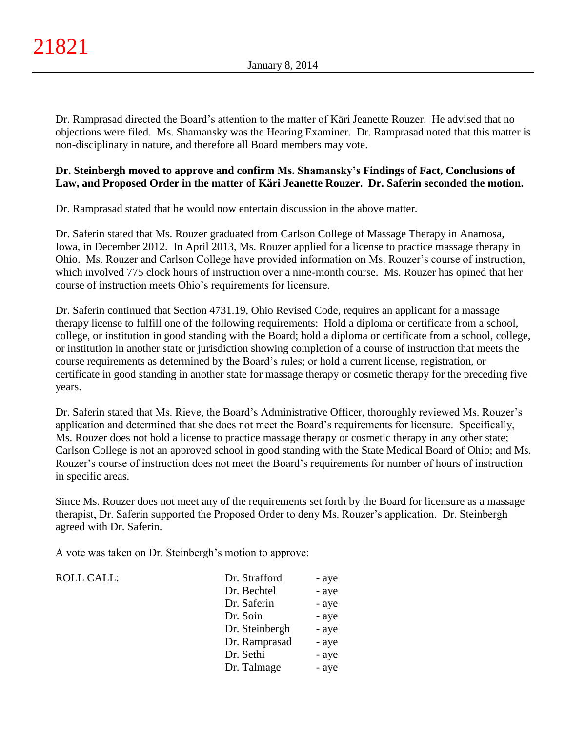Dr. Ramprasad directed the Board's attention to the matter of Käri Jeanette Rouzer. He advised that no objections were filed. Ms. Shamansky was the Hearing Examiner. Dr. Ramprasad noted that this matter is non-disciplinary in nature, and therefore all Board members may vote.

**Dr. Steinbergh moved to approve and confirm Ms. Shamansky's Findings of Fact, Conclusions of Law, and Proposed Order in the matter of Käri Jeanette Rouzer. Dr. Saferin seconded the motion.**

Dr. Ramprasad stated that he would now entertain discussion in the above matter.

Dr. Saferin stated that Ms. Rouzer graduated from Carlson College of Massage Therapy in Anamosa, Iowa, in December 2012. In April 2013, Ms. Rouzer applied for a license to practice massage therapy in Ohio. Ms. Rouzer and Carlson College have provided information on Ms. Rouzer's course of instruction, which involved 775 clock hours of instruction over a nine-month course. Ms. Rouzer has opined that her course of instruction meets Ohio's requirements for licensure.

Dr. Saferin continued that Section 4731.19, Ohio Revised Code, requires an applicant for a massage therapy license to fulfill one of the following requirements: Hold a diploma or certificate from a school, college, or institution in good standing with the Board; hold a diploma or certificate from a school, college, or institution in another state or jurisdiction showing completion of a course of instruction that meets the course requirements as determined by the Board's rules; or hold a current license, registration, or certificate in good standing in another state for massage therapy or cosmetic therapy for the preceding five years.

Dr. Saferin stated that Ms. Rieve, the Board's Administrative Officer, thoroughly reviewed Ms. Rouzer's application and determined that she does not meet the Board's requirements for licensure. Specifically, Ms. Rouzer does not hold a license to practice massage therapy or cosmetic therapy in any other state; Carlson College is not an approved school in good standing with the State Medical Board of Ohio; and Ms. Rouzer's course of instruction does not meet the Board's requirements for number of hours of instruction in specific areas.

Since Ms. Rouzer does not meet any of the requirements set forth by the Board for licensure as a massage therapist, Dr. Saferin supported the Proposed Order to deny Ms. Rouzer's application. Dr. Steinbergh agreed with Dr. Saferin.

A vote was taken on Dr. Steinbergh's motion to approve:

| ROLL CALL: | | |
|---|---|---|
| | Dr. Strafford | - aye |
| | Dr. Bechtel | - aye |
| | Dr. Saferin | - aye |
| | Dr. Soin | - aye |
| | Dr. Steinbergh | - aye |
| | Dr. Ramprasad | - aye |
| | Dr. Sethi | - aye |
| | Dr. Talmage | - aye |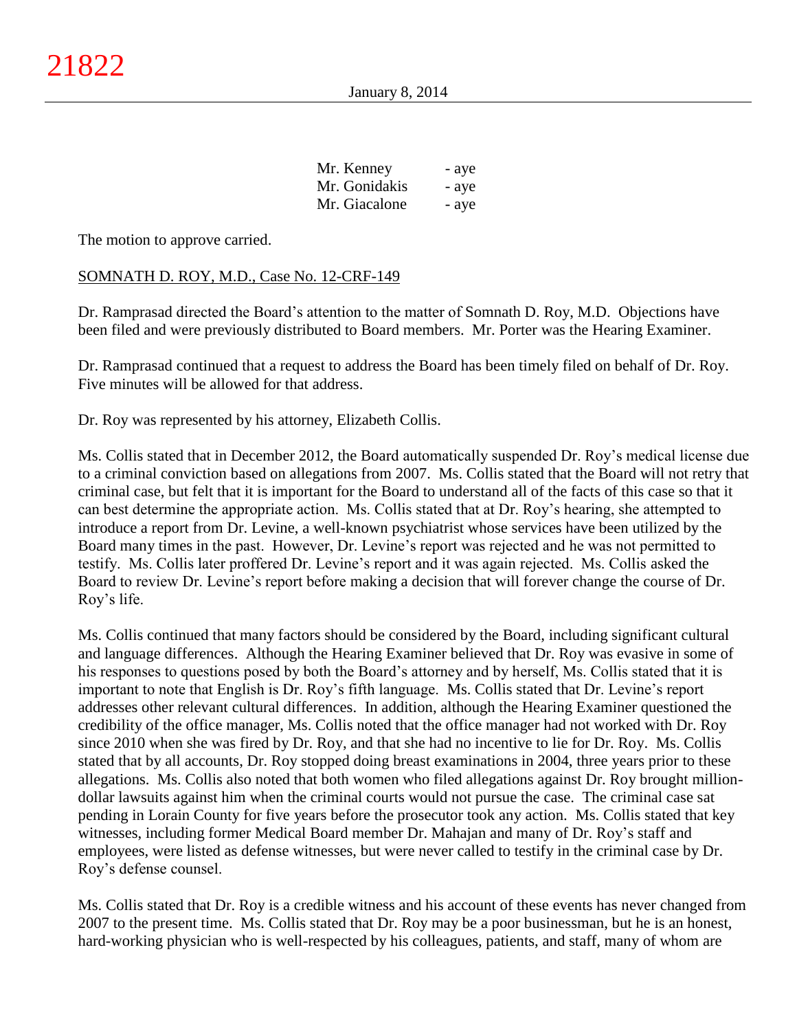| | |
|---|---|
| Mr. Kenney | - aye |
| Mr. Gonidakis | - aye |
| Mr. Giacalone | - aye |

The motion to approve carried.

SOMNATH D. ROY, M.D., Case No. 12-CRF-149

Dr. Ramprasad directed the Board's attention to the matter of Somnath D. Roy, M.D. Objections have been filed and were previously distributed to Board members. Mr. Porter was the Hearing Examiner.

Dr. Ramprasad continued that a request to address the Board has been timely filed on behalf of Dr. Roy. Five minutes will be allowed for that address.

Dr. Roy was represented by his attorney, Elizabeth Collis.

Ms. Collis stated that in December 2012, the Board automatically suspended Dr. Roy's medical license due to a criminal conviction based on allegations from 2007. Ms. Collis stated that the Board will not retry that criminal case, but felt that it is important for the Board to understand all of the facts of this case so that it can best determine the appropriate action. Ms. Collis stated that at Dr. Roy's hearing, she attempted to introduce a report from Dr. Levine, a well-known psychiatrist whose services have been utilized by the Board many times in the past. However, Dr. Levine's report was rejected and he was not permitted to testify. Ms. Collis later proffered Dr. Levine's report and it was again rejected. Ms. Collis asked the Board to review Dr. Levine's report before making a decision that will forever change the course of Dr. Roy's life.

Ms. Collis continued that many factors should be considered by the Board, including significant cultural and language differences. Although the Hearing Examiner believed that Dr. Roy was evasive in some of his responses to questions posed by both the Board's attorney and by herself, Ms. Collis stated that it is important to note that English is Dr. Roy's fifth language. Ms. Collis stated that Dr. Levine's report addresses other relevant cultural differences. In addition, although the Hearing Examiner questioned the credibility of the office manager, Ms. Collis noted that the office manager had not worked with Dr. Roy since 2010 when she was fired by Dr. Roy, and that she had no incentive to lie for Dr. Roy. Ms. Collis stated that by all accounts, Dr. Roy stopped doing breast examinations in 2004, three years prior to these allegations. Ms. Collis also noted that both women who filed allegations against Dr. Roy brought million-dollar lawsuits against him when the criminal courts would not pursue the case. The criminal case sat pending in Lorain County for five years before the prosecutor took any action. Ms. Collis stated that key witnesses, including former Medical Board member Dr. Mahajan and many of Dr. Roy's staff and employees, were listed as defense witnesses, but were never called to testify in the criminal case by Dr. Roy's defense counsel.

Ms. Collis stated that Dr. Roy is a credible witness and his account of these events has never changed from 2007 to the present time. Ms. Collis stated that Dr. Roy may be a poor businessman, but he is an honest, hard-working physician who is well-respected by his colleagues, patients, and staff, many of whom are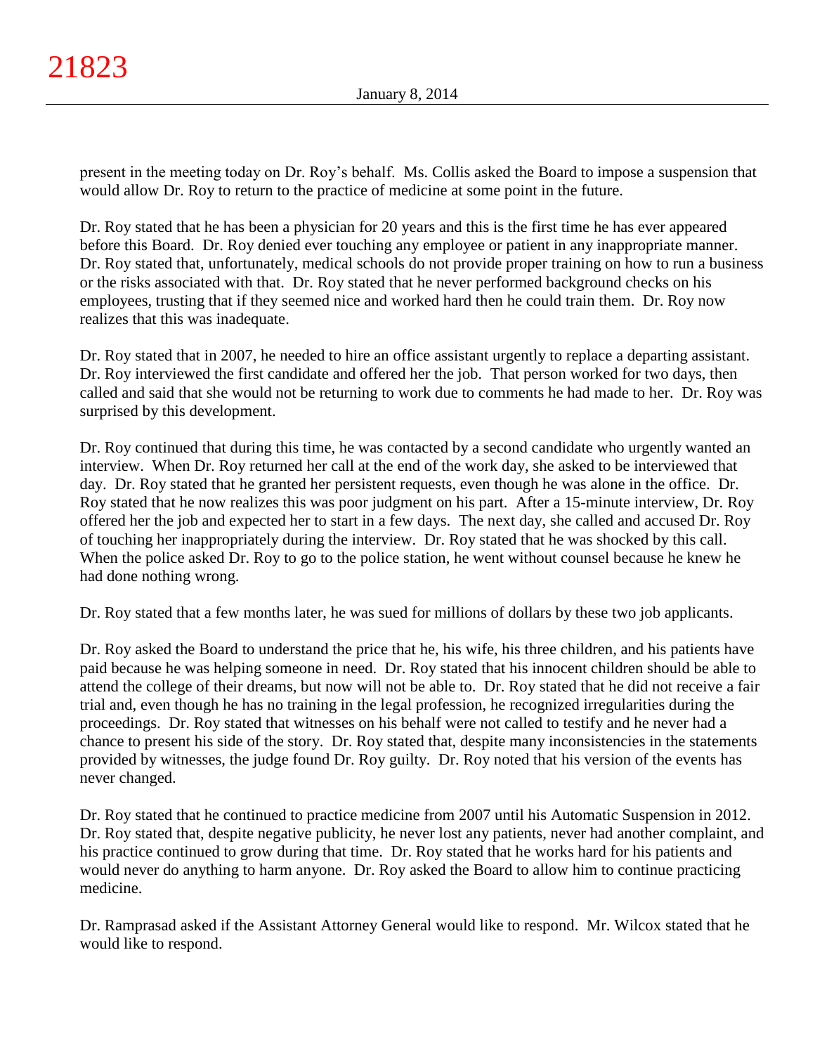present in the meeting today on Dr. Roy's behalf. Ms. Collis asked the Board to impose a suspension that would allow Dr. Roy to return to the practice of medicine at some point in the future.

Dr. Roy stated that he has been a physician for 20 years and this is the first time he has ever appeared before this Board. Dr. Roy denied ever touching any employee or patient in any inappropriate manner. Dr. Roy stated that, unfortunately, medical schools do not provide proper training on how to run a business or the risks associated with that. Dr. Roy stated that he never performed background checks on his employees, trusting that if they seemed nice and worked hard then he could train them. Dr. Roy now realizes that this was inadequate.

Dr. Roy stated that in 2007, he needed to hire an office assistant urgently to replace a departing assistant. Dr. Roy interviewed the first candidate and offered her the job. That person worked for two days, then called and said that she would not be returning to work due to comments he had made to her. Dr. Roy was surprised by this development.

Dr. Roy continued that during this time, he was contacted by a second candidate who urgently wanted an interview. When Dr. Roy returned her call at the end of the work day, she asked to be interviewed that day. Dr. Roy stated that he granted her persistent requests, even though he was alone in the office. Dr. Roy stated that he now realizes this was poor judgment on his part. After a 15-minute interview, Dr. Roy offered her the job and expected her to start in a few days. The next day, she called and accused Dr. Roy of touching her inappropriately during the interview. Dr. Roy stated that he was shocked by this call. When the police asked Dr. Roy to go to the police station, he went without counsel because he knew he had done nothing wrong.

Dr. Roy stated that a few months later, he was sued for millions of dollars by these two job applicants.

Dr. Roy asked the Board to understand the price that he, his wife, his three children, and his patients have paid because he was helping someone in need. Dr. Roy stated that his innocent children should be able to attend the college of their dreams, but now will not be able to. Dr. Roy stated that he did not receive a fair trial and, even though he has no training in the legal profession, he recognized irregularities during the proceedings. Dr. Roy stated that witnesses on his behalf were not called to testify and he never had a chance to present his side of the story. Dr. Roy stated that, despite many inconsistencies in the statements provided by witnesses, the judge found Dr. Roy guilty. Dr. Roy noted that his version of the events has never changed.

Dr. Roy stated that he continued to practice medicine from 2007 until his Automatic Suspension in 2012. Dr. Roy stated that, despite negative publicity, he never lost any patients, never had another complaint, and his practice continued to grow during that time. Dr. Roy stated that he works hard for his patients and would never do anything to harm anyone. Dr. Roy asked the Board to allow him to continue practicing medicine.

Dr. Ramprasad asked if the Assistant Attorney General would like to respond. Mr. Wilcox stated that he would like to respond.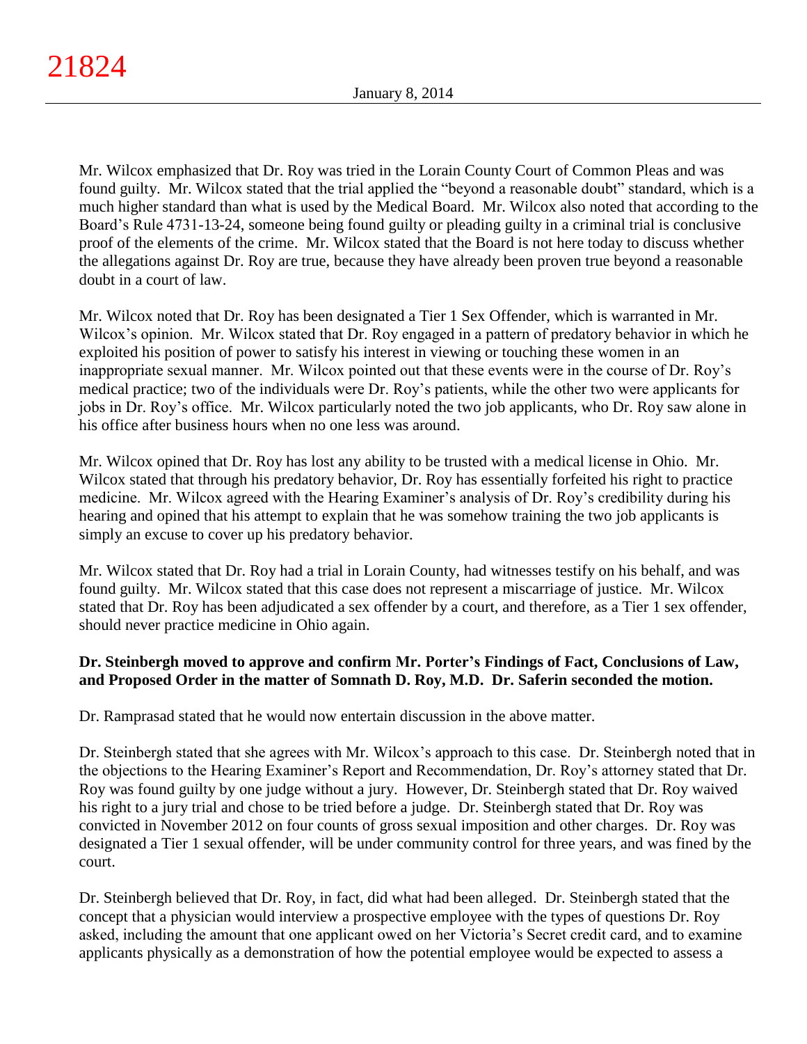Mr. Wilcox emphasized that Dr. Roy was tried in the Lorain County Court of Common Pleas and was found guilty. Mr. Wilcox stated that the trial applied the "beyond a reasonable doubt" standard, which is a much higher standard than what is used by the Medical Board. Mr. Wilcox also noted that according to the Board's Rule 4731-13-24, someone being found guilty or pleading guilty in a criminal trial is conclusive proof of the elements of the crime. Mr. Wilcox stated that the Board is not here today to discuss whether the allegations against Dr. Roy are true, because they have already been proven true beyond a reasonable doubt in a court of law.

Mr. Wilcox noted that Dr. Roy has been designated a Tier 1 Sex Offender, which is warranted in Mr. Wilcox's opinion. Mr. Wilcox stated that Dr. Roy engaged in a pattern of predatory behavior in which he exploited his position of power to satisfy his interest in viewing or touching these women in an inappropriate sexual manner. Mr. Wilcox pointed out that these events were in the course of Dr. Roy's medical practice; two of the individuals were Dr. Roy's patients, while the other two were applicants for jobs in Dr. Roy's office. Mr. Wilcox particularly noted the two job applicants, who Dr. Roy saw alone in his office after business hours when no one less was around.

Mr. Wilcox opined that Dr. Roy has lost any ability to be trusted with a medical license in Ohio. Mr. Wilcox stated that through his predatory behavior, Dr. Roy has essentially forfeited his right to practice medicine. Mr. Wilcox agreed with the Hearing Examiner's analysis of Dr. Roy's credibility during his hearing and opined that his attempt to explain that he was somehow training the two job applicants is simply an excuse to cover up his predatory behavior.

Mr. Wilcox stated that Dr. Roy had a trial in Lorain County, had witnesses testify on his behalf, and was found guilty. Mr. Wilcox stated that this case does not represent a miscarriage of justice. Mr. Wilcox stated that Dr. Roy has been adjudicated a sex offender by a court, and therefore, as a Tier 1 sex offender, should never practice medicine in Ohio again.

**Dr. Steinbergh moved to approve and confirm Mr. Porter's Findings of Fact, Conclusions of Law, and Proposed Order in the matter of Somnath D. Roy, M.D. Dr. Saferin seconded the motion.**

Dr. Ramprasad stated that he would now entertain discussion in the above matter.

Dr. Steinbergh stated that she agrees with Mr. Wilcox's approach to this case. Dr. Steinbergh noted that in the objections to the Hearing Examiner's Report and Recommendation, Dr. Roy's attorney stated that Dr. Roy was found guilty by one judge without a jury. However, Dr. Steinbergh stated that Dr. Roy waived his right to a jury trial and chose to be tried before a judge. Dr. Steinbergh stated that Dr. Roy was convicted in November 2012 on four counts of gross sexual imposition and other charges. Dr. Roy was designated a Tier 1 sexual offender, will be under community control for three years, and was fined by the court.

Dr. Steinbergh believed that Dr. Roy, in fact, did what had been alleged. Dr. Steinbergh stated that the concept that a physician would interview a prospective employee with the types of questions Dr. Roy asked, including the amount that one applicant owed on her Victoria's Secret credit card, and to examine applicants physically as a demonstration of how the potential employee would be expected to assess a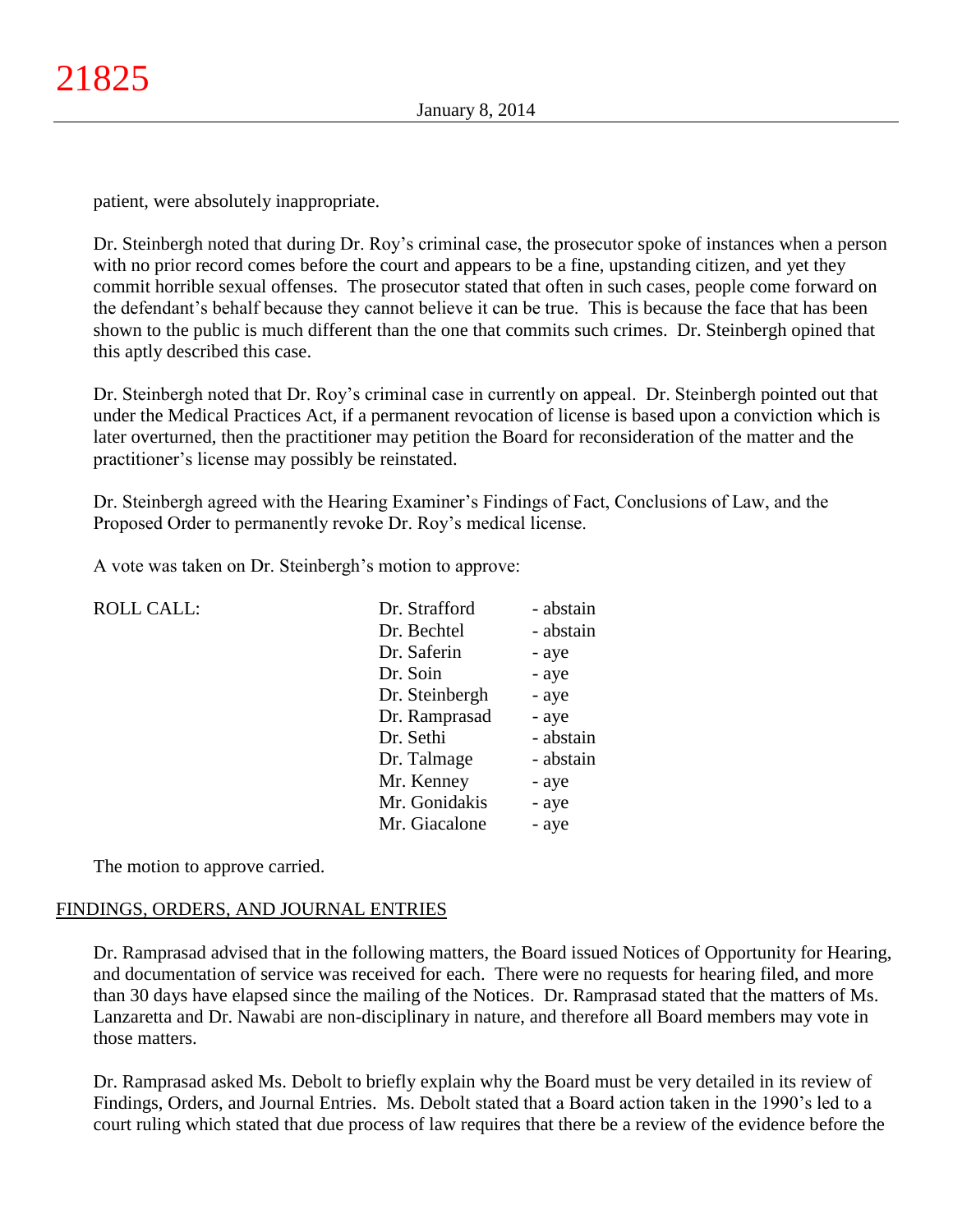patient, were absolutely inappropriate.

Dr. Steinbergh noted that during Dr. Roy's criminal case, the prosecutor spoke of instances when a person with no prior record comes before the court and appears to be a fine, upstanding citizen, and yet they commit horrible sexual offenses. The prosecutor stated that often in such cases, people come forward on the defendant's behalf because they cannot believe it can be true. This is because the face that has been shown to the public is much different than the one that commits such crimes. Dr. Steinbergh opined that this aptly described this case.

Dr. Steinbergh noted that Dr. Roy's criminal case in currently on appeal. Dr. Steinbergh pointed out that under the Medical Practices Act, if a permanent revocation of license is based upon a conviction which is later overturned, then the practitioner may petition the Board for reconsideration of the matter and the practitioner's license may possibly be reinstated.

Dr. Steinbergh agreed with the Hearing Examiner's Findings of Fact, Conclusions of Law, and the Proposed Order to permanently revoke Dr. Roy's medical license.

A vote was taken on Dr. Steinbergh's motion to approve:

| ROLL CALL: | | |
|---|---|---|
| | Dr. Strafford | - abstain |
| | Dr. Bechtel | - abstain |
| | Dr. Saferin | - aye |
| | Dr. Soin | - aye |
| | Dr. Steinbergh | - aye |
| | Dr. Ramprasad | - aye |
| | Dr. Sethi | - abstain |
| | Dr. Talmage | - abstain |
| | Mr. Kenney | - aye |
| | Mr. Gonidakis | - aye |
| | Mr. Giacalone | - aye |

The motion to approve carried.

## FINDINGS, ORDERS, AND JOURNAL ENTRIES

Dr. Ramprasad advised that in the following matters, the Board issued Notices of Opportunity for Hearing, and documentation of service was received for each. There were no requests for hearing filed, and more than 30 days have elapsed since the mailing of the Notices. Dr. Ramprasad stated that the matters of Ms. Lanzaretta and Dr. Nawabi are non-disciplinary in nature, and therefore all Board members may vote in those matters.

Dr. Ramprasad asked Ms. Debolt to briefly explain why the Board must be very detailed in its review of Findings, Orders, and Journal Entries. Ms. Debolt stated that a Board action taken in the 1990's led to a court ruling which stated that due process of law requires that there be a review of the evidence before the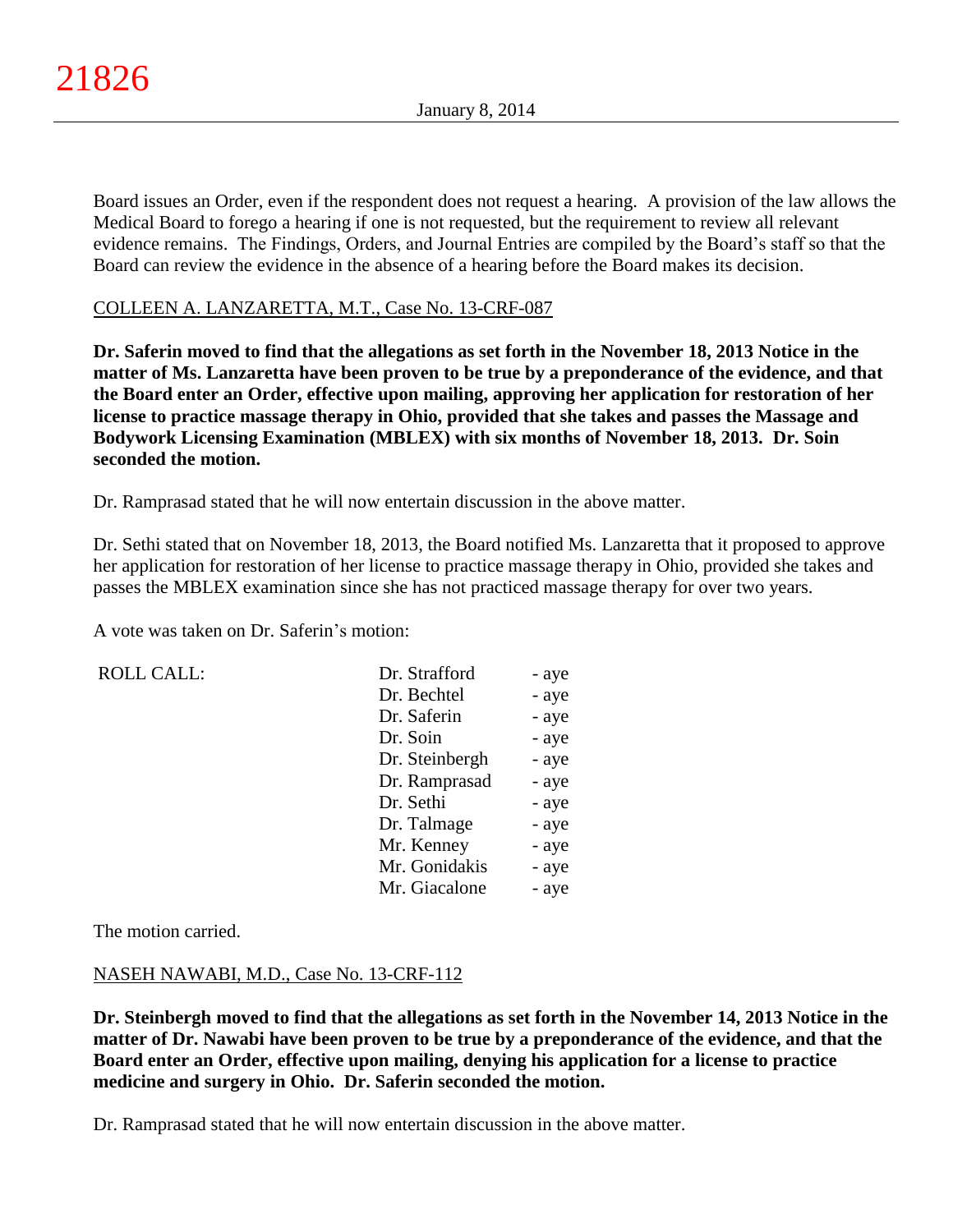Board issues an Order, even if the respondent does not request a hearing. A provision of the law allows the Medical Board to forego a hearing if one is not requested, but the requirement to review all relevant evidence remains. The Findings, Orders, and Journal Entries are compiled by the Board's staff so that the Board can review the evidence in the absence of a hearing before the Board makes its decision.

COLLEEN A. LANZARETTA, M.T., Case No. 13-CRF-087

**Dr. Saferin moved to find that the allegations as set forth in the November 18, 2013 Notice in the matter of Ms. Lanzaretta have been proven to be true by a preponderance of the evidence, and that the Board enter an Order, effective upon mailing, approving her application for restoration of her license to practice massage therapy in Ohio, provided that she takes and passes the Massage and Bodywork Licensing Examination (MBLEX) with six months of November 18, 2013. Dr. Soin seconded the motion.**

Dr. Ramprasad stated that he will now entertain discussion in the above matter.

Dr. Sethi stated that on November 18, 2013, the Board notified Ms. Lanzaretta that it proposed to approve her application for restoration of her license to practice massage therapy in Ohio, provided she takes and passes the MBLEX examination since she has not practiced massage therapy for over two years.

A vote was taken on Dr. Saferin's motion:

| ROLL CALL: | | |
|---|---|---|
| | Dr. Strafford | - aye |
| | Dr. Bechtel | - aye |
| | Dr. Saferin | - aye |
| | Dr. Soin | - aye |
| | Dr. Steinbergh | - aye |
| | Dr. Ramprasad | - aye |
| | Dr. Sethi | - aye |
| | Dr. Talmage | - aye |
| | Mr. Kenney | - aye |
| | Mr. Gonidakis | - aye |
| | Mr. Giacalone | - aye |

The motion carried.

NASEH NAWABI, M.D., Case No. 13-CRF-112

**Dr. Steinbergh moved to find that the allegations as set forth in the November 14, 2013 Notice in the matter of Dr. Nawabi have been proven to be true by a preponderance of the evidence, and that the Board enter an Order, effective upon mailing, denying his application for a license to practice medicine and surgery in Ohio. Dr. Saferin seconded the motion.**

Dr. Ramprasad stated that he will now entertain discussion in the above matter.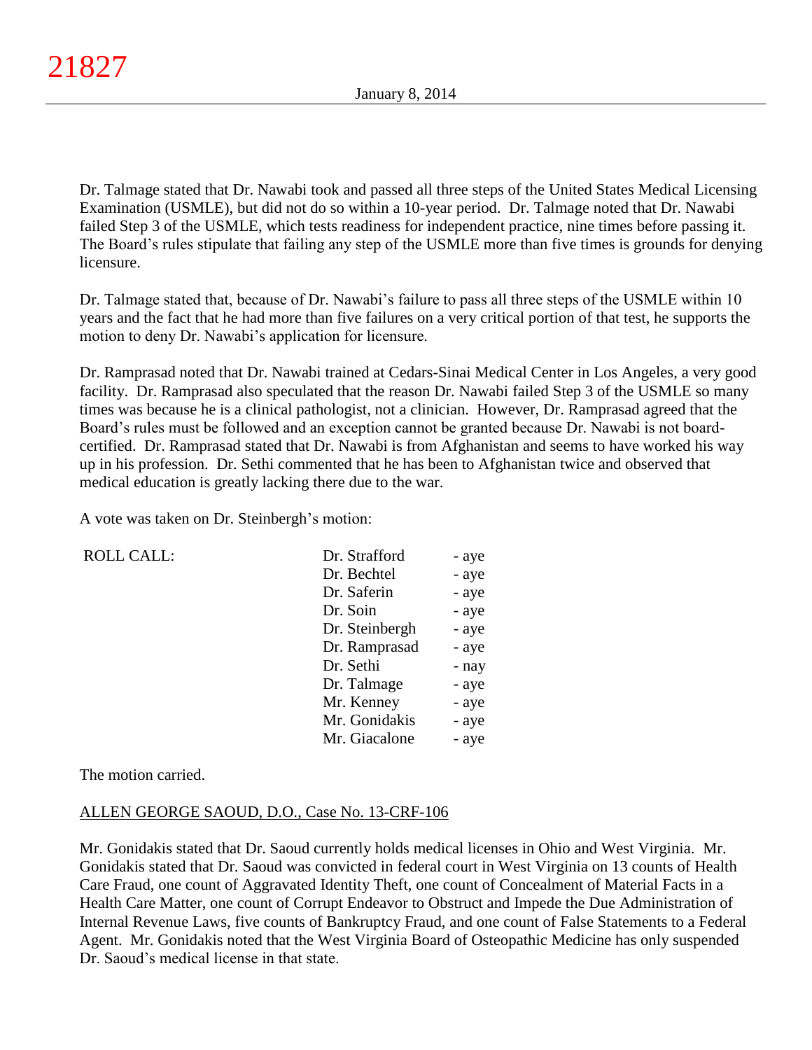Dr. Talmage stated that Dr. Nawabi took and passed all three steps of the United States Medical Licensing Examination (USMLE), but did not do so within a 10-year period. Dr. Talmage noted that Dr. Nawabi failed Step 3 of the USMLE, which tests readiness for independent practice, nine times before passing it. The Board's rules stipulate that failing any step of the USMLE more than five times is grounds for denying licensure.

Dr. Talmage stated that, because of Dr. Nawabi's failure to pass all three steps of the USMLE within 10 years and the fact that he had more than five failures on a very critical portion of that test, he supports the motion to deny Dr. Nawabi's application for licensure.

Dr. Ramprasad noted that Dr. Nawabi trained at Cedars-Sinai Medical Center in Los Angeles, a very good facility. Dr. Ramprasad also speculated that the reason Dr. Nawabi failed Step 3 of the USMLE so many times was because he is a clinical pathologist, not a clinician. However, Dr. Ramprasad agreed that the Board's rules must be followed and an exception cannot be granted because Dr. Nawabi is not board-certified. Dr. Ramprasad stated that Dr. Nawabi is from Afghanistan and seems to have worked his way up in his profession. Dr. Sethi commented that he has been to Afghanistan twice and observed that medical education is greatly lacking there due to the war.

A vote was taken on Dr. Steinbergh's motion:

| ROLL CALL: | | |
|---|---|---|
| | Dr. Strafford | - aye |
| | Dr. Bechtel | - aye |
| | Dr. Saferin | - aye |
| | Dr. Soin | - aye |
| | Dr. Steinbergh | - aye |
| | Dr. Ramprasad | - aye |
| | Dr. Sethi | - nay |
| | Dr. Talmage | - aye |
| | Mr. Kenney | - aye |
| | Mr. Gonidakis | - aye |
| | Mr. Giacalone | - aye |

The motion carried.

ALLEN GEORGE SAOUD, D.O., Case No. 13-CRF-106

Mr. Gonidakis stated that Dr. Saoud currently holds medical licenses in Ohio and West Virginia. Mr. Gonidakis stated that Dr. Saoud was convicted in federal court in West Virginia on 13 counts of Health Care Fraud, one count of Aggravated Identity Theft, one count of Concealment of Material Facts in a Health Care Matter, one count of Corrupt Endeavor to Obstruct and Impede the Due Administration of Internal Revenue Laws, five counts of Bankruptcy Fraud, and one count of False Statements to a Federal Agent. Mr. Gonidakis noted that the West Virginia Board of Osteopathic Medicine has only suspended Dr. Saoud's medical license in that state.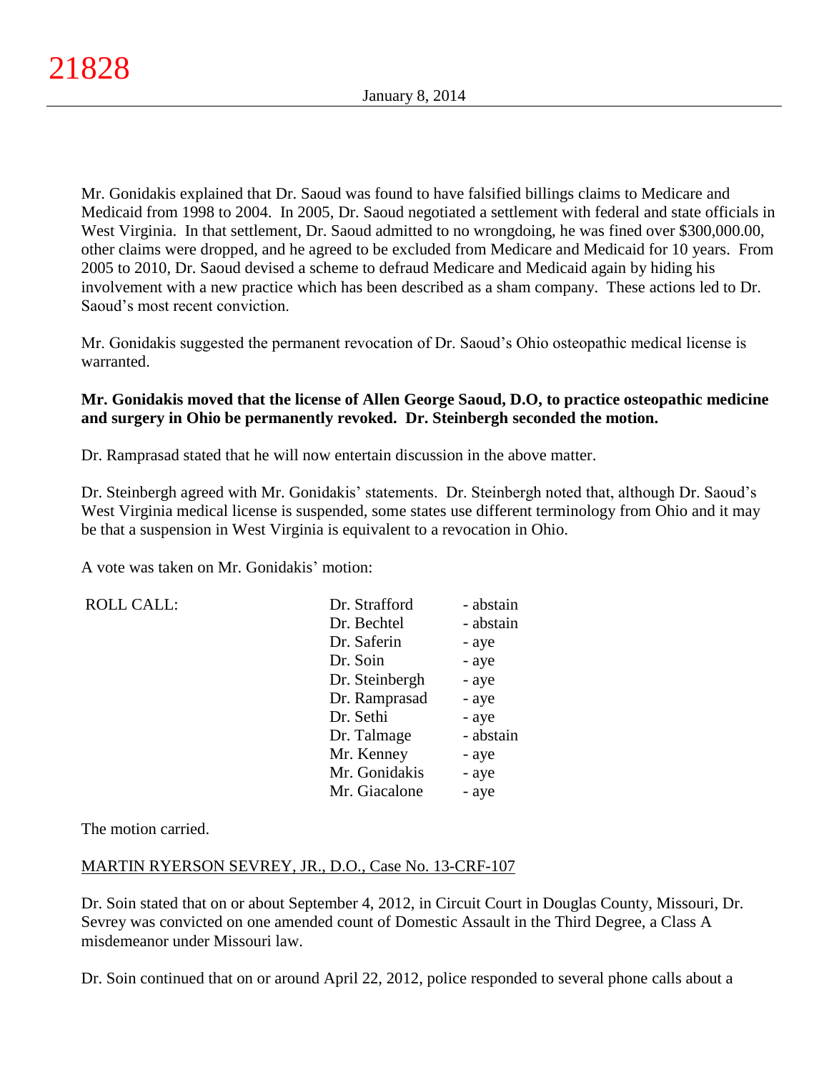Mr. Gonidakis explained that Dr. Saoud was found to have falsified billings claims to Medicare and Medicaid from 1998 to 2004. In 2005, Dr. Saoud negotiated a settlement with federal and state officials in West Virginia. In that settlement, Dr. Saoud admitted to no wrongdoing, he was fined over $300,000.00, other claims were dropped, and he agreed to be excluded from Medicare and Medicaid for 10 years. From 2005 to 2010, Dr. Saoud devised a scheme to defraud Medicare and Medicaid again by hiding his involvement with a new practice which has been described as a sham company. These actions led to Dr. Saoud's most recent conviction.

Mr. Gonidakis suggested the permanent revocation of Dr. Saoud's Ohio osteopathic medical license is warranted.

**Mr. Gonidakis moved that the license of Allen George Saoud, D.O, to practice osteopathic medicine and surgery in Ohio be permanently revoked. Dr. Steinbergh seconded the motion.**

Dr. Ramprasad stated that he will now entertain discussion in the above matter.

Dr. Steinbergh agreed with Mr. Gonidakis' statements. Dr. Steinbergh noted that, although Dr. Saoud's West Virginia medical license is suspended, some states use different terminology from Ohio and it may be that a suspension in West Virginia is equivalent to a revocation in Ohio.

A vote was taken on Mr. Gonidakis' motion:

| ROLL CALL: | | |
|---|---|---|
| | Dr. Strafford | - abstain |
| | Dr. Bechtel | - abstain |
| | Dr. Saferin | - aye |
| | Dr. Soin | - aye |
| | Dr. Steinbergh | - aye |
| | Dr. Ramprasad | - aye |
| | Dr. Sethi | - aye |
| | Dr. Talmage | - abstain |
| | Mr. Kenney | - aye |
| | Mr. Gonidakis | - aye |
| | Mr. Giacalone | - aye |

The motion carried.

MARTIN RYERSON SEVREY, JR., D.O., Case No. 13-CRF-107

Dr. Soin stated that on or about September 4, 2012, in Circuit Court in Douglas County, Missouri, Dr. Sevrey was convicted on one amended count of Domestic Assault in the Third Degree, a Class A misdemeanor under Missouri law.

Dr. Soin continued that on or around April 22, 2012, police responded to several phone calls about a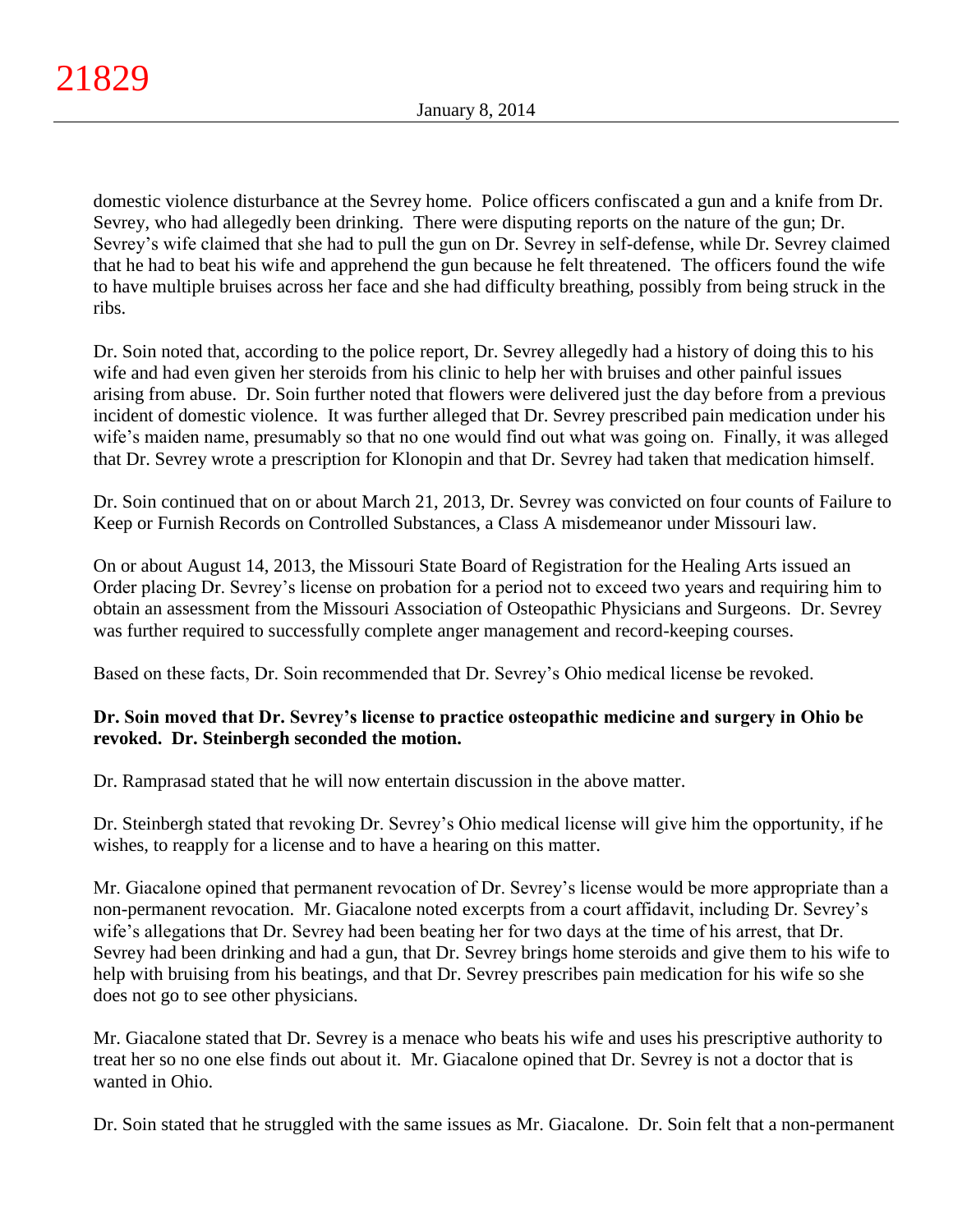domestic violence disturbance at the Sevrey home. Police officers confiscated a gun and a knife from Dr. Sevrey, who had allegedly been drinking. There were disputing reports on the nature of the gun; Dr. Sevrey's wife claimed that she had to pull the gun on Dr. Sevrey in self-defense, while Dr. Sevrey claimed that he had to beat his wife and apprehend the gun because he felt threatened. The officers found the wife to have multiple bruises across her face and she had difficulty breathing, possibly from being struck in the ribs.

Dr. Soin noted that, according to the police report, Dr. Sevrey allegedly had a history of doing this to his wife and had even given her steroids from his clinic to help her with bruises and other painful issues arising from abuse. Dr. Soin further noted that flowers were delivered just the day before from a previous incident of domestic violence. It was further alleged that Dr. Sevrey prescribed pain medication under his wife's maiden name, presumably so that no one would find out what was going on. Finally, it was alleged that Dr. Sevrey wrote a prescription for Klonopin and that Dr. Sevrey had taken that medication himself.

Dr. Soin continued that on or about March 21, 2013, Dr. Sevrey was convicted on four counts of Failure to Keep or Furnish Records on Controlled Substances, a Class A misdemeanor under Missouri law.

On or about August 14, 2013, the Missouri State Board of Registration for the Healing Arts issued an Order placing Dr. Sevrey's license on probation for a period not to exceed two years and requiring him to obtain an assessment from the Missouri Association of Osteopathic Physicians and Surgeons. Dr. Sevrey was further required to successfully complete anger management and record-keeping courses.

Based on these facts, Dr. Soin recommended that Dr. Sevrey's Ohio medical license be revoked.

**Dr. Soin moved that Dr. Sevrey's license to practice osteopathic medicine and surgery in Ohio be revoked. Dr. Steinbergh seconded the motion.**

Dr. Ramprasad stated that he will now entertain discussion in the above matter.

Dr. Steinbergh stated that revoking Dr. Sevrey's Ohio medical license will give him the opportunity, if he wishes, to reapply for a license and to have a hearing on this matter.

Mr. Giacalone opined that permanent revocation of Dr. Sevrey's license would be more appropriate than a non-permanent revocation. Mr. Giacalone noted excerpts from a court affidavit, including Dr. Sevrey's wife's allegations that Dr. Sevrey had been beating her for two days at the time of his arrest, that Dr. Sevrey had been drinking and had a gun, that Dr. Sevrey brings home steroids and give them to his wife to help with bruising from his beatings, and that Dr. Sevrey prescribes pain medication for his wife so she does not go to see other physicians.

Mr. Giacalone stated that Dr. Sevrey is a menace who beats his wife and uses his prescriptive authority to treat her so no one else finds out about it. Mr. Giacalone opined that Dr. Sevrey is not a doctor that is wanted in Ohio.

Dr. Soin stated that he struggled with the same issues as Mr. Giacalone. Dr. Soin felt that a non-permanent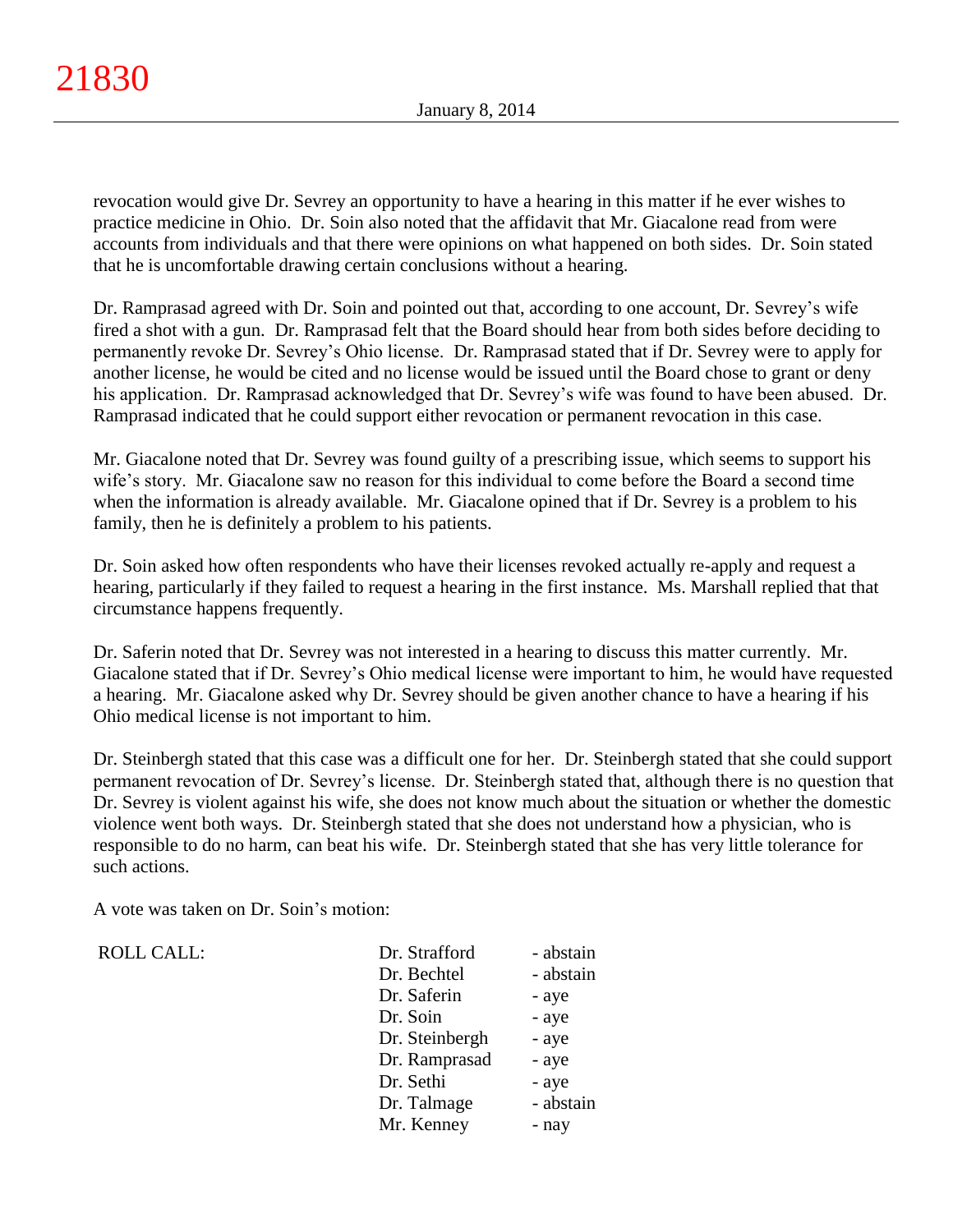revocation would give Dr. Sevrey an opportunity to have a hearing in this matter if he ever wishes to practice medicine in Ohio. Dr. Soin also noted that the affidavit that Mr. Giacalone read from were accounts from individuals and that there were opinions on what happened on both sides. Dr. Soin stated that he is uncomfortable drawing certain conclusions without a hearing.

Dr. Ramprasad agreed with Dr. Soin and pointed out that, according to one account, Dr. Sevrey's wife fired a shot with a gun. Dr. Ramprasad felt that the Board should hear from both sides before deciding to permanently revoke Dr. Sevrey's Ohio license. Dr. Ramprasad stated that if Dr. Sevrey were to apply for another license, he would be cited and no license would be issued until the Board chose to grant or deny his application. Dr. Ramprasad acknowledged that Dr. Sevrey's wife was found to have been abused. Dr. Ramprasad indicated that he could support either revocation or permanent revocation in this case.

Mr. Giacalone noted that Dr. Sevrey was found guilty of a prescribing issue, which seems to support his wife's story. Mr. Giacalone saw no reason for this individual to come before the Board a second time when the information is already available. Mr. Giacalone opined that if Dr. Sevrey is a problem to his family, then he is definitely a problem to his patients.

Dr. Soin asked how often respondents who have their licenses revoked actually re-apply and request a hearing, particularly if they failed to request a hearing in the first instance. Ms. Marshall replied that that circumstance happens frequently.

Dr. Saferin noted that Dr. Sevrey was not interested in a hearing to discuss this matter currently. Mr. Giacalone stated that if Dr. Sevrey's Ohio medical license were important to him, he would have requested a hearing. Mr. Giacalone asked why Dr. Sevrey should be given another chance to have a hearing if his Ohio medical license is not important to him.

Dr. Steinbergh stated that this case was a difficult one for her. Dr. Steinbergh stated that she could support permanent revocation of Dr. Sevrey's license. Dr. Steinbergh stated that, although there is no question that Dr. Sevrey is violent against his wife, she does not know much about the situation or whether the domestic violence went both ways. Dr. Steinbergh stated that she does not understand how a physician, who is responsible to do no harm, can beat his wife. Dr. Steinbergh stated that she has very little tolerance for such actions.

A vote was taken on Dr. Soin's motion:

| ROLL CALL: | | |
|---|---|---|
| | Dr. Strafford | - abstain |
| | Dr. Bechtel | - abstain |
| | Dr. Saferin | - aye |
| | Dr. Soin | - aye |
| | Dr. Steinbergh | - aye |
| | Dr. Ramprasad | - aye |
| | Dr. Sethi | - aye |
| | Dr. Talmage | - abstain |
| | Mr. Kenney | - nay |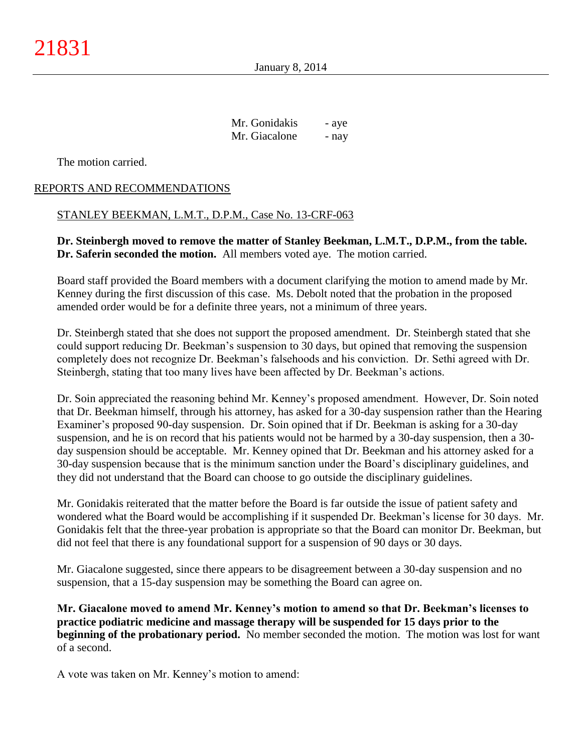Mr. Gonidakis - aye
Mr. Giacalone - nay

The motion carried.

REPORTS AND RECOMMENDATIONS

STANLEY BEEKMAN, L.M.T., D.P.M., Case No. 13-CRF-063

**Dr. Steinbergh moved to remove the matter of Stanley Beekman, L.M.T., D.P.M., from the table. Dr. Saferin seconded the motion.** All members voted aye. The motion carried.

Board staff provided the Board members with a document clarifying the motion to amend made by Mr. Kenney during the first discussion of this case. Ms. Debolt noted that the probation in the proposed amended order would be for a definite three years, not a minimum of three years.

Dr. Steinbergh stated that she does not support the proposed amendment. Dr. Steinbergh stated that she could support reducing Dr. Beekman's suspension to 30 days, but opined that removing the suspension completely does not recognize Dr. Beekman's falsehoods and his conviction. Dr. Sethi agreed with Dr. Steinbergh, stating that too many lives have been affected by Dr. Beekman's actions.

Dr. Soin appreciated the reasoning behind Mr. Kenney's proposed amendment. However, Dr. Soin noted that Dr. Beekman himself, through his attorney, has asked for a 30-day suspension rather than the Hearing Examiner's proposed 90-day suspension. Dr. Soin opined that if Dr. Beekman is asking for a 30-day suspension, and he is on record that his patients would not be harmed by a 30-day suspension, then a 30-day suspension should be acceptable. Mr. Kenney opined that Dr. Beekman and his attorney asked for a 30-day suspension because that is the minimum sanction under the Board's disciplinary guidelines, and they did not understand that the Board can choose to go outside the disciplinary guidelines.

Mr. Gonidakis reiterated that the matter before the Board is far outside the issue of patient safety and wondered what the Board would be accomplishing if it suspended Dr. Beekman's license for 30 days. Mr. Gonidakis felt that the three-year probation is appropriate so that the Board can monitor Dr. Beekman, but did not feel that there is any foundational support for a suspension of 90 days or 30 days.

Mr. Giacalone suggested, since there appears to be disagreement between a 30-day suspension and no suspension, that a 15-day suspension may be something the Board can agree on.

**Mr. Giacalone moved to amend Mr. Kenney's motion to amend so that Dr. Beekman's licenses to practice podiatric medicine and massage therapy will be suspended for 15 days prior to the beginning of the probationary period.** No member seconded the motion. The motion was lost for want of a second.

A vote was taken on Mr. Kenney's motion to amend: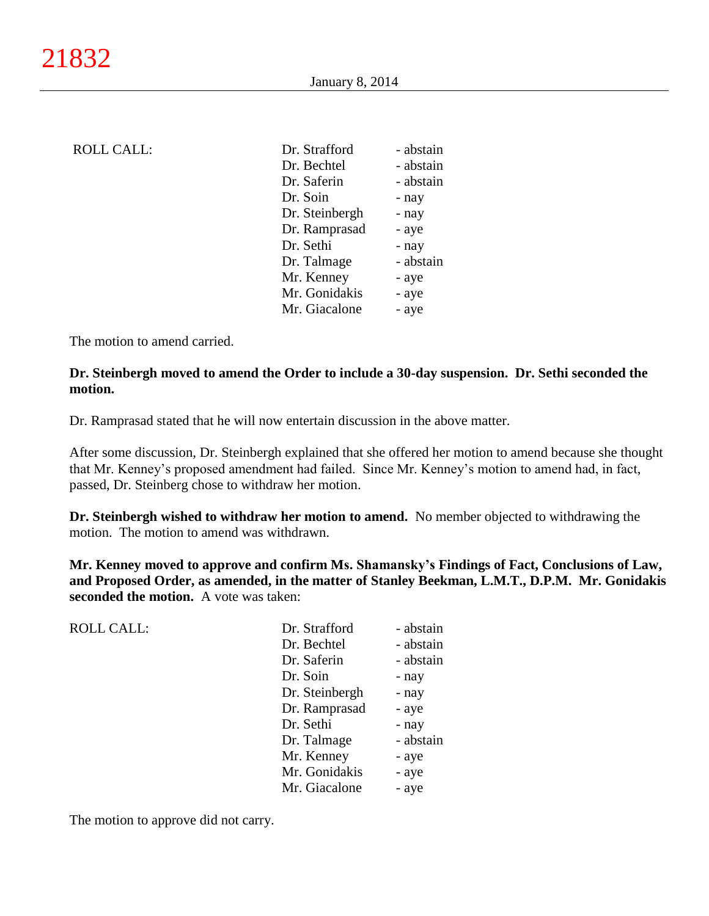| ROLL CALL: | Dr. Strafford | - abstain |
|---|---|---|
| | Dr. Bechtel | - abstain |
| | Dr. Saferin | - abstain |
| | Dr. Soin | - nay |
| | Dr. Steinbergh | - nay |
| | Dr. Ramprasad | - aye |
| | Dr. Sethi | - nay |
| | Dr. Talmage | - abstain |
| | Mr. Kenney | - aye |
| | Mr. Gonidakis | - aye |
| | Mr. Giacalone | - aye |

The motion to amend carried.

**Dr. Steinbergh moved to amend the Order to include a 30-day suspension. Dr. Sethi seconded the motion.**

Dr. Ramprasad stated that he will now entertain discussion in the above matter.

After some discussion, Dr. Steinbergh explained that she offered her motion to amend because she thought that Mr. Kenney's proposed amendment had failed. Since Mr. Kenney's motion to amend had, in fact, passed, Dr. Steinberg chose to withdraw her motion.

**Dr. Steinbergh wished to withdraw her motion to amend.** No member objected to withdrawing the motion. The motion to amend was withdrawn.

**Mr. Kenney moved to approve and confirm Ms. Shamansky's Findings of Fact, Conclusions of Law, and Proposed Order, as amended, in the matter of Stanley Beekman, L.M.T., D.P.M. Mr. Gonidakis seconded the motion.** A vote was taken:

| ROLL CALL: | Dr. Strafford | - abstain |
|---|---|---|
| | Dr. Bechtel | - abstain |
| | Dr. Saferin | - abstain |
| | Dr. Soin | - nay |
| | Dr. Steinbergh | - nay |
| | Dr. Ramprasad | - aye |
| | Dr. Sethi | - nay |
| | Dr. Talmage | - abstain |
| | Mr. Kenney | - aye |
| | Mr. Gonidakis | - aye |
| | Mr. Giacalone | - aye |

The motion to approve did not carry.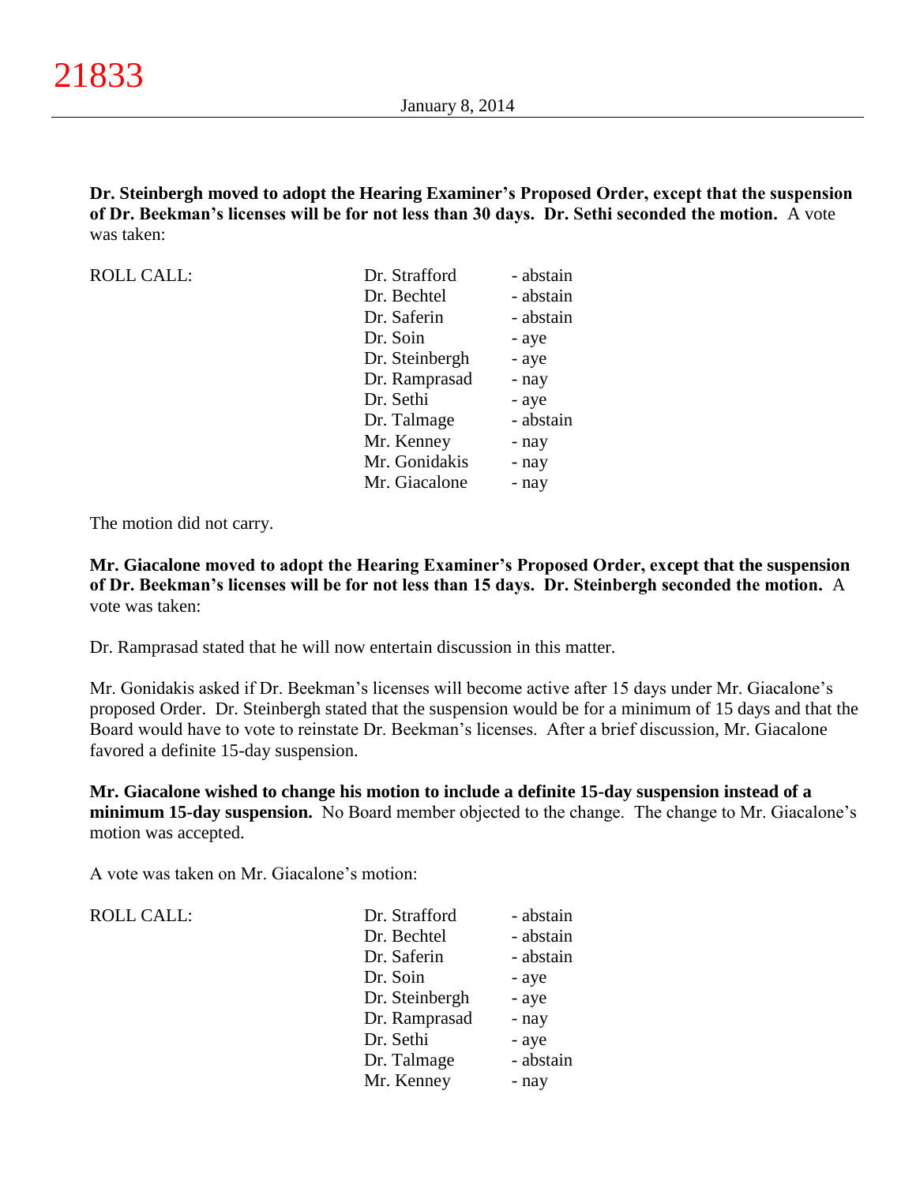**Dr. Steinbergh moved to adopt the Hearing Examiner's Proposed Order, except that the suspension of Dr. Beekman's licenses will be for not less than 30 days. Dr. Sethi seconded the motion.** A vote was taken:

| ROLL CALL: | | |
|---|---|---|
| | Dr. Strafford | - abstain |
| | Dr. Bechtel | - abstain |
| | Dr. Saferin | - abstain |
| | Dr. Soin | - aye |
| | Dr. Steinbergh | - aye |
| | Dr. Ramprasad | - nay |
| | Dr. Sethi | - aye |
| | Dr. Talmage | - abstain |
| | Mr. Kenney | - nay |
| | Mr. Gonidakis | - nay |
| | Mr. Giacalone | - nay |

The motion did not carry.

**Mr. Giacalone moved to adopt the Hearing Examiner's Proposed Order, except that the suspension of Dr. Beekman's licenses will be for not less than 15 days. Dr. Steinbergh seconded the motion.** A vote was taken:

Dr. Ramprasad stated that he will now entertain discussion in this matter.

Mr. Gonidakis asked if Dr. Beekman's licenses will become active after 15 days under Mr. Giacalone's proposed Order. Dr. Steinbergh stated that the suspension would be for a minimum of 15 days and that the Board would have to vote to reinstate Dr. Beekman's licenses. After a brief discussion, Mr. Giacalone favored a definite 15-day suspension.

**Mr. Giacalone wished to change his motion to include a definite 15-day suspension instead of a minimum 15-day suspension.** No Board member objected to the change. The change to Mr. Giacalone's motion was accepted.

A vote was taken on Mr. Giacalone's motion:

| ROLL CALL: | | |
|---|---|---|
| | Dr. Strafford | - abstain |
| | Dr. Bechtel | - abstain |
| | Dr. Saferin | - abstain |
| | Dr. Soin | - aye |
| | Dr. Steinbergh | - aye |
| | Dr. Ramprasad | - nay |
| | Dr. Sethi | - aye |
| | Dr. Talmage | - abstain |
| | Mr. Kenney | - nay |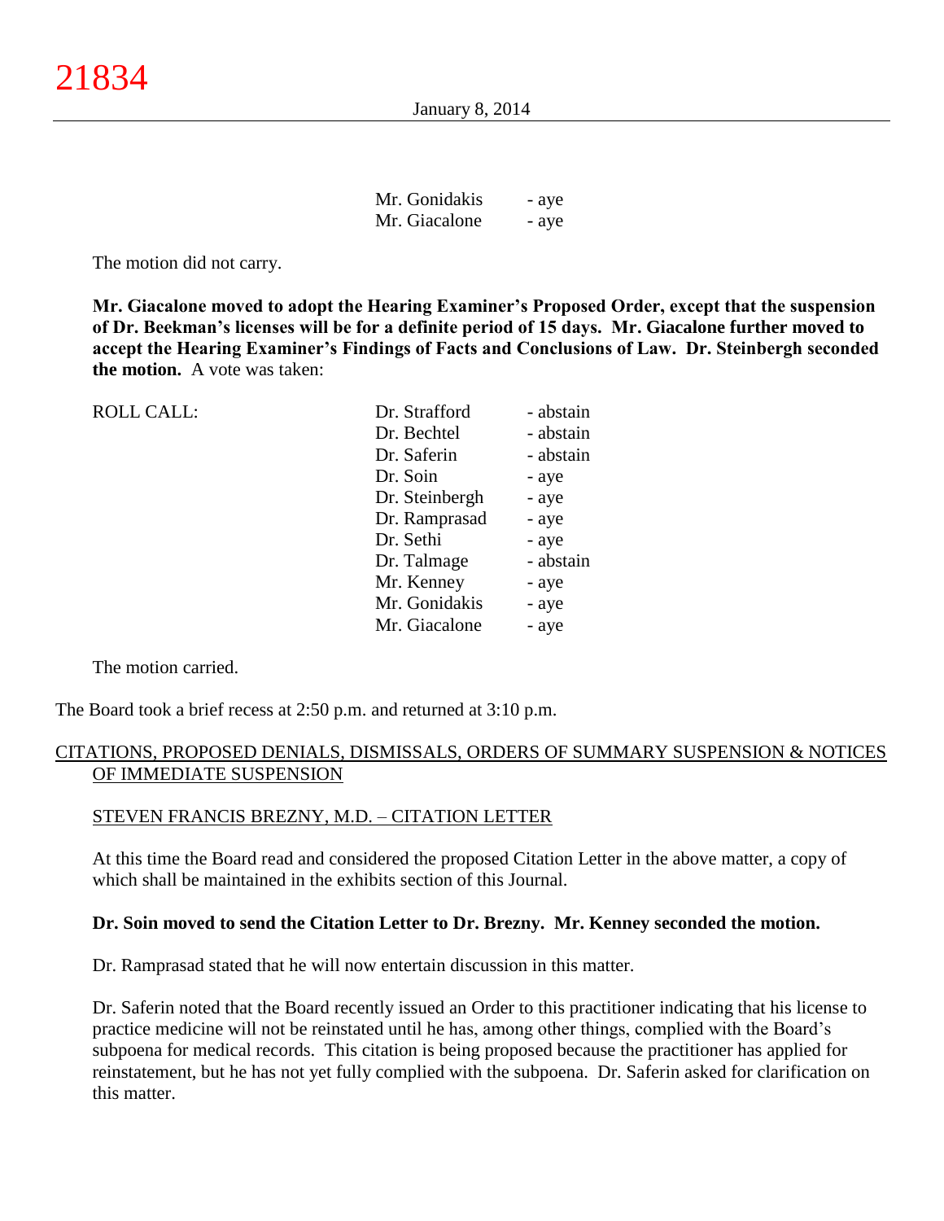| | |
|---|---|
| Mr. Gonidakis | - aye |
| Mr. Giacalone | - aye |

The motion did not carry.

**Mr. Giacalone moved to adopt the Hearing Examiner's Proposed Order, except that the suspension of Dr. Beekman's licenses will be for a definite period of 15 days. Mr. Giacalone further moved to accept the Hearing Examiner's Findings of Facts and Conclusions of Law. Dr. Steinbergh seconded the motion.** A vote was taken:

| ROLL CALL: | | |
|---|---|---|
| | Dr. Strafford | - abstain |
| | Dr. Bechtel | - abstain |
| | Dr. Saferin | - abstain |
| | Dr. Soin | - aye |
| | Dr. Steinbergh | - aye |
| | Dr. Ramprasad | - aye |
| | Dr. Sethi | - aye |
| | Dr. Talmage | - abstain |
| | Mr. Kenney | - aye |
| | Mr. Gonidakis | - aye |
| | Mr. Giacalone | - aye |

The motion carried.

The Board took a brief recess at 2:50 p.m. and returned at 3:10 p.m.

## CITATIONS, PROPOSED DENIALS, DISMISSALS, ORDERS OF SUMMARY SUSPENSION & NOTICES OF IMMEDIATE SUSPENSION

### STEVEN FRANCIS BREZNY, M.D. – CITATION LETTER

At this time the Board read and considered the proposed Citation Letter in the above matter, a copy of which shall be maintained in the exhibits section of this Journal.

**Dr. Soin moved to send the Citation Letter to Dr. Brezny. Mr. Kenney seconded the motion.**

Dr. Ramprasad stated that he will now entertain discussion in this matter.

Dr. Saferin noted that the Board recently issued an Order to this practitioner indicating that his license to practice medicine will not be reinstated until he has, among other things, complied with the Board's subpoena for medical records. This citation is being proposed because the practitioner has applied for reinstatement, but he has not yet fully complied with the subpoena. Dr. Saferin asked for clarification on this matter.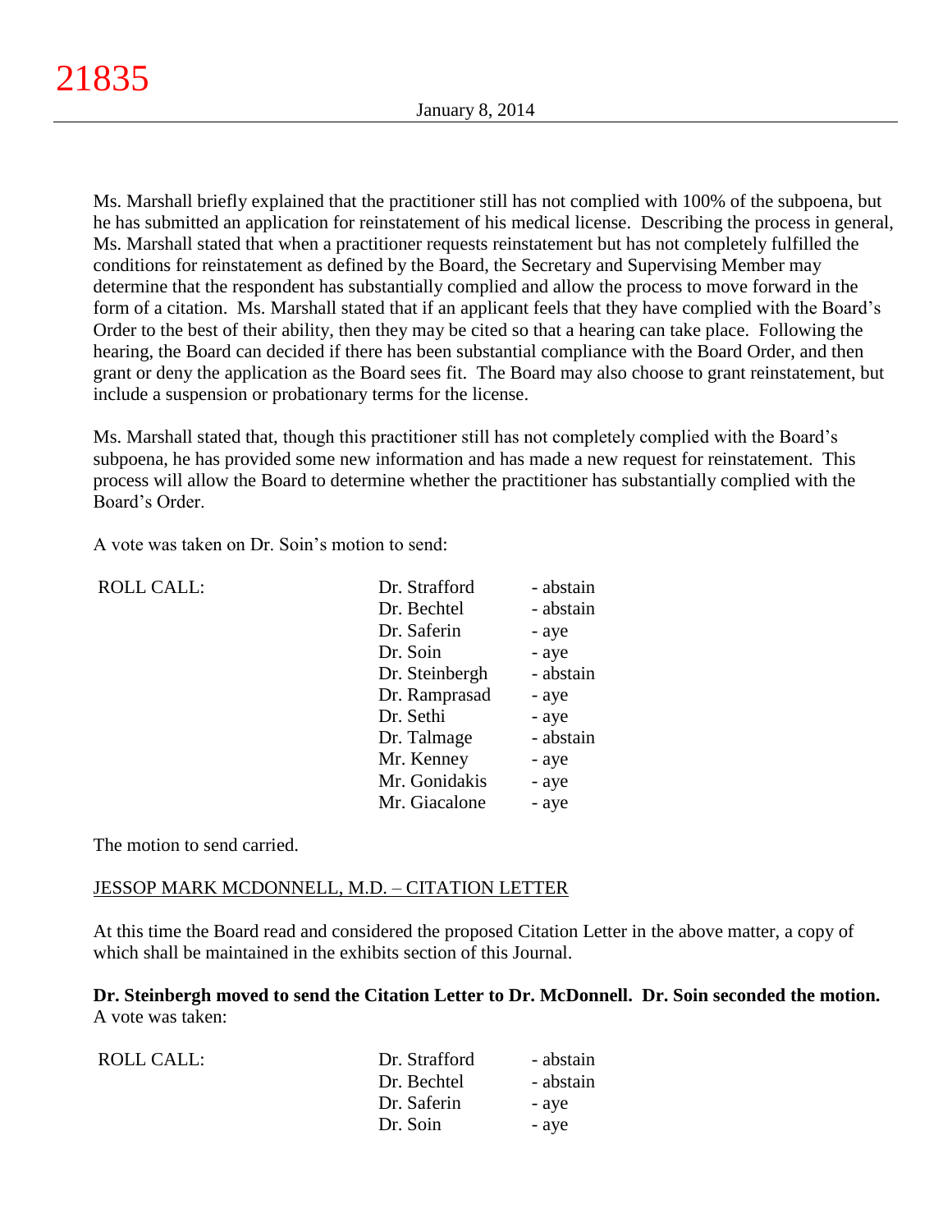Ms. Marshall briefly explained that the practitioner still has not complied with 100% of the subpoena, but he has submitted an application for reinstatement of his medical license. Describing the process in general, Ms. Marshall stated that when a practitioner requests reinstatement but has not completely fulfilled the conditions for reinstatement as defined by the Board, the Secretary and Supervising Member may determine that the respondent has substantially complied and allow the process to move forward in the form of a citation. Ms. Marshall stated that if an applicant feels that they have complied with the Board's Order to the best of their ability, then they may be cited so that a hearing can take place. Following the hearing, the Board can decided if there has been substantial compliance with the Board Order, and then grant or deny the application as the Board sees fit. The Board may also choose to grant reinstatement, but include a suspension or probationary terms for the license.

Ms. Marshall stated that, though this practitioner still has not completely complied with the Board's subpoena, he has provided some new information and has made a new request for reinstatement. This process will allow the Board to determine whether the practitioner has substantially complied with the Board's Order.

A vote was taken on Dr. Soin's motion to send:

| ROLL CALL: | | |
|---|---|---|
| | Dr. Strafford | - abstain |
| | Dr. Bechtel | - abstain |
| | Dr. Saferin | - aye |
| | Dr. Soin | - aye |
| | Dr. Steinbergh | - abstain |
| | Dr. Ramprasad | - aye |
| | Dr. Sethi | - aye |
| | Dr. Talmage | - abstain |
| | Mr. Kenney | - aye |
| | Mr. Gonidakis | - aye |
| | Mr. Giacalone | - aye |

The motion to send carried.

<u>JESSOP MARK MCDONNELL, M.D. – CITATION LETTER</u>

At this time the Board read and considered the proposed Citation Letter in the above matter, a copy of which shall be maintained in the exhibits section of this Journal.

**Dr. Steinbergh moved to send the Citation Letter to Dr. McDonnell. Dr. Soin seconded the motion.** A vote was taken:

| ROLL CALL: | | |
|---|---|---|
| | Dr. Strafford | - abstain |
| | Dr. Bechtel | - abstain |
| | Dr. Saferin | - aye |
| | Dr. Soin | - aye |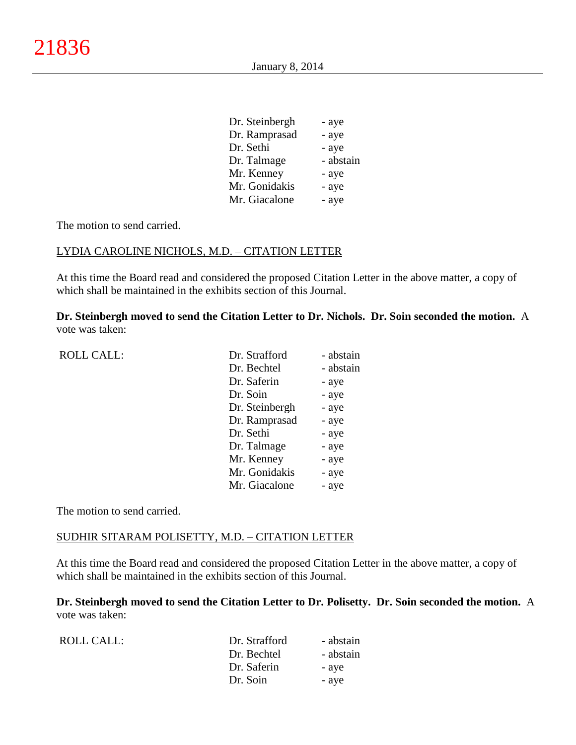| | | |
|---|---|---|
| | Dr. Steinbergh | - aye |
| | Dr. Ramprasad | - aye |
| | Dr. Sethi | - aye |
| | Dr. Talmage | - abstain |
| | Mr. Kenney | - aye |
| | Mr. Gonidakis | - aye |
| | Mr. Giacalone | - aye |

The motion to send carried.

LYDIA CAROLINE NICHOLS, M.D. – CITATION LETTER

At this time the Board read and considered the proposed Citation Letter in the above matter, a copy of which shall be maintained in the exhibits section of this Journal.

**Dr. Steinbergh moved to send the Citation Letter to Dr. Nichols. Dr. Soin seconded the motion.** A vote was taken:

| | | |
|---|---|---|
| ROLL CALL: | Dr. Strafford | - abstain |
| | Dr. Bechtel | - abstain |
| | Dr. Saferin | - aye |
| | Dr. Soin | - aye |
| | Dr. Steinbergh | - aye |
| | Dr. Ramprasad | - aye |
| | Dr. Sethi | - aye |
| | Dr. Talmage | - aye |
| | Mr. Kenney | - aye |
| | Mr. Gonidakis | - aye |
| | Mr. Giacalone | - aye |

The motion to send carried.

SUDHIR SITARAM POLISETTY, M.D. – CITATION LETTER

At this time the Board read and considered the proposed Citation Letter in the above matter, a copy of which shall be maintained in the exhibits section of this Journal.

**Dr. Steinbergh moved to send the Citation Letter to Dr. Polisetty. Dr. Soin seconded the motion.** A vote was taken:

| | | |
|---|---|---|
| ROLL CALL: | Dr. Strafford | - abstain |
| | Dr. Bechtel | - abstain |
| | Dr. Saferin | - aye |
| | Dr. Soin | - aye |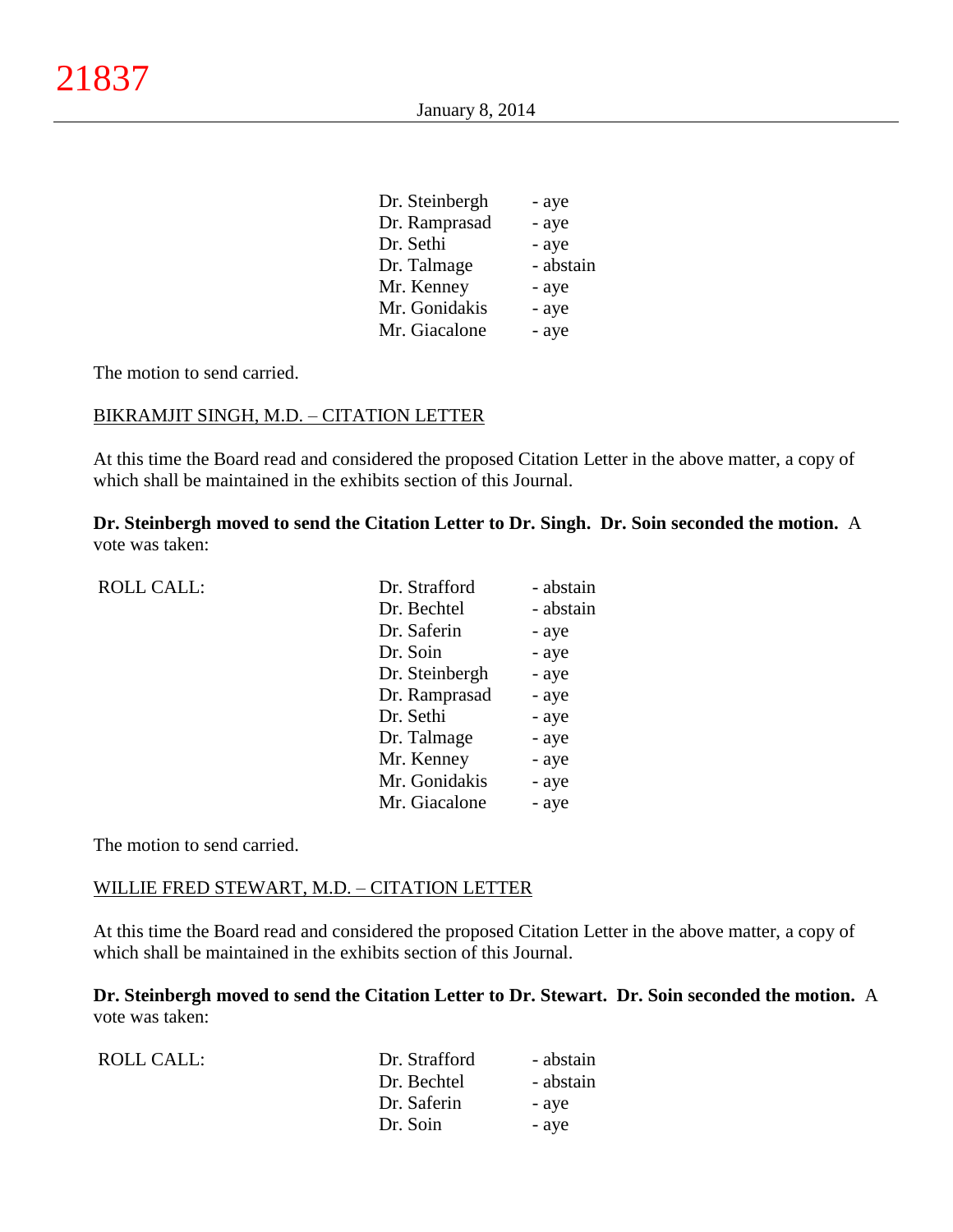| | | |
|---|---|---|
| | Dr. Steinbergh | - aye |
| | Dr. Ramprasad | - aye |
| | Dr. Sethi | - aye |
| | Dr. Talmage | - abstain |
| | Mr. Kenney | - aye |
| | Mr. Gonidakis | - aye |
| | Mr. Giacalone | - aye |

The motion to send carried.

BIKRAMJIT SINGH, M.D. – CITATION LETTER

At this time the Board read and considered the proposed Citation Letter in the above matter, a copy of which shall be maintained in the exhibits section of this Journal.

**Dr. Steinbergh moved to send the Citation Letter to Dr. Singh. Dr. Soin seconded the motion.** A vote was taken:

| | | |
|---|---|---|
| ROLL CALL: | Dr. Strafford | - abstain |
| | Dr. Bechtel | - abstain |
| | Dr. Saferin | - aye |
| | Dr. Soin | - aye |
| | Dr. Steinbergh | - aye |
| | Dr. Ramprasad | - aye |
| | Dr. Sethi | - aye |
| | Dr. Talmage | - aye |
| | Mr. Kenney | - aye |
| | Mr. Gonidakis | - aye |
| | Mr. Giacalone | - aye |

The motion to send carried.

WILLIE FRED STEWART, M.D. – CITATION LETTER

At this time the Board read and considered the proposed Citation Letter in the above matter, a copy of which shall be maintained in the exhibits section of this Journal.

**Dr. Steinbergh moved to send the Citation Letter to Dr. Stewart. Dr. Soin seconded the motion.** A vote was taken:

| | | |
|---|---|---|
| ROLL CALL: | Dr. Strafford | - abstain |
| | Dr. Bechtel | - abstain |
| | Dr. Saferin | - aye |
| | Dr. Soin | - aye |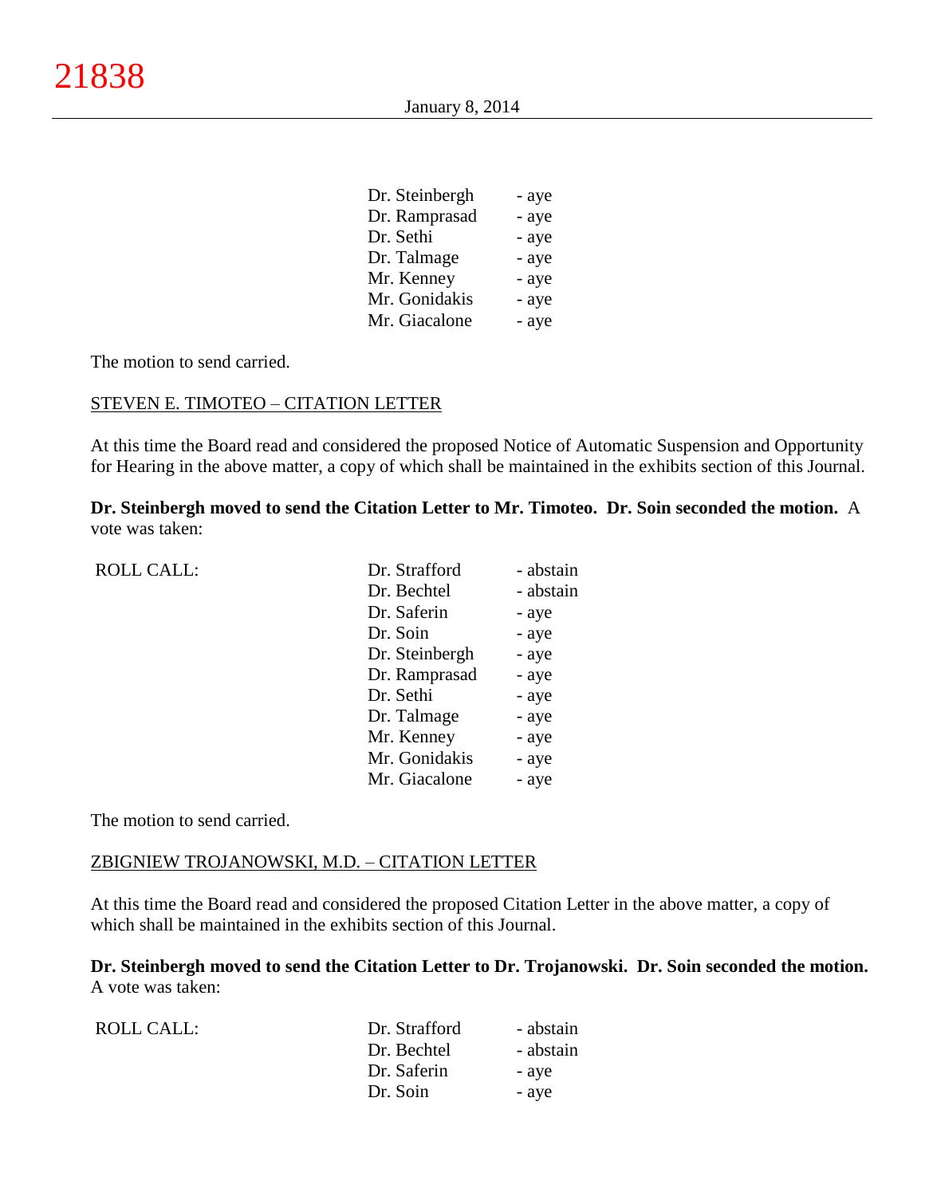| | | |
|---|---|---|
| | Dr. Steinbergh | - aye |
| | Dr. Ramprasad | - aye |
| | Dr. Sethi | - aye |
| | Dr. Talmage | - aye |
| | Mr. Kenney | - aye |
| | Mr. Gonidakis | - aye |
| | Mr. Giacalone | - aye |

The motion to send carried.

STEVEN E. TIMOTEO – CITATION LETTER

At this time the Board read and considered the proposed Notice of Automatic Suspension and Opportunity for Hearing in the above matter, a copy of which shall be maintained in the exhibits section of this Journal.

**Dr. Steinbergh moved to send the Citation Letter to Mr. Timoteo. Dr. Soin seconded the motion.** A vote was taken:

| | | |
|---|---|---|
| ROLL CALL: | Dr. Strafford | - abstain |
| | Dr. Bechtel | - abstain |
| | Dr. Saferin | - aye |
| | Dr. Soin | - aye |
| | Dr. Steinbergh | - aye |
| | Dr. Ramprasad | - aye |
| | Dr. Sethi | - aye |
| | Dr. Talmage | - aye |
| | Mr. Kenney | - aye |
| | Mr. Gonidakis | - aye |
| | Mr. Giacalone | - aye |

The motion to send carried.

ZBIGNIEW TROJANOWSKI, M.D. – CITATION LETTER

At this time the Board read and considered the proposed Citation Letter in the above matter, a copy of which shall be maintained in the exhibits section of this Journal.

**Dr. Steinbergh moved to send the Citation Letter to Dr. Trojanowski. Dr. Soin seconded the motion.** A vote was taken:

| | | |
|---|---|---|
| ROLL CALL: | Dr. Strafford | - abstain |
| | Dr. Bechtel | - abstain |
| | Dr. Saferin | - aye |
| | Dr. Soin | - aye |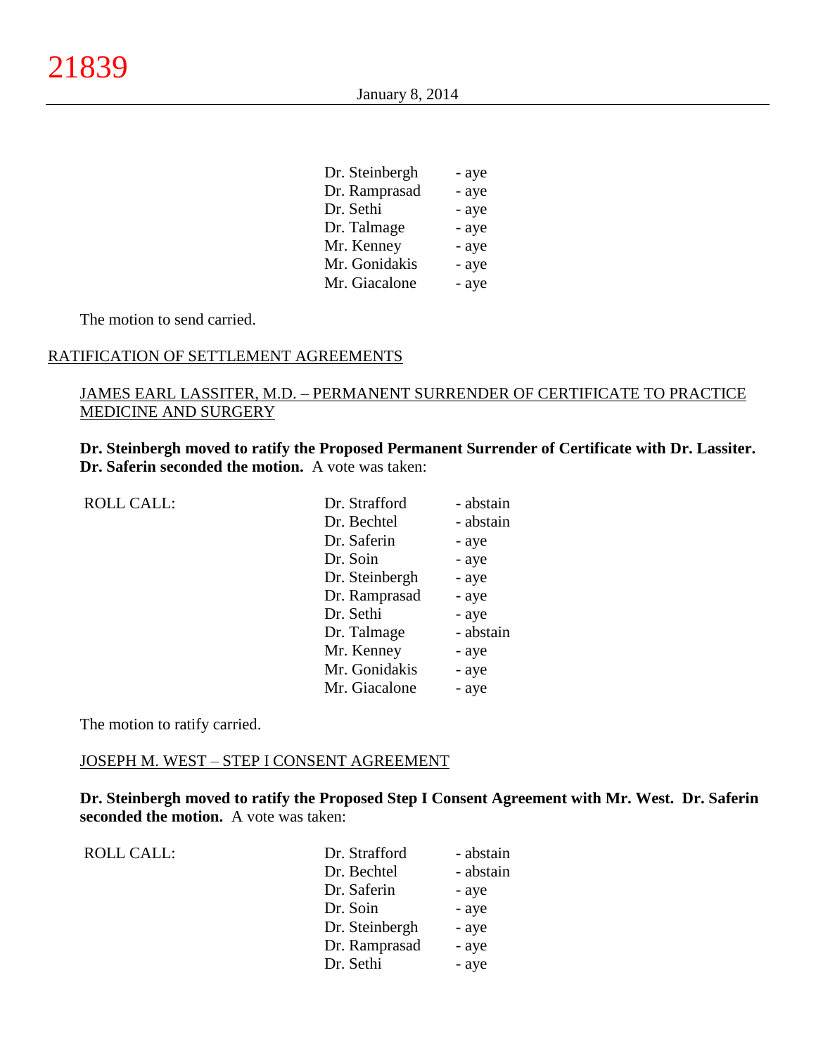| | |
|---|---|
| Dr. Steinbergh | - aye |
| Dr. Ramprasad | - aye |
| Dr. Sethi | - aye |
| Dr. Talmage | - aye |
| Mr. Kenney | - aye |
| Mr. Gonidakis | - aye |
| Mr. Giacalone | - aye |

The motion to send carried.

RATIFICATION OF SETTLEMENT AGREEMENTS

JAMES EARL LASSITER, M.D. – PERMANENT SURRENDER OF CERTIFICATE TO PRACTICE MEDICINE AND SURGERY

**Dr. Steinbergh moved to ratify the Proposed Permanent Surrender of Certificate with Dr. Lassiter. Dr. Saferin seconded the motion.** A vote was taken:

| ROLL CALL: | | |
|---|---|---|
| | Dr. Strafford | - abstain |
| | Dr. Bechtel | - abstain |
| | Dr. Saferin | - aye |
| | Dr. Soin | - aye |
| | Dr. Steinbergh | - aye |
| | Dr. Ramprasad | - aye |
| | Dr. Sethi | - aye |
| | Dr. Talmage | - abstain |
| | Mr. Kenney | - aye |
| | Mr. Gonidakis | - aye |
| | Mr. Giacalone | - aye |

The motion to ratify carried.

JOSEPH M. WEST – STEP I CONSENT AGREEMENT

**Dr. Steinbergh moved to ratify the Proposed Step I Consent Agreement with Mr. West. Dr. Saferin seconded the motion.** A vote was taken:

| ROLL CALL: | | |
|---|---|---|
| | Dr. Strafford | - abstain |
| | Dr. Bechtel | - abstain |
| | Dr. Saferin | - aye |
| | Dr. Soin | - aye |
| | Dr. Steinbergh | - aye |
| | Dr. Ramprasad | - aye |
| | Dr. Sethi | - aye |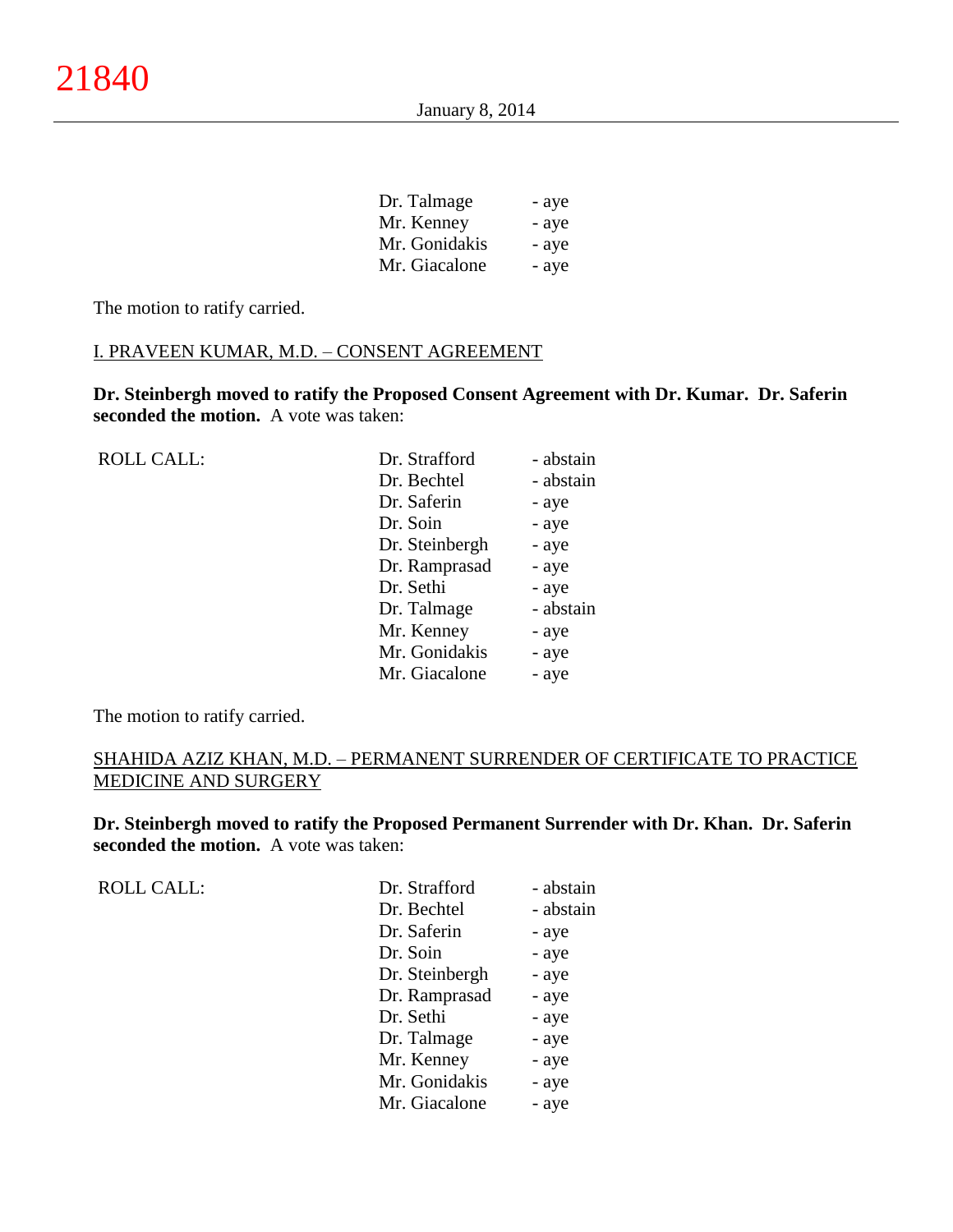| | |
|---|---|
| Dr. Talmage | - aye |
| Mr. Kenney | - aye |
| Mr. Gonidakis | - aye |
| Mr. Giacalone | - aye |

The motion to ratify carried.

I. PRAVEEN KUMAR, M.D. – CONSENT AGREEMENT

**Dr. Steinbergh moved to ratify the Proposed Consent Agreement with Dr. Kumar. Dr. Saferin seconded the motion.** A vote was taken:

| ROLL CALL: | | |
|---|---|---|
| | Dr. Strafford | - abstain |
| | Dr. Bechtel | - abstain |
| | Dr. Saferin | - aye |
| | Dr. Soin | - aye |
| | Dr. Steinbergh | - aye |
| | Dr. Ramprasad | - aye |
| | Dr. Sethi | - aye |
| | Dr. Talmage | - abstain |
| | Mr. Kenney | - aye |
| | Mr. Gonidakis | - aye |
| | Mr. Giacalone | - aye |

The motion to ratify carried.

SHAHIDA AZIZ KHAN, M.D. – PERMANENT SURRENDER OF CERTIFICATE TO PRACTICE MEDICINE AND SURGERY

**Dr. Steinbergh moved to ratify the Proposed Permanent Surrender with Dr. Khan. Dr. Saferin seconded the motion.** A vote was taken:

| ROLL CALL: | | |
|---|---|---|
| | Dr. Strafford | - abstain |
| | Dr. Bechtel | - abstain |
| | Dr. Saferin | - aye |
| | Dr. Soin | - aye |
| | Dr. Steinbergh | - aye |
| | Dr. Ramprasad | - aye |
| | Dr. Sethi | - aye |
| | Dr. Talmage | - aye |
| | Mr. Kenney | - aye |
| | Mr. Gonidakis | - aye |
| | Mr. Giacalone | - aye |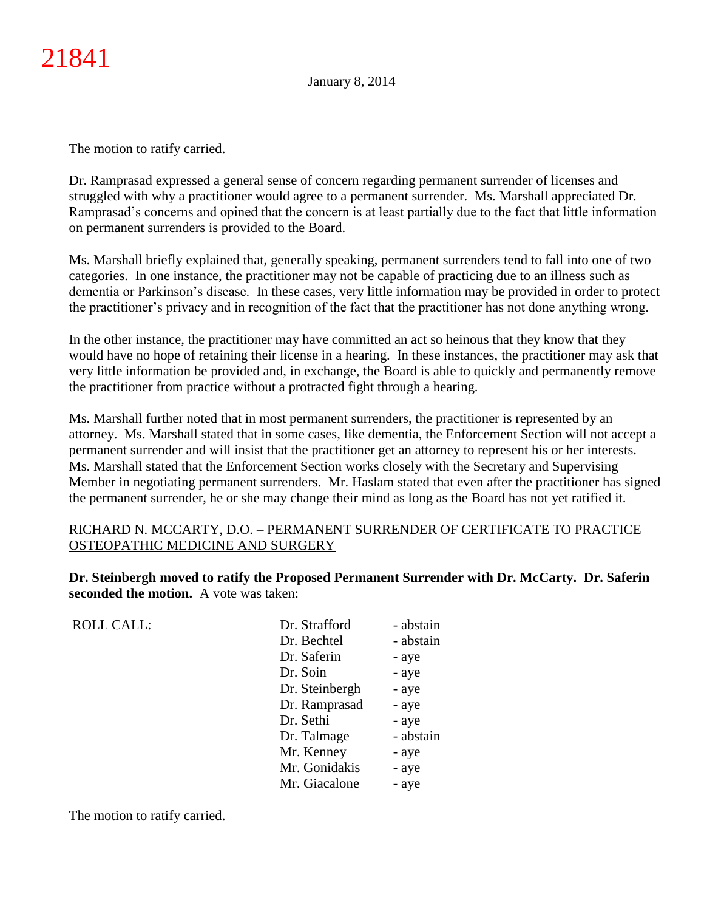The motion to ratify carried.

Dr. Ramprasad expressed a general sense of concern regarding permanent surrender of licenses and struggled with why a practitioner would agree to a permanent surrender. Ms. Marshall appreciated Dr. Ramprasad's concerns and opined that the concern is at least partially due to the fact that little information on permanent surrenders is provided to the Board.

Ms. Marshall briefly explained that, generally speaking, permanent surrenders tend to fall into one of two categories. In one instance, the practitioner may not be capable of practicing due to an illness such as dementia or Parkinson's disease. In these cases, very little information may be provided in order to protect the practitioner's privacy and in recognition of the fact that the practitioner has not done anything wrong.

In the other instance, the practitioner may have committed an act so heinous that they know that they would have no hope of retaining their license in a hearing. In these instances, the practitioner may ask that very little information be provided and, in exchange, the Board is able to quickly and permanently remove the practitioner from practice without a protracted fight through a hearing.

Ms. Marshall further noted that in most permanent surrenders, the practitioner is represented by an attorney. Ms. Marshall stated that in some cases, like dementia, the Enforcement Section will not accept a permanent surrender and will insist that the practitioner get an attorney to represent his or her interests. Ms. Marshall stated that the Enforcement Section works closely with the Secretary and Supervising Member in negotiating permanent surrenders. Mr. Haslam stated that even after the practitioner has signed the permanent surrender, he or she may change their mind as long as the Board has not yet ratified it.

RICHARD N. MCCARTY, D.O. – PERMANENT SURRENDER OF CERTIFICATE TO PRACTICE OSTEOPATHIC MEDICINE AND SURGERY

**Dr. Steinbergh moved to ratify the Proposed Permanent Surrender with Dr. McCarty. Dr. Saferin seconded the motion.** A vote was taken:

| ROLL CALL: | | |
|---|---|---|
| | Dr. Strafford | - abstain |
| | Dr. Bechtel | - abstain |
| | Dr. Saferin | - aye |
| | Dr. Soin | - aye |
| | Dr. Steinbergh | - aye |
| | Dr. Ramprasad | - aye |
| | Dr. Sethi | - aye |
| | Dr. Talmage | - abstain |
| | Mr. Kenney | - aye |
| | Mr. Gonidakis | - aye |
| | Mr. Giacalone | - aye |

The motion to ratify carried.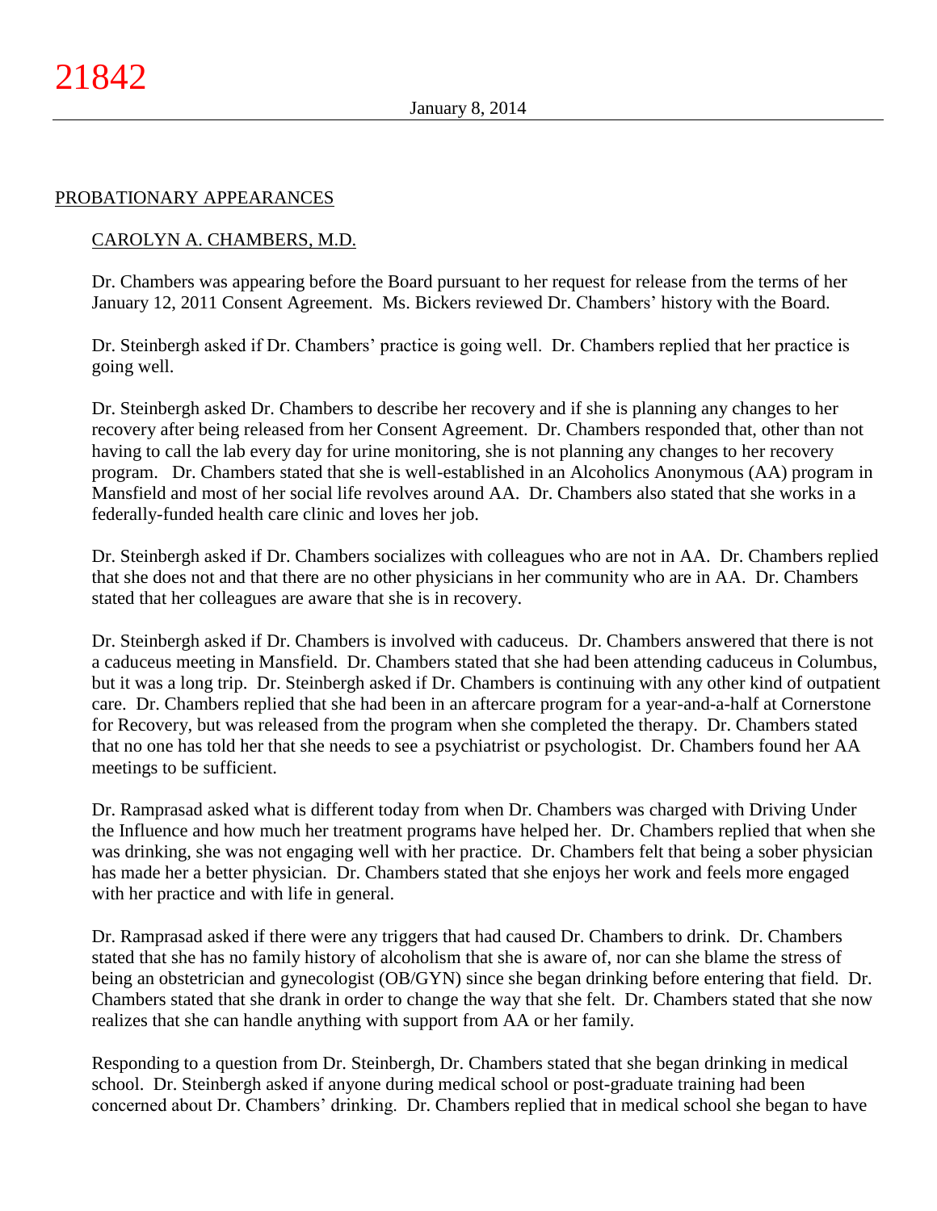## PROBATIONARY APPEARANCES

### CAROLYN A. CHAMBERS, M.D.

Dr. Chambers was appearing before the Board pursuant to her request for release from the terms of her January 12, 2011 Consent Agreement. Ms. Bickers reviewed Dr. Chambers' history with the Board.

Dr. Steinbergh asked if Dr. Chambers' practice is going well. Dr. Chambers replied that her practice is going well.

Dr. Steinbergh asked Dr. Chambers to describe her recovery and if she is planning any changes to her recovery after being released from her Consent Agreement. Dr. Chambers responded that, other than not having to call the lab every day for urine monitoring, she is not planning any changes to her recovery program. Dr. Chambers stated that she is well-established in an Alcoholics Anonymous (AA) program in Mansfield and most of her social life revolves around AA. Dr. Chambers also stated that she works in a federally-funded health care clinic and loves her job.

Dr. Steinbergh asked if Dr. Chambers socializes with colleagues who are not in AA. Dr. Chambers replied that she does not and that there are no other physicians in her community who are in AA. Dr. Chambers stated that her colleagues are aware that she is in recovery.

Dr. Steinbergh asked if Dr. Chambers is involved with caduceus. Dr. Chambers answered that there is not a caduceus meeting in Mansfield. Dr. Chambers stated that she had been attending caduceus in Columbus, but it was a long trip. Dr. Steinbergh asked if Dr. Chambers is continuing with any other kind of outpatient care. Dr. Chambers replied that she had been in an aftercare program for a year-and-a-half at Cornerstone for Recovery, but was released from the program when she completed the therapy. Dr. Chambers stated that no one has told her that she needs to see a psychiatrist or psychologist. Dr. Chambers found her AA meetings to be sufficient.

Dr. Ramprasad asked what is different today from when Dr. Chambers was charged with Driving Under the Influence and how much her treatment programs have helped her. Dr. Chambers replied that when she was drinking, she was not engaging well with her practice. Dr. Chambers felt that being a sober physician has made her a better physician. Dr. Chambers stated that she enjoys her work and feels more engaged with her practice and with life in general.

Dr. Ramprasad asked if there were any triggers that had caused Dr. Chambers to drink. Dr. Chambers stated that she has no family history of alcoholism that she is aware of, nor can she blame the stress of being an obstetrician and gynecologist (OB/GYN) since she began drinking before entering that field. Dr. Chambers stated that she drank in order to change the way that she felt. Dr. Chambers stated that she now realizes that she can handle anything with support from AA or her family.

Responding to a question from Dr. Steinbergh, Dr. Chambers stated that she began drinking in medical school. Dr. Steinbergh asked if anyone during medical school or post-graduate training had been concerned about Dr. Chambers' drinking. Dr. Chambers replied that in medical school she began to have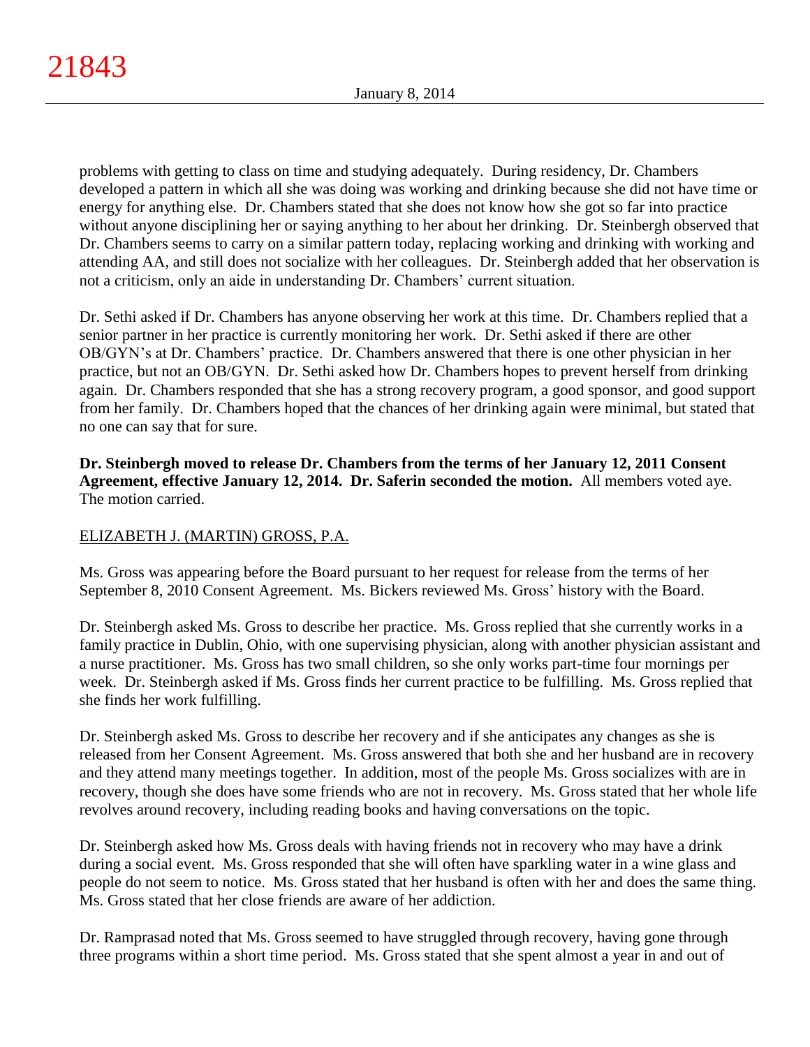problems with getting to class on time and studying adequately. During residency, Dr. Chambers developed a pattern in which all she was doing was working and drinking because she did not have time or energy for anything else. Dr. Chambers stated that she does not know how she got so far into practice without anyone disciplining her or saying anything to her about her drinking. Dr. Steinbergh observed that Dr. Chambers seems to carry on a similar pattern today, replacing working and drinking with working and attending AA, and still does not socialize with her colleagues. Dr. Steinbergh added that her observation is not a criticism, only an aide in understanding Dr. Chambers' current situation.

Dr. Sethi asked if Dr. Chambers has anyone observing her work at this time. Dr. Chambers replied that a senior partner in her practice is currently monitoring her work. Dr. Sethi asked if there are other OB/GYN's at Dr. Chambers' practice. Dr. Chambers answered that there is one other physician in her practice, but not an OB/GYN. Dr. Sethi asked how Dr. Chambers hopes to prevent herself from drinking again. Dr. Chambers responded that she has a strong recovery program, a good sponsor, and good support from her family. Dr. Chambers hoped that the chances of her drinking again were minimal, but stated that no one can say that for sure.

**Dr. Steinbergh moved to release Dr. Chambers from the terms of her January 12, 2011 Consent Agreement, effective January 12, 2014. Dr. Saferin seconded the motion.** All members voted aye. The motion carried.

ELIZABETH J. (MARTIN) GROSS, P.A.

Ms. Gross was appearing before the Board pursuant to her request for release from the terms of her September 8, 2010 Consent Agreement. Ms. Bickers reviewed Ms. Gross' history with the Board.

Dr. Steinbergh asked Ms. Gross to describe her practice. Ms. Gross replied that she currently works in a family practice in Dublin, Ohio, with one supervising physician, along with another physician assistant and a nurse practitioner. Ms. Gross has two small children, so she only works part-time four mornings per week. Dr. Steinbergh asked if Ms. Gross finds her current practice to be fulfilling. Ms. Gross replied that she finds her work fulfilling.

Dr. Steinbergh asked Ms. Gross to describe her recovery and if she anticipates any changes as she is released from her Consent Agreement. Ms. Gross answered that both she and her husband are in recovery and they attend many meetings together. In addition, most of the people Ms. Gross socializes with are in recovery, though she does have some friends who are not in recovery. Ms. Gross stated that her whole life revolves around recovery, including reading books and having conversations on the topic.

Dr. Steinbergh asked how Ms. Gross deals with having friends not in recovery who may have a drink during a social event. Ms. Gross responded that she will often have sparkling water in a wine glass and people do not seem to notice. Ms. Gross stated that her husband is often with her and does the same thing. Ms. Gross stated that her close friends are aware of her addiction.

Dr. Ramprasad noted that Ms. Gross seemed to have struggled through recovery, having gone through three programs within a short time period. Ms. Gross stated that she spent almost a year in and out of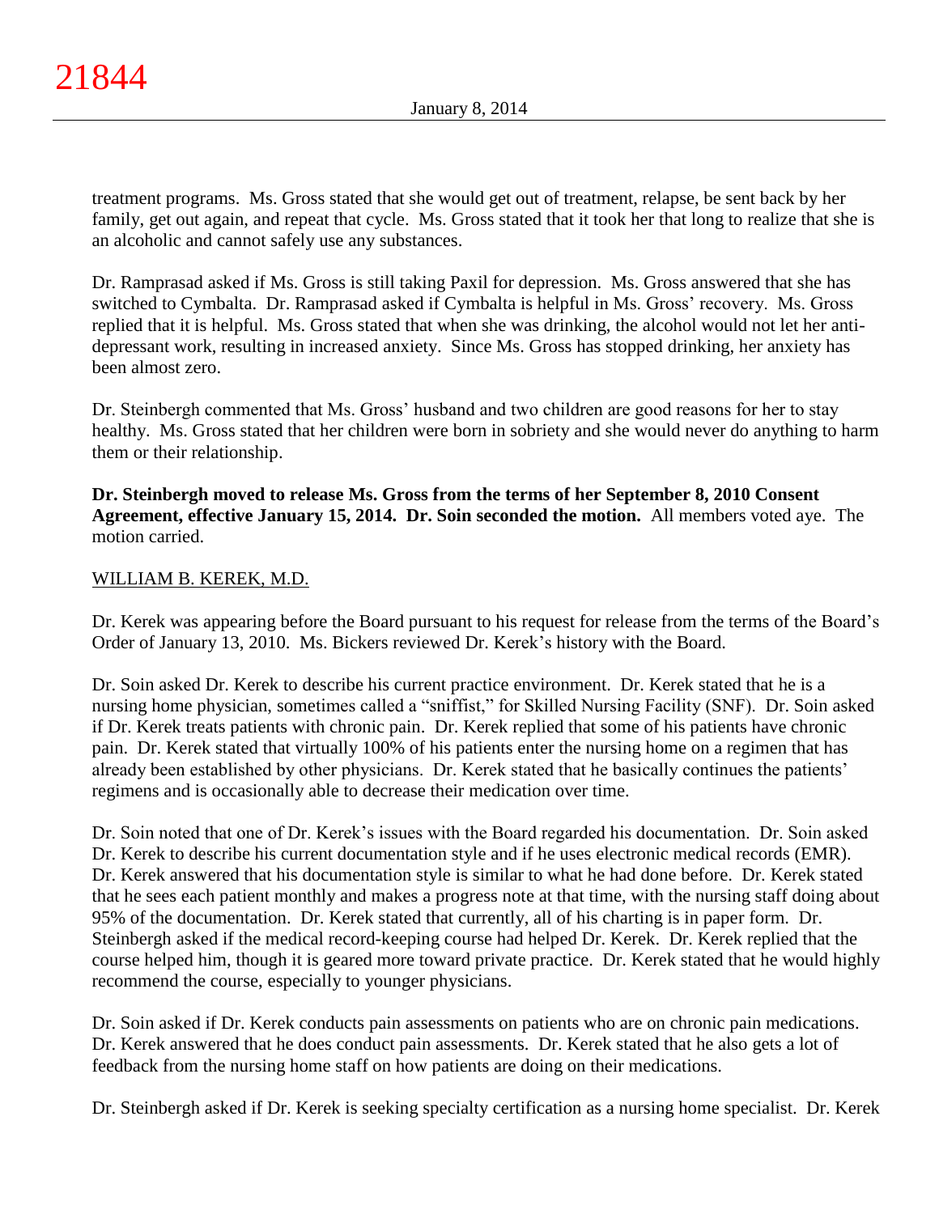treatment programs. Ms. Gross stated that she would get out of treatment, relapse, be sent back by her family, get out again, and repeat that cycle. Ms. Gross stated that it took her that long to realize that she is an alcoholic and cannot safely use any substances.

Dr. Ramprasad asked if Ms. Gross is still taking Paxil for depression. Ms. Gross answered that she has switched to Cymbalta. Dr. Ramprasad asked if Cymbalta is helpful in Ms. Gross' recovery. Ms. Gross replied that it is helpful. Ms. Gross stated that when she was drinking, the alcohol would not let her anti-depressant work, resulting in increased anxiety. Since Ms. Gross has stopped drinking, her anxiety has been almost zero.

Dr. Steinbergh commented that Ms. Gross' husband and two children are good reasons for her to stay healthy. Ms. Gross stated that her children were born in sobriety and she would never do anything to harm them or their relationship.

**Dr. Steinbergh moved to release Ms. Gross from the terms of her September 8, 2010 Consent Agreement, effective January 15, 2014. Dr. Soin seconded the motion.** All members voted aye. The motion carried.

WILLIAM B. KEREK, M.D.

Dr. Kerek was appearing before the Board pursuant to his request for release from the terms of the Board's Order of January 13, 2010. Ms. Bickers reviewed Dr. Kerek's history with the Board.

Dr. Soin asked Dr. Kerek to describe his current practice environment. Dr. Kerek stated that he is a nursing home physician, sometimes called a "sniffist," for Skilled Nursing Facility (SNF). Dr. Soin asked if Dr. Kerek treats patients with chronic pain. Dr. Kerek replied that some of his patients have chronic pain. Dr. Kerek stated that virtually 100% of his patients enter the nursing home on a regimen that has already been established by other physicians. Dr. Kerek stated that he basically continues the patients' regimens and is occasionally able to decrease their medication over time.

Dr. Soin noted that one of Dr. Kerek's issues with the Board regarded his documentation. Dr. Soin asked Dr. Kerek to describe his current documentation style and if he uses electronic medical records (EMR). Dr. Kerek answered that his documentation style is similar to what he had done before. Dr. Kerek stated that he sees each patient monthly and makes a progress note at that time, with the nursing staff doing about 95% of the documentation. Dr. Kerek stated that currently, all of his charting is in paper form. Dr. Steinbergh asked if the medical record-keeping course had helped Dr. Kerek. Dr. Kerek replied that the course helped him, though it is geared more toward private practice. Dr. Kerek stated that he would highly recommend the course, especially to younger physicians.

Dr. Soin asked if Dr. Kerek conducts pain assessments on patients who are on chronic pain medications. Dr. Kerek answered that he does conduct pain assessments. Dr. Kerek stated that he also gets a lot of feedback from the nursing home staff on how patients are doing on their medications.

Dr. Steinbergh asked if Dr. Kerek is seeking specialty certification as a nursing home specialist. Dr. Kerek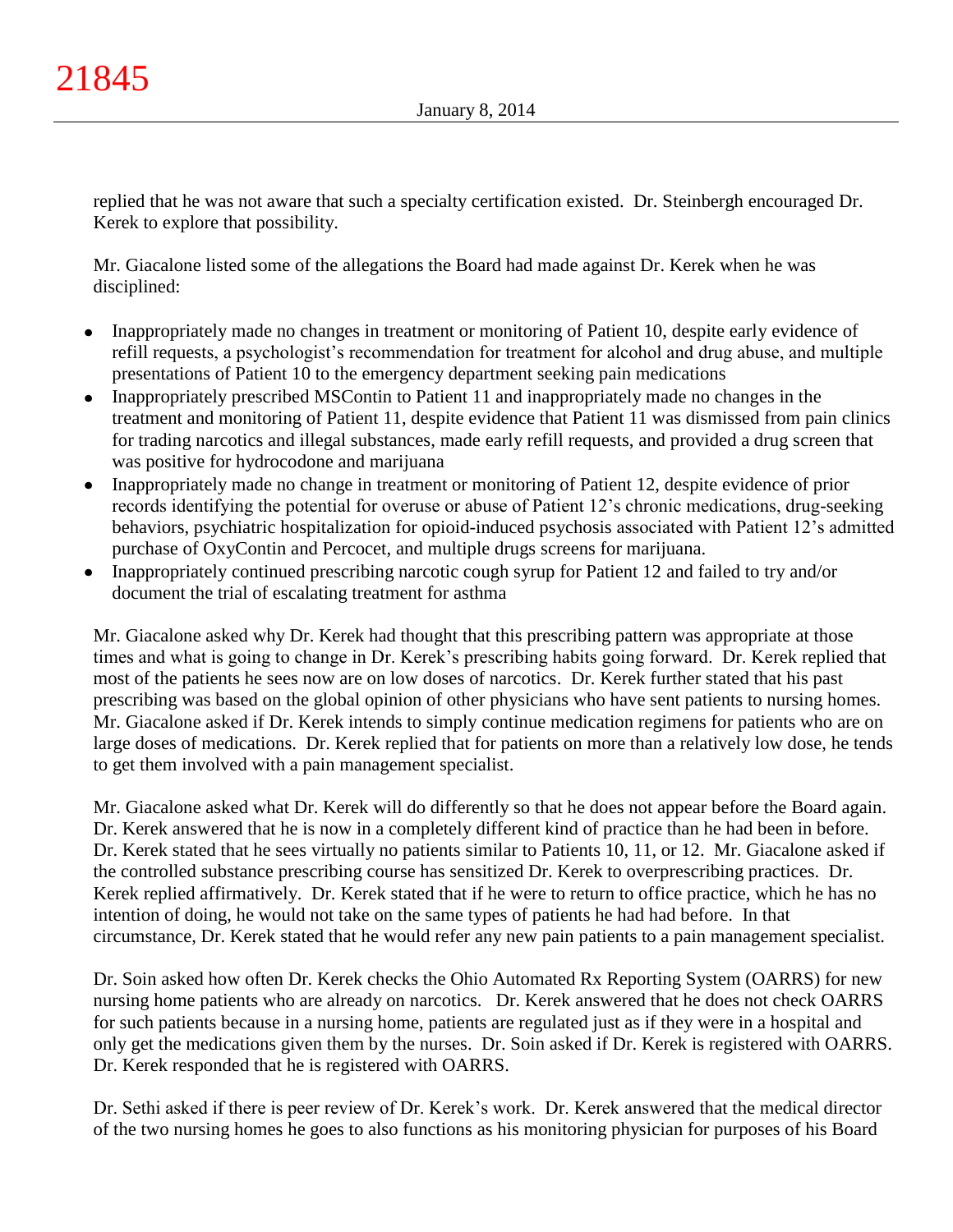replied that he was not aware that such a specialty certification existed. Dr. Steinbergh encouraged Dr. Kerek to explore that possibility.

Mr. Giacalone listed some of the allegations the Board had made against Dr. Kerek when he was disciplined:

- Inappropriately made no changes in treatment or monitoring of Patient 10, despite early evidence of refill requests, a psychologist's recommendation for treatment for alcohol and drug abuse, and multiple presentations of Patient 10 to the emergency department seeking pain medications
- Inappropriately prescribed MSContin to Patient 11 and inappropriately made no changes in the treatment and monitoring of Patient 11, despite evidence that Patient 11 was dismissed from pain clinics for trading narcotics and illegal substances, made early refill requests, and provided a drug screen that was positive for hydrocodone and marijuana
- Inappropriately made no change in treatment or monitoring of Patient 12, despite evidence of prior records identifying the potential for overuse or abuse of Patient 12's chronic medications, drug-seeking behaviors, psychiatric hospitalization for opioid-induced psychosis associated with Patient 12's admitted purchase of OxyContin and Percocet, and multiple drugs screens for marijuana.
- Inappropriately continued prescribing narcotic cough syrup for Patient 12 and failed to try and/or document the trial of escalating treatment for asthma

Mr. Giacalone asked why Dr. Kerek had thought that this prescribing pattern was appropriate at those times and what is going to change in Dr. Kerek's prescribing habits going forward. Dr. Kerek replied that most of the patients he sees now are on low doses of narcotics. Dr. Kerek further stated that his past prescribing was based on the global opinion of other physicians who have sent patients to nursing homes. Mr. Giacalone asked if Dr. Kerek intends to simply continue medication regimens for patients who are on large doses of medications. Dr. Kerek replied that for patients on more than a relatively low dose, he tends to get them involved with a pain management specialist.

Mr. Giacalone asked what Dr. Kerek will do differently so that he does not appear before the Board again. Dr. Kerek answered that he is now in a completely different kind of practice than he had been in before. Dr. Kerek stated that he sees virtually no patients similar to Patients 10, 11, or 12. Mr. Giacalone asked if the controlled substance prescribing course has sensitized Dr. Kerek to overprescribing practices. Dr. Kerek replied affirmatively. Dr. Kerek stated that if he were to return to office practice, which he has no intention of doing, he would not take on the same types of patients he had had before. In that circumstance, Dr. Kerek stated that he would refer any new pain patients to a pain management specialist.

Dr. Soin asked how often Dr. Kerek checks the Ohio Automated Rx Reporting System (OARRS) for new nursing home patients who are already on narcotics. Dr. Kerek answered that he does not check OARRS for such patients because in a nursing home, patients are regulated just as if they were in a hospital and only get the medications given them by the nurses. Dr. Soin asked if Dr. Kerek is registered with OARRS. Dr. Kerek responded that he is registered with OARRS.

Dr. Sethi asked if there is peer review of Dr. Kerek's work. Dr. Kerek answered that the medical director of the two nursing homes he goes to also functions as his monitoring physician for purposes of his Board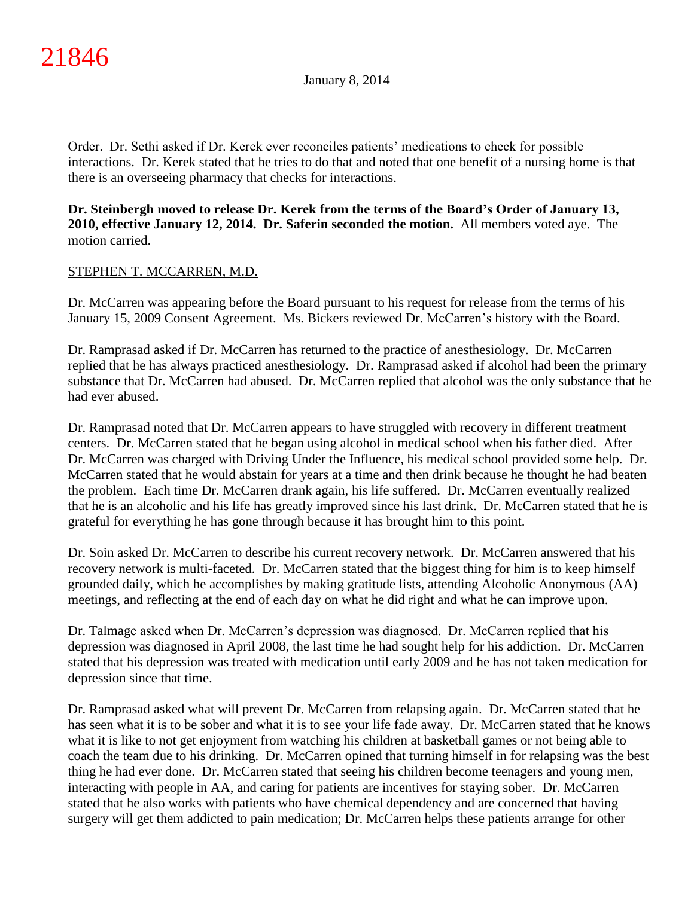Order. Dr. Sethi asked if Dr. Kerek ever reconciles patients' medications to check for possible interactions. Dr. Kerek stated that he tries to do that and noted that one benefit of a nursing home is that there is an overseeing pharmacy that checks for interactions.

**Dr. Steinbergh moved to release Dr. Kerek from the terms of the Board's Order of January 13, 2010, effective January 12, 2014. Dr. Saferin seconded the motion.** All members voted aye. The motion carried.

STEPHEN T. MCCARREN, M.D.

Dr. McCarren was appearing before the Board pursuant to his request for release from the terms of his January 15, 2009 Consent Agreement. Ms. Bickers reviewed Dr. McCarren's history with the Board.

Dr. Ramprasad asked if Dr. McCarren has returned to the practice of anesthesiology. Dr. McCarren replied that he has always practiced anesthesiology. Dr. Ramprasad asked if alcohol had been the primary substance that Dr. McCarren had abused. Dr. McCarren replied that alcohol was the only substance that he had ever abused.

Dr. Ramprasad noted that Dr. McCarren appears to have struggled with recovery in different treatment centers. Dr. McCarren stated that he began using alcohol in medical school when his father died. After Dr. McCarren was charged with Driving Under the Influence, his medical school provided some help. Dr. McCarren stated that he would abstain for years at a time and then drink because he thought he had beaten the problem. Each time Dr. McCarren drank again, his life suffered. Dr. McCarren eventually realized that he is an alcoholic and his life has greatly improved since his last drink. Dr. McCarren stated that he is grateful for everything he has gone through because it has brought him to this point.

Dr. Soin asked Dr. McCarren to describe his current recovery network. Dr. McCarren answered that his recovery network is multi-faceted. Dr. McCarren stated that the biggest thing for him is to keep himself grounded daily, which he accomplishes by making gratitude lists, attending Alcoholic Anonymous (AA) meetings, and reflecting at the end of each day on what he did right and what he can improve upon.

Dr. Talmage asked when Dr. McCarren's depression was diagnosed. Dr. McCarren replied that his depression was diagnosed in April 2008, the last time he had sought help for his addiction. Dr. McCarren stated that his depression was treated with medication until early 2009 and he has not taken medication for depression since that time.

Dr. Ramprasad asked what will prevent Dr. McCarren from relapsing again. Dr. McCarren stated that he has seen what it is to be sober and what it is to see your life fade away. Dr. McCarren stated that he knows what it is like to not get enjoyment from watching his children at basketball games or not being able to coach the team due to his drinking. Dr. McCarren opined that turning himself in for relapsing was the best thing he had ever done. Dr. McCarren stated that seeing his children become teenagers and young men, interacting with people in AA, and caring for patients are incentives for staying sober. Dr. McCarren stated that he also works with patients who have chemical dependency and are concerned that having surgery will get them addicted to pain medication; Dr. McCarren helps these patients arrange for other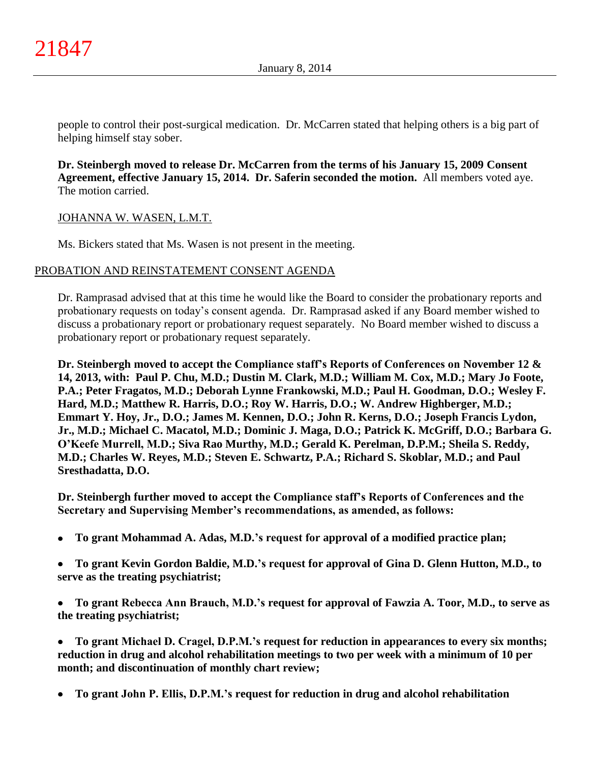people to control their post-surgical medication. Dr. McCarren stated that helping others is a big part of helping himself stay sober.

**Dr. Steinbergh moved to release Dr. McCarren from the terms of his January 15, 2009 Consent Agreement, effective January 15, 2014. Dr. Saferin seconded the motion.** All members voted aye. The motion carried.

JOHANNA W. WASEN, L.M.T.

Ms. Bickers stated that Ms. Wasen is not present in the meeting.

## PROBATION AND REINSTATEMENT CONSENT AGENDA

Dr. Ramprasad advised that at this time he would like the Board to consider the probationary reports and probationary requests on today's consent agenda. Dr. Ramprasad asked if any Board member wished to discuss a probationary report or probationary request separately. No Board member wished to discuss a probationary report or probationary request separately.

**Dr. Steinbergh moved to accept the Compliance staff's Reports of Conferences on November 12 & 14, 2013, with: Paul P. Chu, M.D.; Dustin M. Clark, M.D.; William M. Cox, M.D.; Mary Jo Foote, P.A.; Peter Fragatos, M.D.; Deborah Lynne Frankowski, M.D.; Paul H. Goodman, D.O.; Wesley F. Hard, M.D.; Matthew R. Harris, D.O.; Roy W. Harris, D.O.; W. Andrew Highberger, M.D.; Emmart Y. Hoy, Jr., D.O.; James M. Kennen, D.O.; John R. Kerns, D.O.; Joseph Francis Lydon, Jr., M.D.; Michael C. Macatol, M.D.; Dominic J. Maga, D.O.; Patrick K. McGriff, D.O.; Barbara G. O'Keefe Murrell, M.D.; Siva Rao Murthy, M.D.; Gerald K. Perelman, D.P.M.; Sheila S. Reddy, M.D.; Charles W. Reyes, M.D.; Steven E. Schwartz, P.A.; Richard S. Skoblar, M.D.; and Paul Sresthadatta, D.O.**

**Dr. Steinbergh further moved to accept the Compliance staff's Reports of Conferences and the Secretary and Supervising Member's recommendations, as amended, as follows:**

- **To grant Mohammad A. Adas, M.D.'s request for approval of a modified practice plan;**
- **To grant Kevin Gordon Baldie, M.D.'s request for approval of Gina D. Glenn Hutton, M.D., to serve as the treating psychiatrist;**
- **To grant Rebecca Ann Brauch, M.D.'s request for approval of Fawzia A. Toor, M.D., to serve as the treating psychiatrist;**
- **To grant Michael D. Cragel, D.P.M.'s request for reduction in appearances to every six months; reduction in drug and alcohol rehabilitation meetings to two per week with a minimum of 10 per month; and discontinuation of monthly chart review;**
- **To grant John P. Ellis, D.P.M.'s request for reduction in drug and alcohol rehabilitation**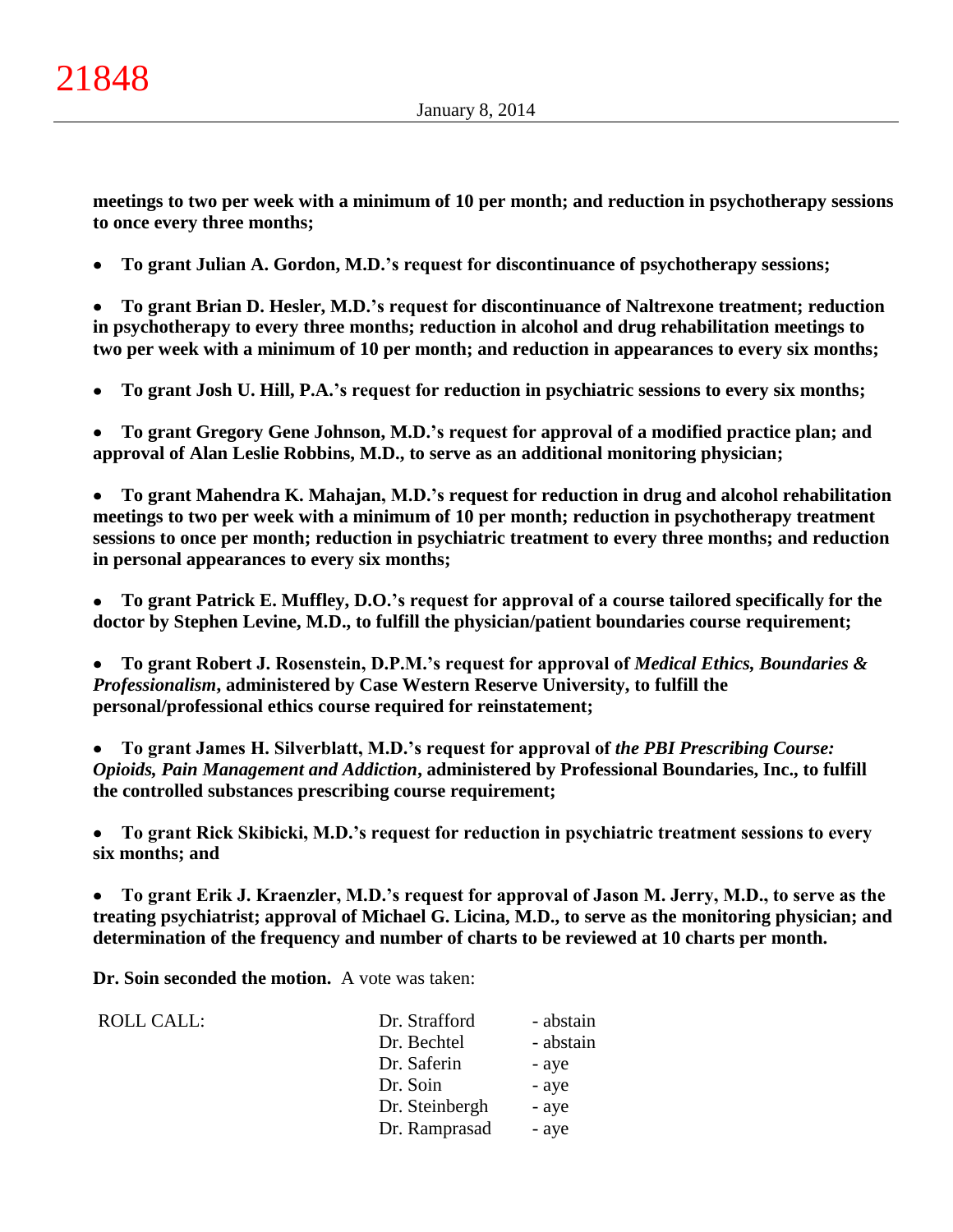**meetings to two per week with a minimum of 10 per month; and reduction in psychotherapy sessions to once every three months;**

- **To grant Julian A. Gordon, M.D.'s request for discontinuance of psychotherapy sessions;**

- **To grant Brian D. Hesler, M.D.'s request for discontinuance of Naltrexone treatment; reduction in psychotherapy to every three months; reduction in alcohol and drug rehabilitation meetings to two per week with a minimum of 10 per month; and reduction in appearances to every six months;**

- **To grant Josh U. Hill, P.A.'s request for reduction in psychiatric sessions to every six months;**

- **To grant Gregory Gene Johnson, M.D.'s request for approval of a modified practice plan; and approval of Alan Leslie Robbins, M.D., to serve as an additional monitoring physician;**

- **To grant Mahendra K. Mahajan, M.D.'s request for reduction in drug and alcohol rehabilitation meetings to two per week with a minimum of 10 per month; reduction in psychotherapy treatment sessions to once per month; reduction in psychiatric treatment to every three months; and reduction in personal appearances to every six months;**

- **To grant Patrick E. Muffley, D.O.'s request for approval of a course tailored specifically for the doctor by Stephen Levine, M.D., to fulfill the physician/patient boundaries course requirement;**

- **To grant Robert J. Rosenstein, D.P.M.'s request for approval of *Medical Ethics, Boundaries & Professionalism*, administered by Case Western Reserve University, to fulfill the personal/professional ethics course required for reinstatement;**

- **To grant James H. Silverblatt, M.D.'s request for approval of *the PBI Prescribing Course: Opioids, Pain Management and Addiction*, administered by Professional Boundaries, Inc., to fulfill the controlled substances prescribing course requirement;**

- **To grant Rick Skibicki, M.D.'s request for reduction in psychiatric treatment sessions to every six months; and**

- **To grant Erik J. Kraenzler, M.D.'s request for approval of Jason M. Jerry, M.D., to serve as the treating psychiatrist; approval of Michael G. Licina, M.D., to serve as the monitoring physician; and determination of the frequency and number of charts to be reviewed at 10 charts per month.**

**Dr. Soin seconded the motion.** A vote was taken:

| ROLL CALL: | Dr. Strafford | - abstain |
|---|---|---|
| | Dr. Bechtel | - abstain |
| | Dr. Saferin | - aye |
| | Dr. Soin | - aye |
| | Dr. Steinbergh | - aye |
| | Dr. Ramprasad | - aye |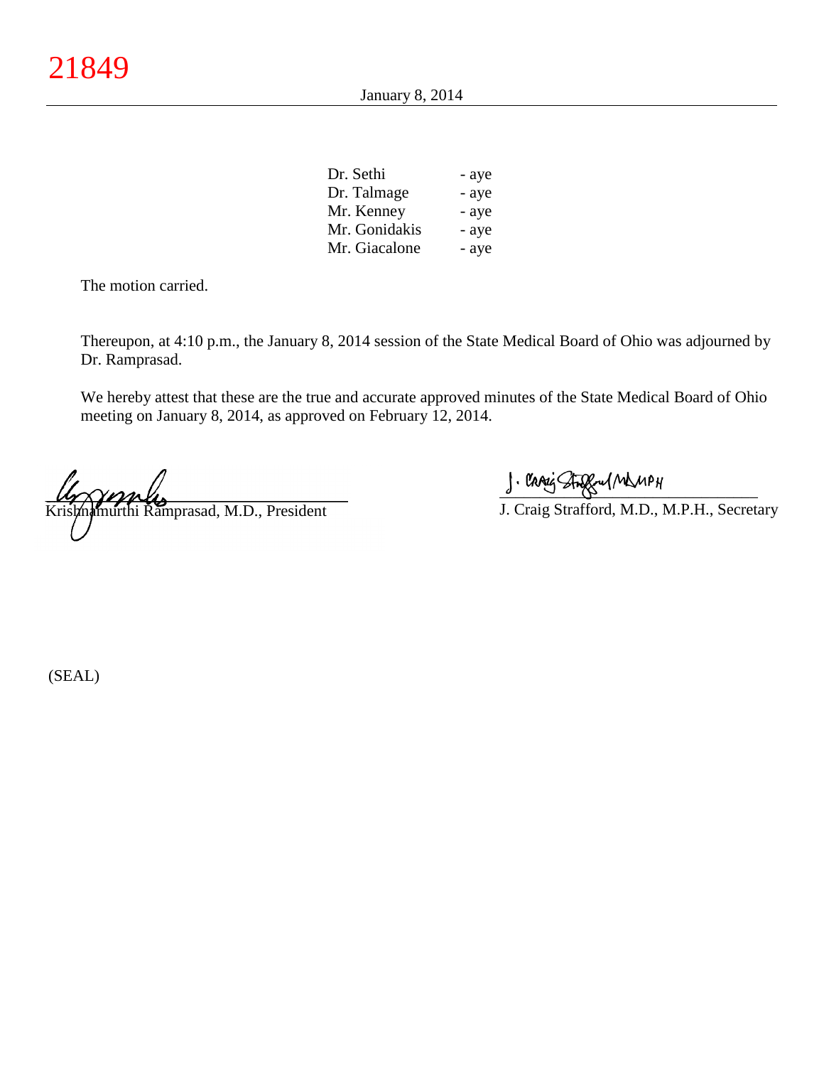| | |
|---|---|
| Dr. Sethi | - aye |
| Dr. Talmage | - aye |
| Mr. Kenney | - aye |
| Mr. Gonidakis | - aye |
| Mr. Giacalone | - aye |

The motion carried.

Thereupon, at 4:10 p.m., the January 8, 2014 session of the State Medical Board of Ohio was adjourned by Dr. Ramprasad.

We hereby attest that these are the true and accurate approved minutes of the State Medical Board of Ohio meeting on January 8, 2014, as approved on February 12, 2014.

Krishnamurthi Ramprasad, M.D., President

J. Craig Strafford, M.D., M.P.H., Secretary

(SEAL)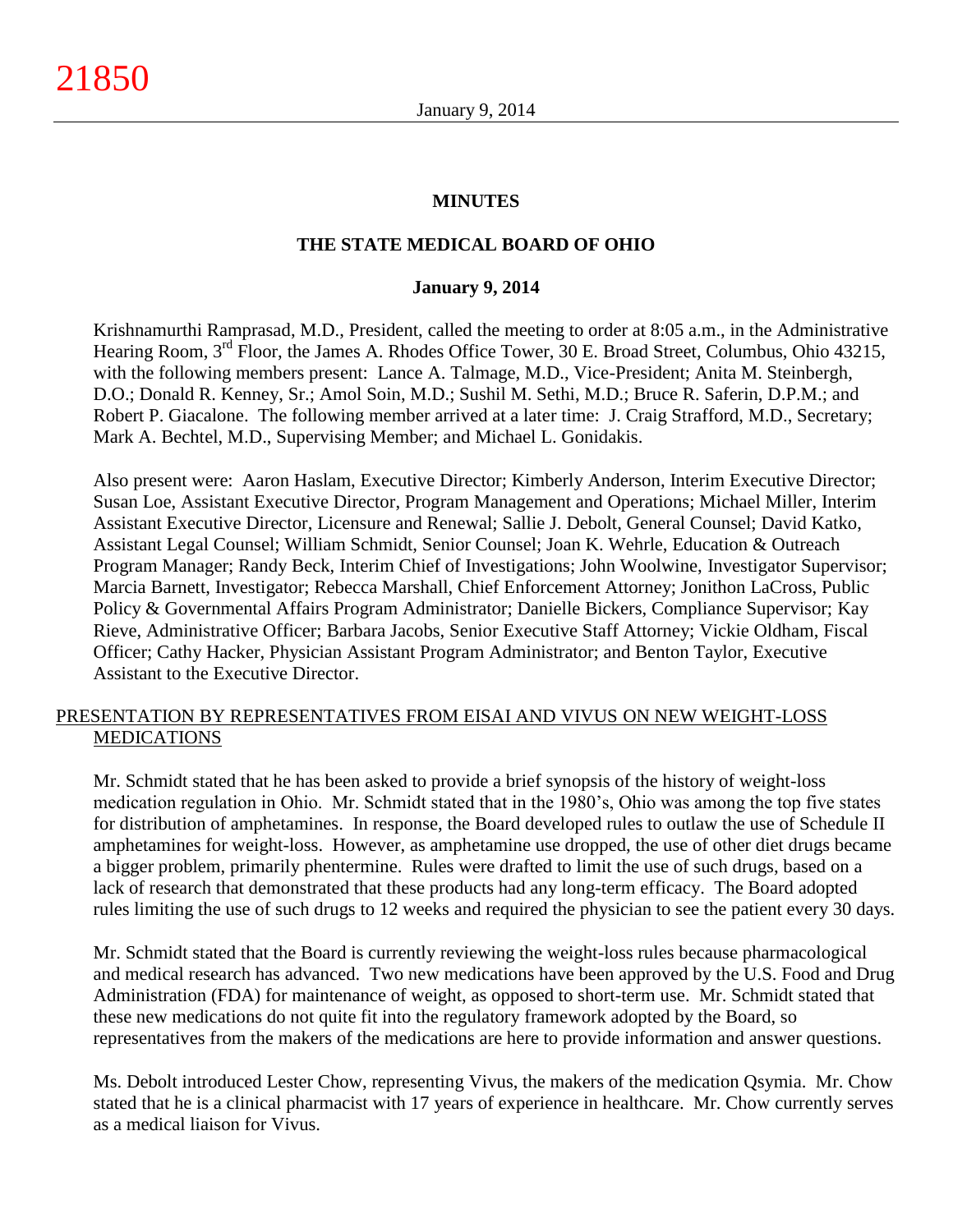# MINUTES

## THE STATE MEDICAL BOARD OF OHIO

### January 9, 2014

Krishnamurthi Ramprasad, M.D., President, called the meeting to order at 8:05 a.m., in the Administrative Hearing Room, 3rd Floor, the James A. Rhodes Office Tower, 30 E. Broad Street, Columbus, Ohio 43215, with the following members present: Lance A. Talmage, M.D., Vice-President; Anita M. Steinbergh, D.O.; Donald R. Kenney, Sr.; Amol Soin, M.D.; Sushil M. Sethi, M.D.; Bruce R. Saferin, D.P.M.; and Robert P. Giacalone. The following member arrived at a later time: J. Craig Strafford, M.D., Secretary; Mark A. Bechtel, M.D., Supervising Member; and Michael L. Gonidakis.

Also present were: Aaron Haslam, Executive Director; Kimberly Anderson, Interim Executive Director; Susan Loe, Assistant Executive Director, Program Management and Operations; Michael Miller, Interim Assistant Executive Director, Licensure and Renewal; Sallie J. Debolt, General Counsel; David Katko, Assistant Legal Counsel; William Schmidt, Senior Counsel; Joan K. Wehrle, Education & Outreach Program Manager; Randy Beck, Interim Chief of Investigations; John Woolwine, Investigator Supervisor; Marcia Barnett, Investigator; Rebecca Marshall, Chief Enforcement Attorney; Jonithon LaCross, Public Policy & Governmental Affairs Program Administrator; Danielle Bickers, Compliance Supervisor; Kay Rieve, Administrative Officer; Barbara Jacobs, Senior Executive Staff Attorney; Vickie Oldham, Fiscal Officer; Cathy Hacker, Physician Assistant Program Administrator; and Benton Taylor, Executive Assistant to the Executive Director.

## PRESENTATION BY REPRESENTATIVES FROM EISAI AND VIVUS ON NEW WEIGHT-LOSS MEDICATIONS

Mr. Schmidt stated that he has been asked to provide a brief synopsis of the history of weight-loss medication regulation in Ohio. Mr. Schmidt stated that in the 1980's, Ohio was among the top five states for distribution of amphetamines. In response, the Board developed rules to outlaw the use of Schedule II amphetamines for weight-loss. However, as amphetamine use dropped, the use of other diet drugs became a bigger problem, primarily phentermine. Rules were drafted to limit the use of such drugs, based on a lack of research that demonstrated that these products had any long-term efficacy. The Board adopted rules limiting the use of such drugs to 12 weeks and required the physician to see the patient every 30 days.

Mr. Schmidt stated that the Board is currently reviewing the weight-loss rules because pharmacological and medical research has advanced. Two new medications have been approved by the U.S. Food and Drug Administration (FDA) for maintenance of weight, as opposed to short-term use. Mr. Schmidt stated that these new medications do not quite fit into the regulatory framework adopted by the Board, so representatives from the makers of the medications are here to provide information and answer questions.

Ms. Debolt introduced Lester Chow, representing Vivus, the makers of the medication Qsymia. Mr. Chow stated that he is a clinical pharmacist with 17 years of experience in healthcare. Mr. Chow currently serves as a medical liaison for Vivus.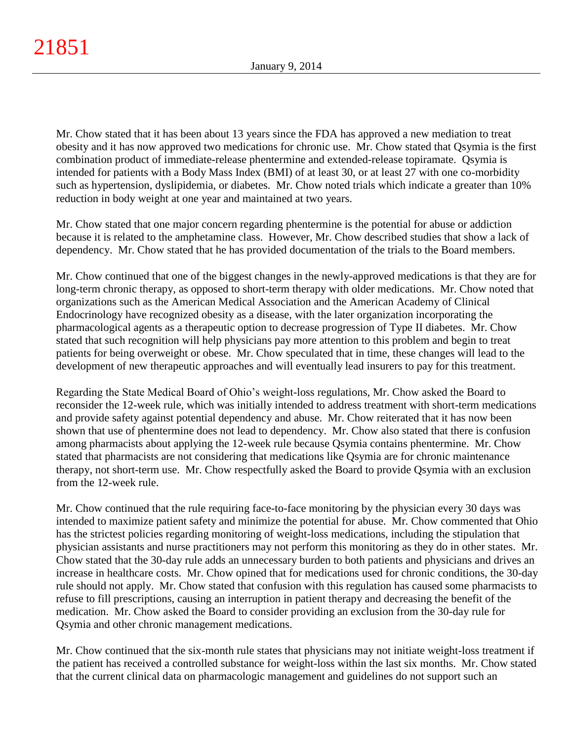Mr. Chow stated that it has been about 13 years since the FDA has approved a new mediation to treat obesity and it has now approved two medications for chronic use. Mr. Chow stated that Qsymia is the first combination product of immediate-release phentermine and extended-release topiramate. Qsymia is intended for patients with a Body Mass Index (BMI) of at least 30, or at least 27 with one co-morbidity such as hypertension, dyslipidemia, or diabetes. Mr. Chow noted trials which indicate a greater than 10% reduction in body weight at one year and maintained at two years.

Mr. Chow stated that one major concern regarding phentermine is the potential for abuse or addiction because it is related to the amphetamine class. However, Mr. Chow described studies that show a lack of dependency. Mr. Chow stated that he has provided documentation of the trials to the Board members.

Mr. Chow continued that one of the biggest changes in the newly-approved medications is that they are for long-term chronic therapy, as opposed to short-term therapy with older medications. Mr. Chow noted that organizations such as the American Medical Association and the American Academy of Clinical Endocrinology have recognized obesity as a disease, with the later organization incorporating the pharmacological agents as a therapeutic option to decrease progression of Type II diabetes. Mr. Chow stated that such recognition will help physicians pay more attention to this problem and begin to treat patients for being overweight or obese. Mr. Chow speculated that in time, these changes will lead to the development of new therapeutic approaches and will eventually lead insurers to pay for this treatment.

Regarding the State Medical Board of Ohio's weight-loss regulations, Mr. Chow asked the Board to reconsider the 12-week rule, which was initially intended to address treatment with short-term medications and provide safety against potential dependency and abuse. Mr. Chow reiterated that it has now been shown that use of phentermine does not lead to dependency. Mr. Chow also stated that there is confusion among pharmacists about applying the 12-week rule because Qsymia contains phentermine. Mr. Chow stated that pharmacists are not considering that medications like Qsymia are for chronic maintenance therapy, not short-term use. Mr. Chow respectfully asked the Board to provide Qsymia with an exclusion from the 12-week rule.

Mr. Chow continued that the rule requiring face-to-face monitoring by the physician every 30 days was intended to maximize patient safety and minimize the potential for abuse. Mr. Chow commented that Ohio has the strictest policies regarding monitoring of weight-loss medications, including the stipulation that physician assistants and nurse practitioners may not perform this monitoring as they do in other states. Mr. Chow stated that the 30-day rule adds an unnecessary burden to both patients and physicians and drives an increase in healthcare costs. Mr. Chow opined that for medications used for chronic conditions, the 30-day rule should not apply. Mr. Chow stated that confusion with this regulation has caused some pharmacists to refuse to fill prescriptions, causing an interruption in patient therapy and decreasing the benefit of the medication. Mr. Chow asked the Board to consider providing an exclusion from the 30-day rule for Qsymia and other chronic management medications.

Mr. Chow continued that the six-month rule states that physicians may not initiate weight-loss treatment if the patient has received a controlled substance for weight-loss within the last six months. Mr. Chow stated that the current clinical data on pharmacologic management and guidelines do not support such an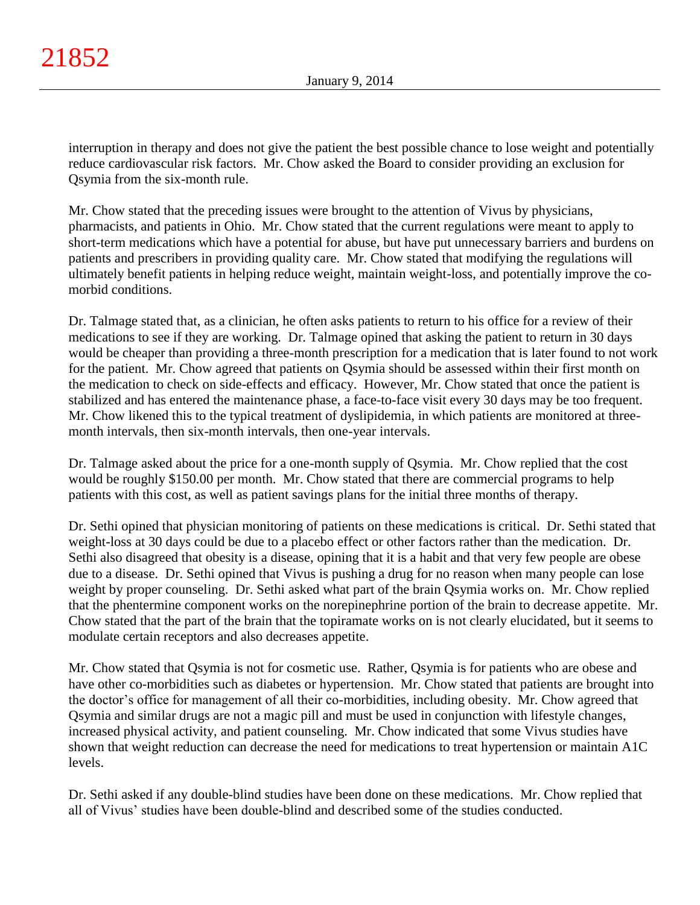interruption in therapy and does not give the patient the best possible chance to lose weight and potentially reduce cardiovascular risk factors. Mr. Chow asked the Board to consider providing an exclusion for Qsymia from the six-month rule.

Mr. Chow stated that the preceding issues were brought to the attention of Vivus by physicians, pharmacists, and patients in Ohio. Mr. Chow stated that the current regulations were meant to apply to short-term medications which have a potential for abuse, but have put unnecessary barriers and burdens on patients and prescribers in providing quality care. Mr. Chow stated that modifying the regulations will ultimately benefit patients in helping reduce weight, maintain weight-loss, and potentially improve the co-morbid conditions.

Dr. Talmage stated that, as a clinician, he often asks patients to return to his office for a review of their medications to see if they are working. Dr. Talmage opined that asking the patient to return in 30 days would be cheaper than providing a three-month prescription for a medication that is later found to not work for the patient. Mr. Chow agreed that patients on Qsymia should be assessed within their first month on the medication to check on side-effects and efficacy. However, Mr. Chow stated that once the patient is stabilized and has entered the maintenance phase, a face-to-face visit every 30 days may be too frequent. Mr. Chow likened this to the typical treatment of dyslipidemia, in which patients are monitored at three-month intervals, then six-month intervals, then one-year intervals.

Dr. Talmage asked about the price for a one-month supply of Qsymia. Mr. Chow replied that the cost would be roughly $150.00 per month. Mr. Chow stated that there are commercial programs to help patients with this cost, as well as patient savings plans for the initial three months of therapy.

Dr. Sethi opined that physician monitoring of patients on these medications is critical. Dr. Sethi stated that weight-loss at 30 days could be due to a placebo effect or other factors rather than the medication. Dr. Sethi also disagreed that obesity is a disease, opining that it is a habit and that very few people are obese due to a disease. Dr. Sethi opined that Vivus is pushing a drug for no reason when many people can lose weight by proper counseling. Dr. Sethi asked what part of the brain Qsymia works on. Mr. Chow replied that the phentermine component works on the norepinephrine portion of the brain to decrease appetite. Mr. Chow stated that the part of the brain that the topiramate works on is not clearly elucidated, but it seems to modulate certain receptors and also decreases appetite.

Mr. Chow stated that Qsymia is not for cosmetic use. Rather, Qsymia is for patients who are obese and have other co-morbidities such as diabetes or hypertension. Mr. Chow stated that patients are brought into the doctor's office for management of all their co-morbidities, including obesity. Mr. Chow agreed that Qsymia and similar drugs are not a magic pill and must be used in conjunction with lifestyle changes, increased physical activity, and patient counseling. Mr. Chow indicated that some Vivus studies have shown that weight reduction can decrease the need for medications to treat hypertension or maintain A1C levels.

Dr. Sethi asked if any double-blind studies have been done on these medications. Mr. Chow replied that all of Vivus' studies have been double-blind and described some of the studies conducted.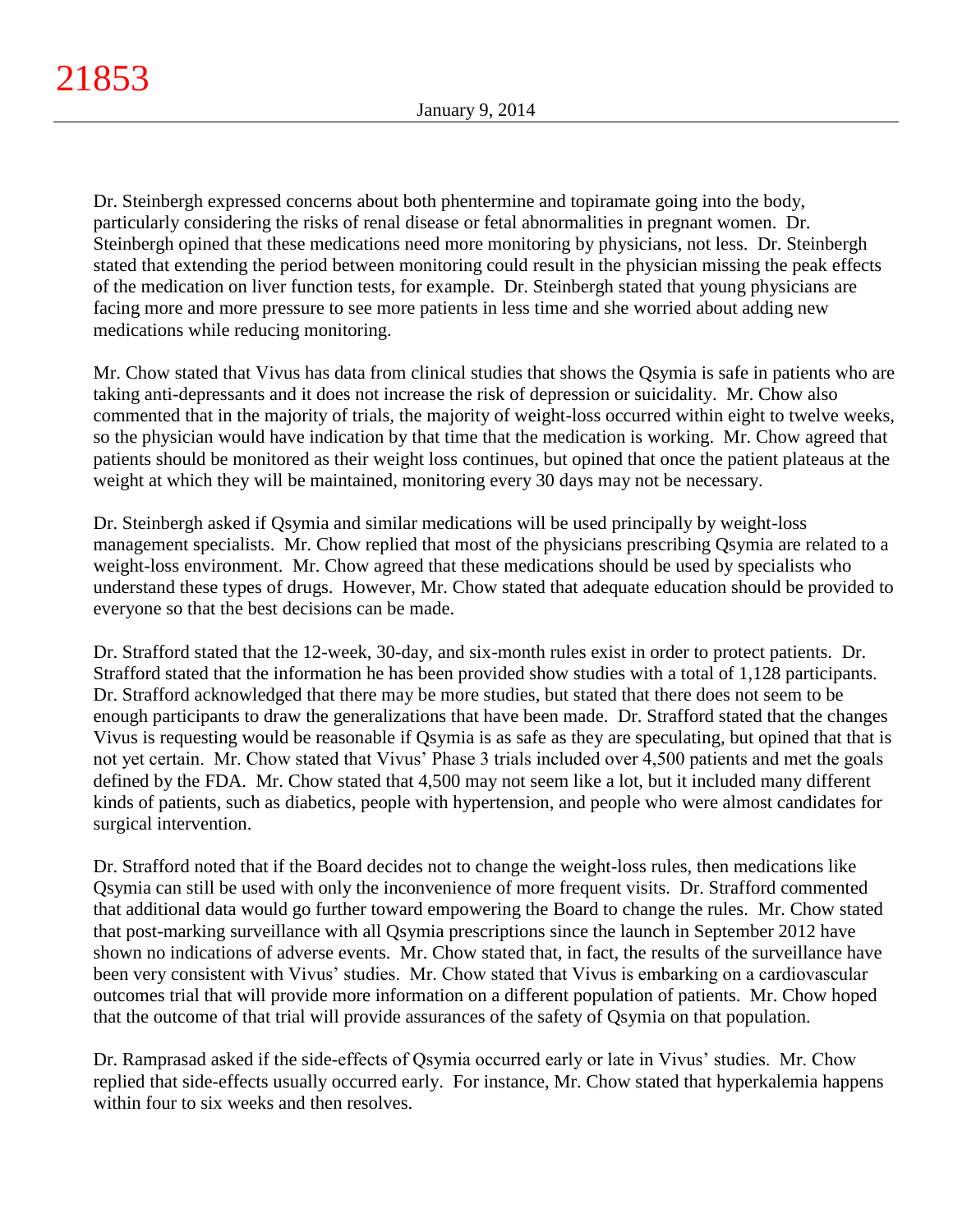Dr. Steinbergh expressed concerns about both phentermine and topiramate going into the body, particularly considering the risks of renal disease or fetal abnormalities in pregnant women. Dr. Steinbergh opined that these medications need more monitoring by physicians, not less. Dr. Steinbergh stated that extending the period between monitoring could result in the physician missing the peak effects of the medication on liver function tests, for example. Dr. Steinbergh stated that young physicians are facing more and more pressure to see more patients in less time and she worried about adding new medications while reducing monitoring.

Mr. Chow stated that Vivus has data from clinical studies that shows the Qsymia is safe in patients who are taking anti-depressants and it does not increase the risk of depression or suicidality. Mr. Chow also commented that in the majority of trials, the majority of weight-loss occurred within eight to twelve weeks, so the physician would have indication by that time that the medication is working. Mr. Chow agreed that patients should be monitored as their weight loss continues, but opined that once the patient plateaus at the weight at which they will be maintained, monitoring every 30 days may not be necessary.

Dr. Steinbergh asked if Qsymia and similar medications will be used principally by weight-loss management specialists. Mr. Chow replied that most of the physicians prescribing Qsymia are related to a weight-loss environment. Mr. Chow agreed that these medications should be used by specialists who understand these types of drugs. However, Mr. Chow stated that adequate education should be provided to everyone so that the best decisions can be made.

Dr. Strafford stated that the 12-week, 30-day, and six-month rules exist in order to protect patients. Dr. Strafford stated that the information he has been provided show studies with a total of 1,128 participants. Dr. Strafford acknowledged that there may be more studies, but stated that there does not seem to be enough participants to draw the generalizations that have been made. Dr. Strafford stated that the changes Vivus is requesting would be reasonable if Qsymia is as safe as they are speculating, but opined that that is not yet certain. Mr. Chow stated that Vivus' Phase 3 trials included over 4,500 patients and met the goals defined by the FDA. Mr. Chow stated that 4,500 may not seem like a lot, but it included many different kinds of patients, such as diabetics, people with hypertension, and people who were almost candidates for surgical intervention.

Dr. Strafford noted that if the Board decides not to change the weight-loss rules, then medications like Qsymia can still be used with only the inconvenience of more frequent visits. Dr. Strafford commented that additional data would go further toward empowering the Board to change the rules. Mr. Chow stated that post-marking surveillance with all Qsymia prescriptions since the launch in September 2012 have shown no indications of adverse events. Mr. Chow stated that, in fact, the results of the surveillance have been very consistent with Vivus' studies. Mr. Chow stated that Vivus is embarking on a cardiovascular outcomes trial that will provide more information on a different population of patients. Mr. Chow hoped that the outcome of that trial will provide assurances of the safety of Qsymia on that population.

Dr. Ramprasad asked if the side-effects of Qsymia occurred early or late in Vivus' studies. Mr. Chow replied that side-effects usually occurred early. For instance, Mr. Chow stated that hyperkalemia happens within four to six weeks and then resolves.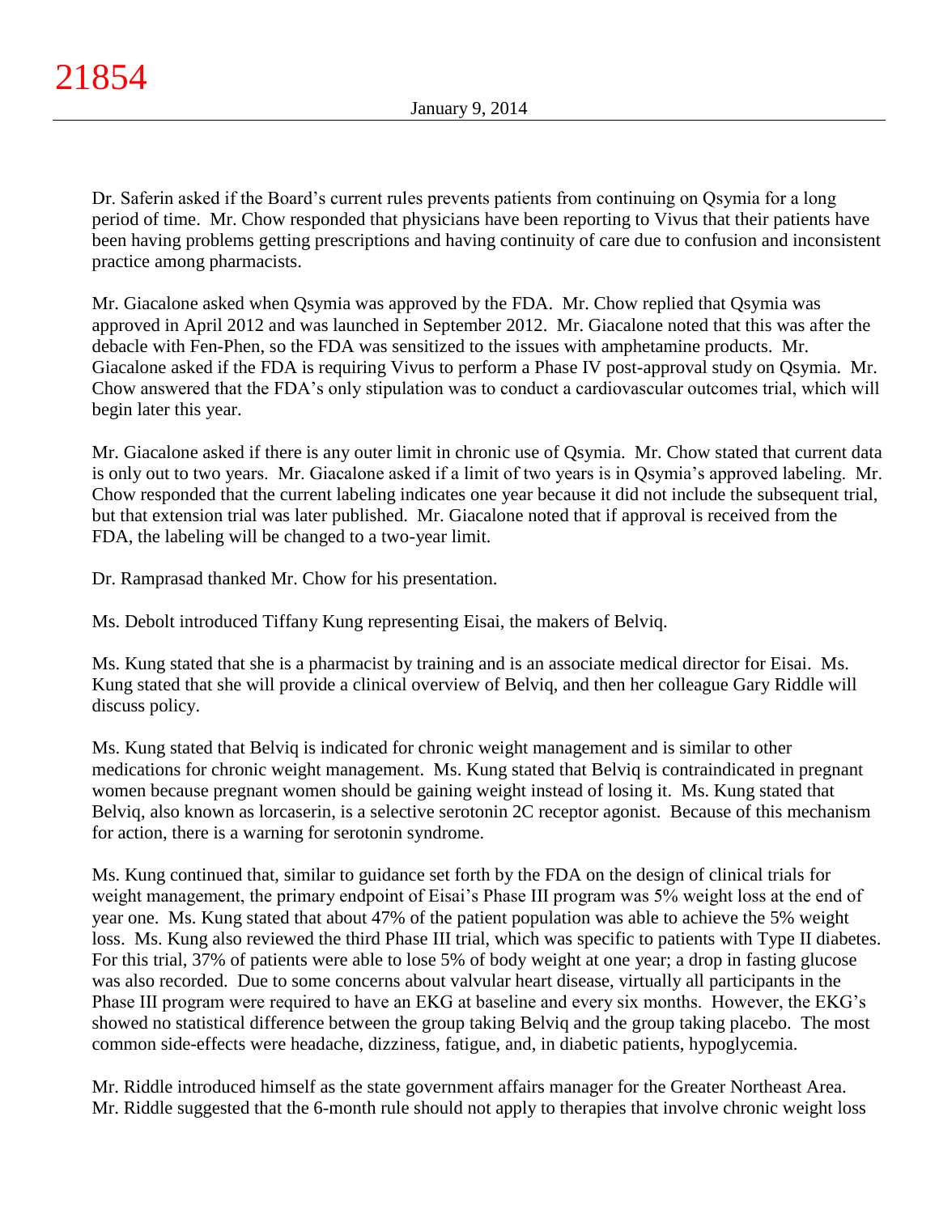Dr. Saferin asked if the Board's current rules prevents patients from continuing on Qsymia for a long period of time. Mr. Chow responded that physicians have been reporting to Vivus that their patients have been having problems getting prescriptions and having continuity of care due to confusion and inconsistent practice among pharmacists.

Mr. Giacalone asked when Qsymia was approved by the FDA. Mr. Chow replied that Qsymia was approved in April 2012 and was launched in September 2012. Mr. Giacalone noted that this was after the debacle with Fen-Phen, so the FDA was sensitized to the issues with amphetamine products. Mr. Giacalone asked if the FDA is requiring Vivus to perform a Phase IV post-approval study on Qsymia. Mr. Chow answered that the FDA's only stipulation was to conduct a cardiovascular outcomes trial, which will begin later this year.

Mr. Giacalone asked if there is any outer limit in chronic use of Qsymia. Mr. Chow stated that current data is only out to two years. Mr. Giacalone asked if a limit of two years is in Qsymia's approved labeling. Mr. Chow responded that the current labeling indicates one year because it did not include the subsequent trial, but that extension trial was later published. Mr. Giacalone noted that if approval is received from the FDA, the labeling will be changed to a two-year limit.

Dr. Ramprasad thanked Mr. Chow for his presentation.

Ms. Debolt introduced Tiffany Kung representing Eisai, the makers of Belviq.

Ms. Kung stated that she is a pharmacist by training and is an associate medical director for Eisai. Ms. Kung stated that she will provide a clinical overview of Belviq, and then her colleague Gary Riddle will discuss policy.

Ms. Kung stated that Belviq is indicated for chronic weight management and is similar to other medications for chronic weight management. Ms. Kung stated that Belviq is contraindicated in pregnant women because pregnant women should be gaining weight instead of losing it. Ms. Kung stated that Belviq, also known as lorcaserin, is a selective serotonin 2C receptor agonist. Because of this mechanism for action, there is a warning for serotonin syndrome.

Ms. Kung continued that, similar to guidance set forth by the FDA on the design of clinical trials for weight management, the primary endpoint of Eisai's Phase III program was 5% weight loss at the end of year one. Ms. Kung stated that about 47% of the patient population was able to achieve the 5% weight loss. Ms. Kung also reviewed the third Phase III trial, which was specific to patients with Type II diabetes. For this trial, 37% of patients were able to lose 5% of body weight at one year; a drop in fasting glucose was also recorded. Due to some concerns about valvular heart disease, virtually all participants in the Phase III program were required to have an EKG at baseline and every six months. However, the EKG's showed no statistical difference between the group taking Belviq and the group taking placebo. The most common side-effects were headache, dizziness, fatigue, and, in diabetic patients, hypoglycemia.

Mr. Riddle introduced himself as the state government affairs manager for the Greater Northeast Area. Mr. Riddle suggested that the 6-month rule should not apply to therapies that involve chronic weight loss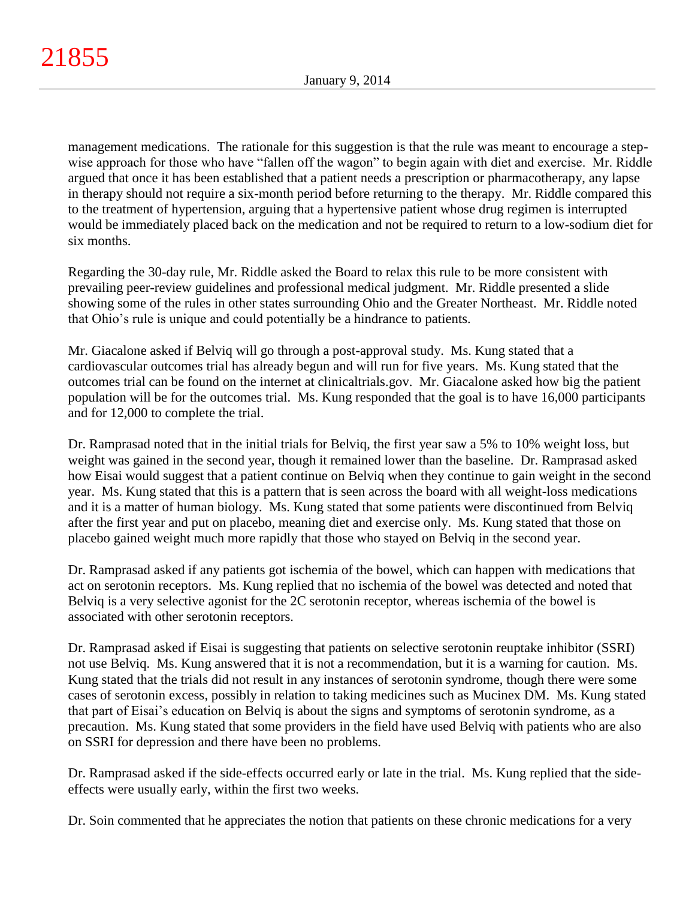management medications. The rationale for this suggestion is that the rule was meant to encourage a step-wise approach for those who have "fallen off the wagon" to begin again with diet and exercise. Mr. Riddle argued that once it has been established that a patient needs a prescription or pharmacotherapy, any lapse in therapy should not require a six-month period before returning to the therapy. Mr. Riddle compared this to the treatment of hypertension, arguing that a hypertensive patient whose drug regimen is interrupted would be immediately placed back on the medication and not be required to return to a low-sodium diet for six months.

Regarding the 30-day rule, Mr. Riddle asked the Board to relax this rule to be more consistent with prevailing peer-review guidelines and professional medical judgment. Mr. Riddle presented a slide showing some of the rules in other states surrounding Ohio and the Greater Northeast. Mr. Riddle noted that Ohio's rule is unique and could potentially be a hindrance to patients.

Mr. Giacalone asked if Belviq will go through a post-approval study. Ms. Kung stated that a cardiovascular outcomes trial has already begun and will run for five years. Ms. Kung stated that the outcomes trial can be found on the internet at clinicaltrials.gov. Mr. Giacalone asked how big the patient population will be for the outcomes trial. Ms. Kung responded that the goal is to have 16,000 participants and for 12,000 to complete the trial.

Dr. Ramprasad noted that in the initial trials for Belviq, the first year saw a 5% to 10% weight loss, but weight was gained in the second year, though it remained lower than the baseline. Dr. Ramprasad asked how Eisai would suggest that a patient continue on Belviq when they continue to gain weight in the second year. Ms. Kung stated that this is a pattern that is seen across the board with all weight-loss medications and it is a matter of human biology. Ms. Kung stated that some patients were discontinued from Belviq after the first year and put on placebo, meaning diet and exercise only. Ms. Kung stated that those on placebo gained weight much more rapidly that those who stayed on Belviq in the second year.

Dr. Ramprasad asked if any patients got ischemia of the bowel, which can happen with medications that act on serotonin receptors. Ms. Kung replied that no ischemia of the bowel was detected and noted that Belviq is a very selective agonist for the 2C serotonin receptor, whereas ischemia of the bowel is associated with other serotonin receptors.

Dr. Ramprasad asked if Eisai is suggesting that patients on selective serotonin reuptake inhibitor (SSRI) not use Belviq. Ms. Kung answered that it is not a recommendation, but it is a warning for caution. Ms. Kung stated that the trials did not result in any instances of serotonin syndrome, though there were some cases of serotonin excess, possibly in relation to taking medicines such as Mucinex DM. Ms. Kung stated that part of Eisai's education on Belviq is about the signs and symptoms of serotonin syndrome, as a precaution. Ms. Kung stated that some providers in the field have used Belviq with patients who are also on SSRI for depression and there have been no problems.

Dr. Ramprasad asked if the side-effects occurred early or late in the trial. Ms. Kung replied that the side-effects were usually early, within the first two weeks.

Dr. Soin commented that he appreciates the notion that patients on these chronic medications for a very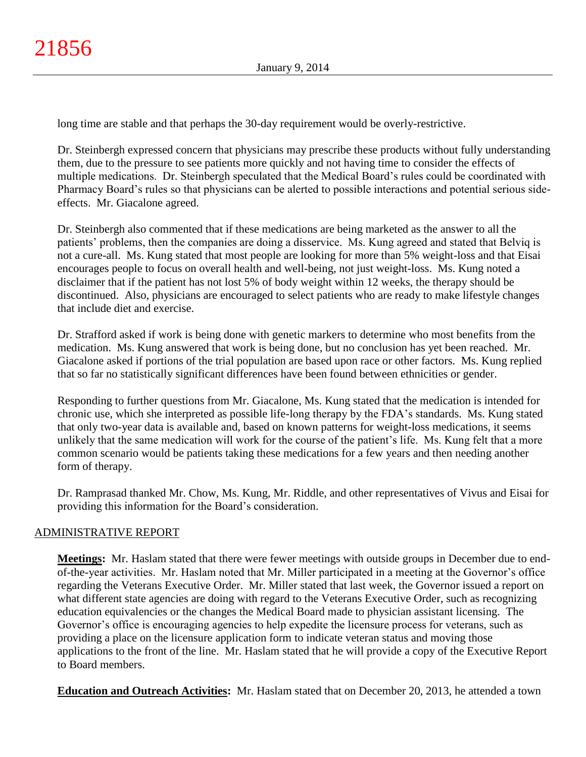long time are stable and that perhaps the 30-day requirement would be overly-restrictive.

Dr. Steinbergh expressed concern that physicians may prescribe these products without fully understanding them, due to the pressure to see patients more quickly and not having time to consider the effects of multiple medications. Dr. Steinbergh speculated that the Medical Board's rules could be coordinated with Pharmacy Board's rules so that physicians can be alerted to possible interactions and potential serious side-effects. Mr. Giacalone agreed.

Dr. Steinbergh also commented that if these medications are being marketed as the answer to all the patients' problems, then the companies are doing a disservice. Ms. Kung agreed and stated that Belviq is not a cure-all. Ms. Kung stated that most people are looking for more than 5% weight-loss and that Eisai encourages people to focus on overall health and well-being, not just weight-loss. Ms. Kung noted a disclaimer that if the patient has not lost 5% of body weight within 12 weeks, the therapy should be discontinued. Also, physicians are encouraged to select patients who are ready to make lifestyle changes that include diet and exercise.

Dr. Strafford asked if work is being done with genetic markers to determine who most benefits from the medication. Ms. Kung answered that work is being done, but no conclusion has yet been reached. Mr. Giacalone asked if portions of the trial population are based upon race or other factors. Ms. Kung replied that so far no statistically significant differences have been found between ethnicities or gender.

Responding to further questions from Mr. Giacalone, Ms. Kung stated that the medication is intended for chronic use, which she interpreted as possible life-long therapy by the FDA's standards. Ms. Kung stated that only two-year data is available and, based on known patterns for weight-loss medications, it seems unlikely that the same medication will work for the course of the patient's life. Ms. Kung felt that a more common scenario would be patients taking these medications for a few years and then needing another form of therapy.

Dr. Ramprasad thanked Mr. Chow, Ms. Kung, Mr. Riddle, and other representatives of Vivus and Eisai for providing this information for the Board's consideration.

## ADMINISTRATIVE REPORT

**Meetings:** Mr. Haslam stated that there were fewer meetings with outside groups in December due to end-of-the-year activities. Mr. Haslam noted that Mr. Miller participated in a meeting at the Governor's office regarding the Veterans Executive Order. Mr. Miller stated that last week, the Governor issued a report on what different state agencies are doing with regard to the Veterans Executive Order, such as recognizing education equivalencies or the changes the Medical Board made to physician assistant licensing. The Governor's office is encouraging agencies to help expedite the licensure process for veterans, such as providing a place on the licensure application form to indicate veteran status and moving those applications to the front of the line. Mr. Haslam stated that he will provide a copy of the Executive Report to Board members.

**Education and Outreach Activities:** Mr. Haslam stated that on December 20, 2013, he attended a town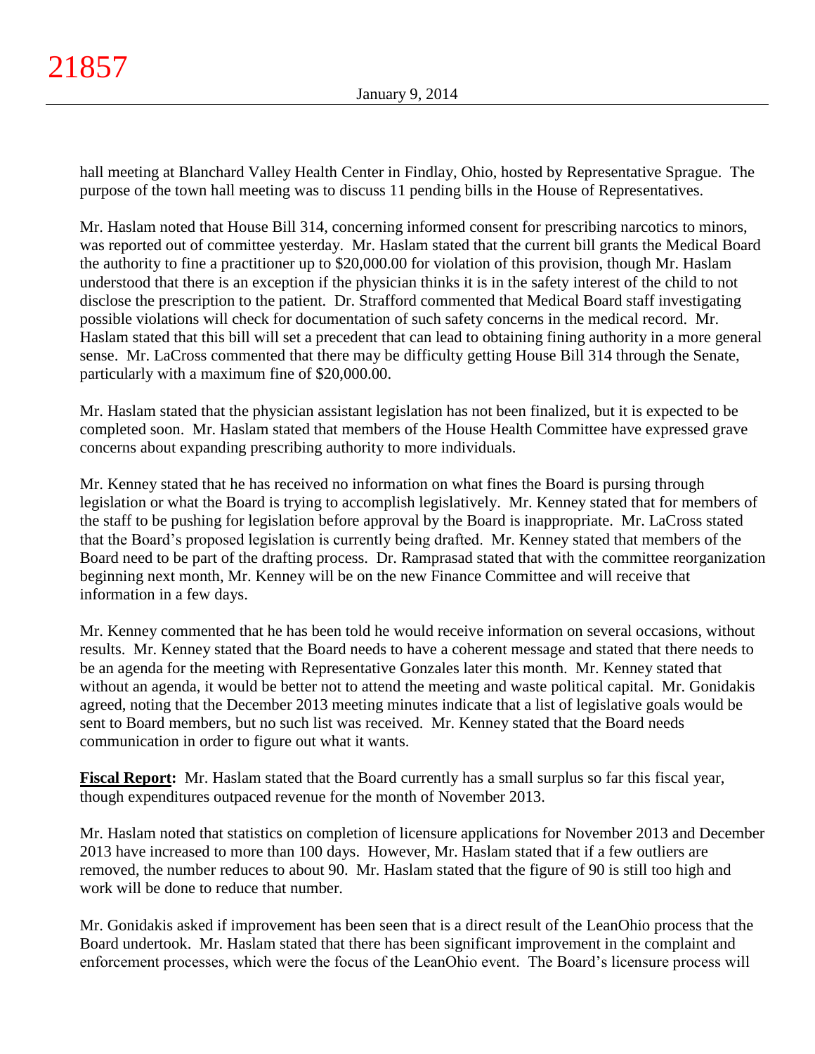hall meeting at Blanchard Valley Health Center in Findlay, Ohio, hosted by Representative Sprague. The purpose of the town hall meeting was to discuss 11 pending bills in the House of Representatives.

Mr. Haslam noted that House Bill 314, concerning informed consent for prescribing narcotics to minors, was reported out of committee yesterday. Mr. Haslam stated that the current bill grants the Medical Board the authority to fine a practitioner up to $20,000.00 for violation of this provision, though Mr. Haslam understood that there is an exception if the physician thinks it is in the safety interest of the child to not disclose the prescription to the patient. Dr. Strafford commented that Medical Board staff investigating possible violations will check for documentation of such safety concerns in the medical record. Mr. Haslam stated that this bill will set a precedent that can lead to obtaining fining authority in a more general sense. Mr. LaCross commented that there may be difficulty getting House Bill 314 through the Senate, particularly with a maximum fine of $20,000.00.

Mr. Haslam stated that the physician assistant legislation has not been finalized, but it is expected to be completed soon. Mr. Haslam stated that members of the House Health Committee have expressed grave concerns about expanding prescribing authority to more individuals.

Mr. Kenney stated that he has received no information on what fines the Board is pursing through legislation or what the Board is trying to accomplish legislatively. Mr. Kenney stated that for members of the staff to be pushing for legislation before approval by the Board is inappropriate. Mr. LaCross stated that the Board's proposed legislation is currently being drafted. Mr. Kenney stated that members of the Board need to be part of the drafting process. Dr. Ramprasad stated that with the committee reorganization beginning next month, Mr. Kenney will be on the new Finance Committee and will receive that information in a few days.

Mr. Kenney commented that he has been told he would receive information on several occasions, without results. Mr. Kenney stated that the Board needs to have a coherent message and stated that there needs to be an agenda for the meeting with Representative Gonzales later this month. Mr. Kenney stated that without an agenda, it would be better not to attend the meeting and waste political capital. Mr. Gonidakis agreed, noting that the December 2013 meeting minutes indicate that a list of legislative goals would be sent to Board members, but no such list was received. Mr. Kenney stated that the Board needs communication in order to figure out what it wants.

**Fiscal Report:** Mr. Haslam stated that the Board currently has a small surplus so far this fiscal year, though expenditures outpaced revenue for the month of November 2013.

Mr. Haslam noted that statistics on completion of licensure applications for November 2013 and December 2013 have increased to more than 100 days. However, Mr. Haslam stated that if a few outliers are removed, the number reduces to about 90. Mr. Haslam stated that the figure of 90 is still too high and work will be done to reduce that number.

Mr. Gonidakis asked if improvement has been seen that is a direct result of the LeanOhio process that the Board undertook. Mr. Haslam stated that there has been significant improvement in the complaint and enforcement processes, which were the focus of the LeanOhio event. The Board's licensure process will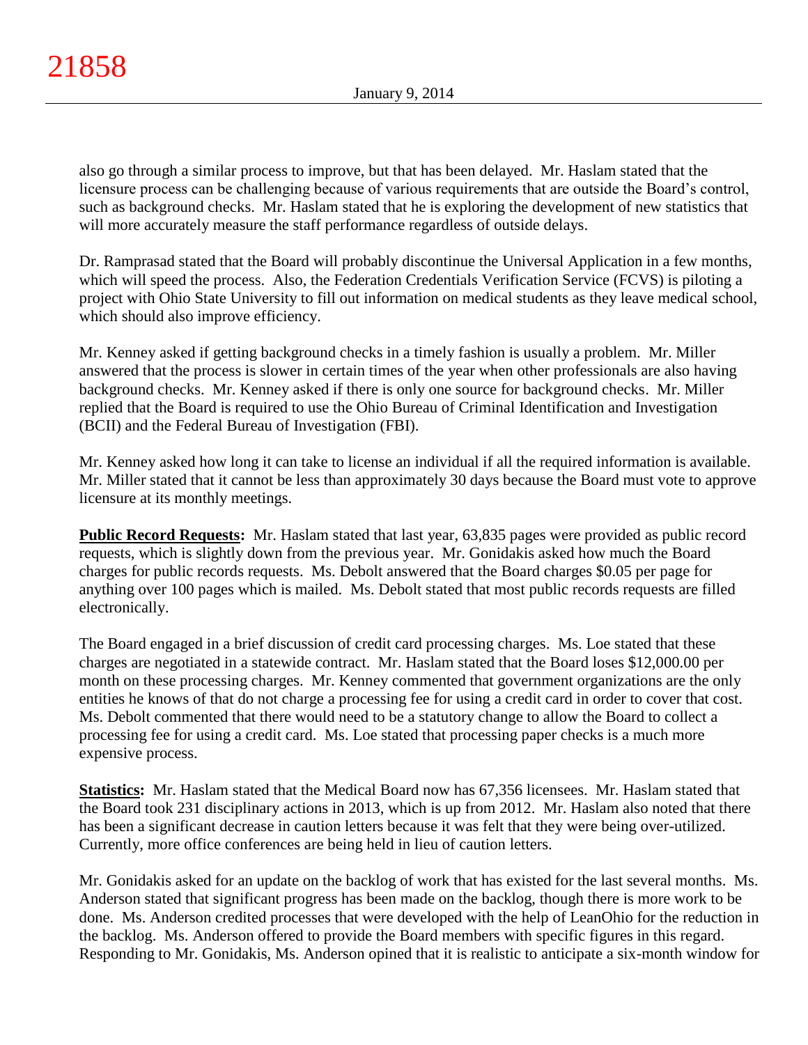also go through a similar process to improve, but that has been delayed. Mr. Haslam stated that the licensure process can be challenging because of various requirements that are outside the Board's control, such as background checks. Mr. Haslam stated that he is exploring the development of new statistics that will more accurately measure the staff performance regardless of outside delays.

Dr. Ramprasad stated that the Board will probably discontinue the Universal Application in a few months, which will speed the process. Also, the Federation Credentials Verification Service (FCVS) is piloting a project with Ohio State University to fill out information on medical students as they leave medical school, which should also improve efficiency.

Mr. Kenney asked if getting background checks in a timely fashion is usually a problem. Mr. Miller answered that the process is slower in certain times of the year when other professionals are also having background checks. Mr. Kenney asked if there is only one source for background checks. Mr. Miller replied that the Board is required to use the Ohio Bureau of Criminal Identification and Investigation (BCII) and the Federal Bureau of Investigation (FBI).

Mr. Kenney asked how long it can take to license an individual if all the required information is available. Mr. Miller stated that it cannot be less than approximately 30 days because the Board must vote to approve licensure at its monthly meetings.

**Public Record Requests:** Mr. Haslam stated that last year, 63,835 pages were provided as public record requests, which is slightly down from the previous year. Mr. Gonidakis asked how much the Board charges for public records requests. Ms. Debolt answered that the Board charges $0.05 per page for anything over 100 pages which is mailed. Ms. Debolt stated that most public records requests are filled electronically.

The Board engaged in a brief discussion of credit card processing charges. Ms. Loe stated that these charges are negotiated in a statewide contract. Mr. Haslam stated that the Board loses $12,000.00 per month on these processing charges. Mr. Kenney commented that government organizations are the only entities he knows of that do not charge a processing fee for using a credit card in order to cover that cost. Ms. Debolt commented that there would need to be a statutory change to allow the Board to collect a processing fee for using a credit card. Ms. Loe stated that processing paper checks is a much more expensive process.

**Statistics:** Mr. Haslam stated that the Medical Board now has 67,356 licensees. Mr. Haslam stated that the Board took 231 disciplinary actions in 2013, which is up from 2012. Mr. Haslam also noted that there has been a significant decrease in caution letters because it was felt that they were being over-utilized. Currently, more office conferences are being held in lieu of caution letters.

Mr. Gonidakis asked for an update on the backlog of work that has existed for the last several months. Ms. Anderson stated that significant progress has been made on the backlog, though there is more work to be done. Ms. Anderson credited processes that were developed with the help of LeanOhio for the reduction in the backlog. Ms. Anderson offered to provide the Board members with specific figures in this regard. Responding to Mr. Gonidakis, Ms. Anderson opined that it is realistic to anticipate a six-month window for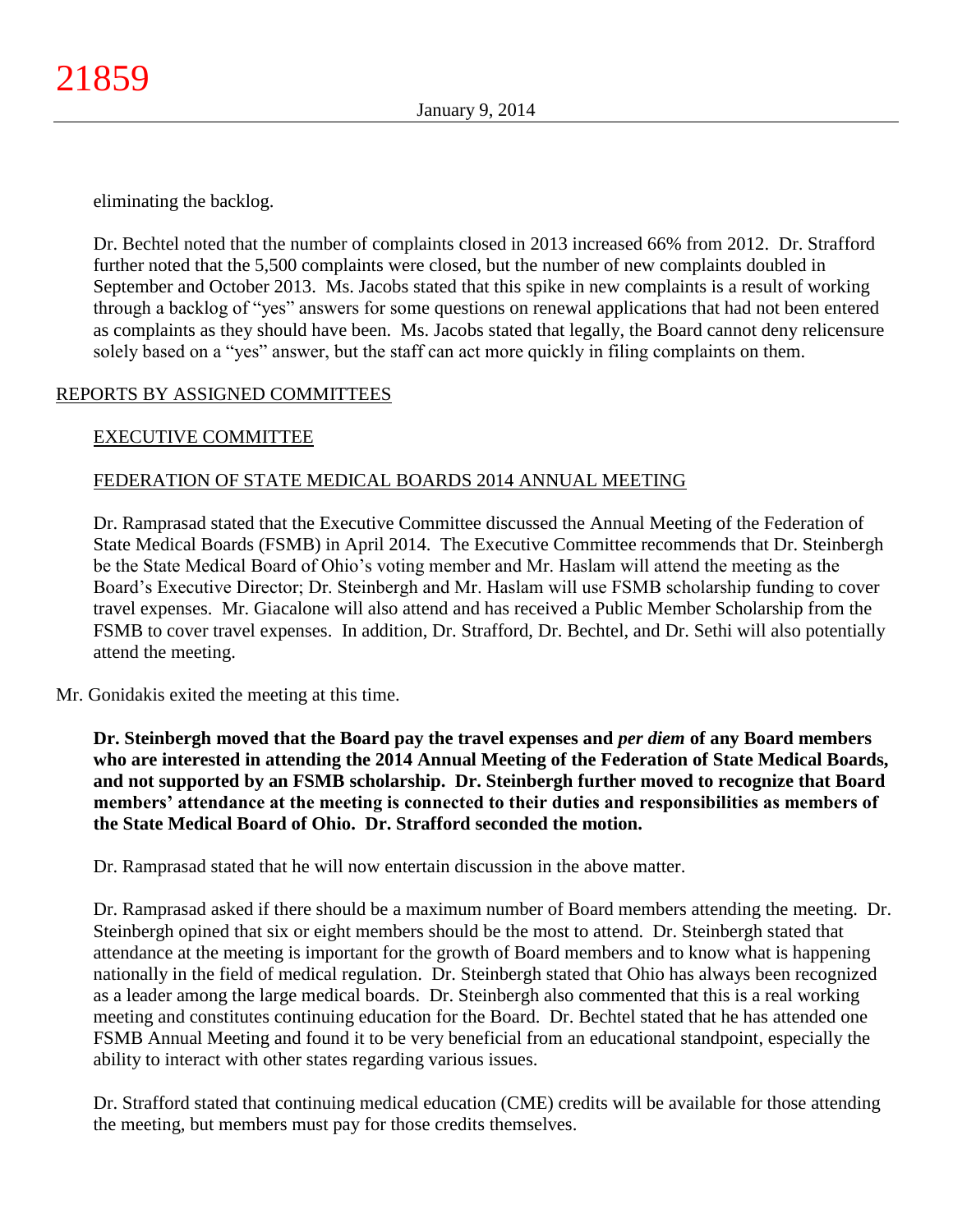eliminating the backlog.

Dr. Bechtel noted that the number of complaints closed in 2013 increased 66% from 2012. Dr. Strafford further noted that the 5,500 complaints were closed, but the number of new complaints doubled in September and October 2013. Ms. Jacobs stated that this spike in new complaints is a result of working through a backlog of "yes" answers for some questions on renewal applications that had not been entered as complaints as they should have been. Ms. Jacobs stated that legally, the Board cannot deny relicensure solely based on a "yes" answer, but the staff can act more quickly in filing complaints on them.

## REPORTS BY ASSIGNED COMMITTEES

### EXECUTIVE COMMITTEE

### FEDERATION OF STATE MEDICAL BOARDS 2014 ANNUAL MEETING

Dr. Ramprasad stated that the Executive Committee discussed the Annual Meeting of the Federation of State Medical Boards (FSMB) in April 2014. The Executive Committee recommends that Dr. Steinbergh be the State Medical Board of Ohio's voting member and Mr. Haslam will attend the meeting as the Board's Executive Director; Dr. Steinbergh and Mr. Haslam will use FSMB scholarship funding to cover travel expenses. Mr. Giacalone will also attend and has received a Public Member Scholarship from the FSMB to cover travel expenses. In addition, Dr. Strafford, Dr. Bechtel, and Dr. Sethi will also potentially attend the meeting.

Mr. Gonidakis exited the meeting at this time.

**Dr. Steinbergh moved that the Board pay the travel expenses and *per diem* of any Board members who are interested in attending the 2014 Annual Meeting of the Federation of State Medical Boards, and not supported by an FSMB scholarship. Dr. Steinbergh further moved to recognize that Board members' attendance at the meeting is connected to their duties and responsibilities as members of the State Medical Board of Ohio. Dr. Strafford seconded the motion.**

Dr. Ramprasad stated that he will now entertain discussion in the above matter.

Dr. Ramprasad asked if there should be a maximum number of Board members attending the meeting. Dr. Steinbergh opined that six or eight members should be the most to attend. Dr. Steinbergh stated that attendance at the meeting is important for the growth of Board members and to know what is happening nationally in the field of medical regulation. Dr. Steinbergh stated that Ohio has always been recognized as a leader among the large medical boards. Dr. Steinbergh also commented that this is a real working meeting and constitutes continuing education for the Board. Dr. Bechtel stated that he has attended one FSMB Annual Meeting and found it to be very beneficial from an educational standpoint, especially the ability to interact with other states regarding various issues.

Dr. Strafford stated that continuing medical education (CME) credits will be available for those attending the meeting, but members must pay for those credits themselves.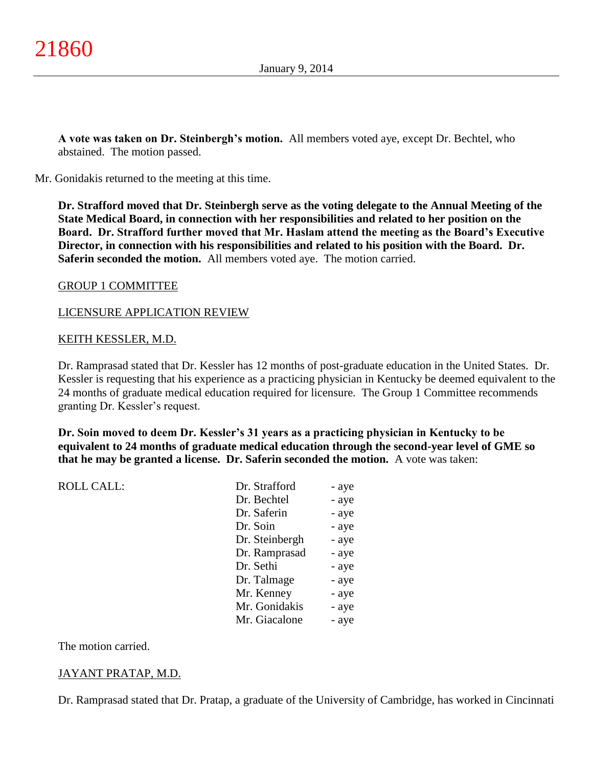**A vote was taken on Dr. Steinbergh's motion.** All members voted aye, except Dr. Bechtel, who abstained. The motion passed.

Mr. Gonidakis returned to the meeting at this time.

**Dr. Strafford moved that Dr. Steinbergh serve as the voting delegate to the Annual Meeting of the State Medical Board, in connection with her responsibilities and related to her position on the Board. Dr. Strafford further moved that Mr. Haslam attend the meeting as the Board's Executive Director, in connection with his responsibilities and related to his position with the Board. Dr. Saferin seconded the motion.** All members voted aye. The motion carried.

GROUP 1 COMMITTEE

LICENSURE APPLICATION REVIEW

KEITH KESSLER, M.D.

Dr. Ramprasad stated that Dr. Kessler has 12 months of post-graduate education in the United States. Dr. Kessler is requesting that his experience as a practicing physician in Kentucky be deemed equivalent to the 24 months of graduate medical education required for licensure. The Group 1 Committee recommends granting Dr. Kessler's request.

**Dr. Soin moved to deem Dr. Kessler's 31 years as a practicing physician in Kentucky to be equivalent to 24 months of graduate medical education through the second-year level of GME so that he may be granted a license. Dr. Saferin seconded the motion.** A vote was taken:

| ROLL CALL: | | |
|---|---|---|
| | Dr. Strafford | - aye |
| | Dr. Bechtel | - aye |
| | Dr. Saferin | - aye |
| | Dr. Soin | - aye |
| | Dr. Steinbergh | - aye |
| | Dr. Ramprasad | - aye |
| | Dr. Sethi | - aye |
| | Dr. Talmage | - aye |
| | Mr. Kenney | - aye |
| | Mr. Gonidakis | - aye |
| | Mr. Giacalone | - aye |

The motion carried.

JAYANT PRATAP, M.D.

Dr. Ramprasad stated that Dr. Pratap, a graduate of the University of Cambridge, has worked in Cincinnati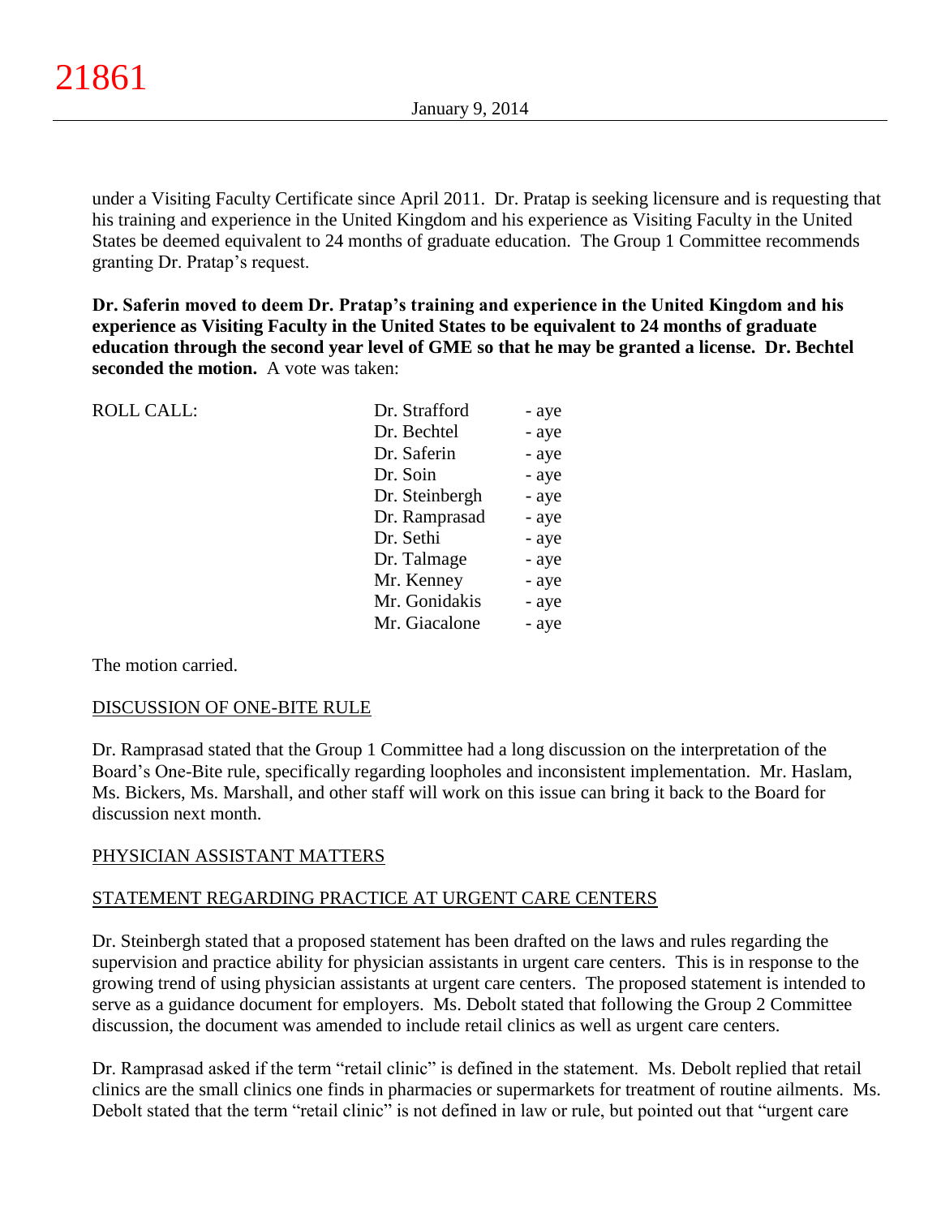under a Visiting Faculty Certificate since April 2011. Dr. Pratap is seeking licensure and is requesting that his training and experience in the United Kingdom and his experience as Visiting Faculty in the United States be deemed equivalent to 24 months of graduate education. The Group 1 Committee recommends granting Dr. Pratap's request.

**Dr. Saferin moved to deem Dr. Pratap's training and experience in the United Kingdom and his experience as Visiting Faculty in the United States to be equivalent to 24 months of graduate education through the second year level of GME so that he may be granted a license. Dr. Bechtel seconded the motion.** A vote was taken:

| ROLL CALL: | | |
|---|---|---|
| | Dr. Strafford | - aye |
| | Dr. Bechtel | - aye |
| | Dr. Saferin | - aye |
| | Dr. Soin | - aye |
| | Dr. Steinbergh | - aye |
| | Dr. Ramprasad | - aye |
| | Dr. Sethi | - aye |
| | Dr. Talmage | - aye |
| | Mr. Kenney | - aye |
| | Mr. Gonidakis | - aye |
| | Mr. Giacalone | - aye |

The motion carried.

## DISCUSSION OF ONE-BITE RULE

Dr. Ramprasad stated that the Group 1 Committee had a long discussion on the interpretation of the Board's One-Bite rule, specifically regarding loopholes and inconsistent implementation. Mr. Haslam, Ms. Bickers, Ms. Marshall, and other staff will work on this issue can bring it back to the Board for discussion next month.

## PHYSICIAN ASSISTANT MATTERS

## STATEMENT REGARDING PRACTICE AT URGENT CARE CENTERS

Dr. Steinbergh stated that a proposed statement has been drafted on the laws and rules regarding the supervision and practice ability for physician assistants in urgent care centers. This is in response to the growing trend of using physician assistants at urgent care centers. The proposed statement is intended to serve as a guidance document for employers. Ms. Debolt stated that following the Group 2 Committee discussion, the document was amended to include retail clinics as well as urgent care centers.

Dr. Ramprasad asked if the term "retail clinic" is defined in the statement. Ms. Debolt replied that retail clinics are the small clinics one finds in pharmacies or supermarkets for treatment of routine ailments. Ms. Debolt stated that the term "retail clinic" is not defined in law or rule, but pointed out that "urgent care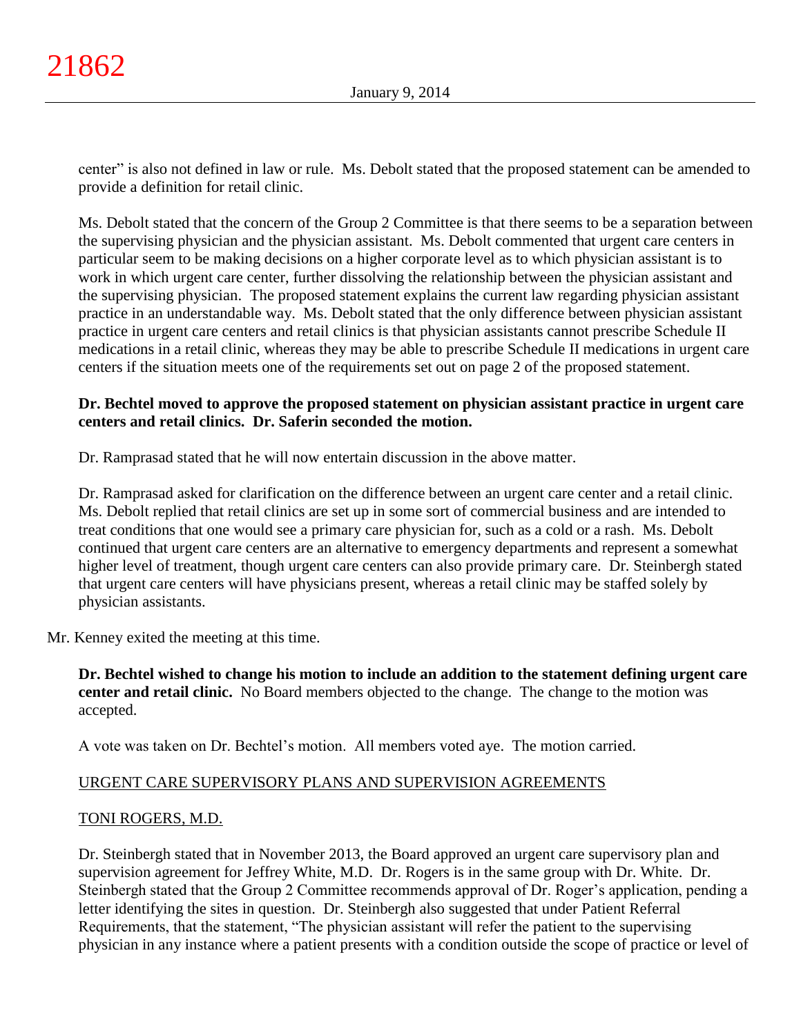center" is also not defined in law or rule. Ms. Debolt stated that the proposed statement can be amended to provide a definition for retail clinic.

Ms. Debolt stated that the concern of the Group 2 Committee is that there seems to be a separation between the supervising physician and the physician assistant. Ms. Debolt commented that urgent care centers in particular seem to be making decisions on a higher corporate level as to which physician assistant is to work in which urgent care center, further dissolving the relationship between the physician assistant and the supervising physician. The proposed statement explains the current law regarding physician assistant practice in an understandable way. Ms. Debolt stated that the only difference between physician assistant practice in urgent care centers and retail clinics is that physician assistants cannot prescribe Schedule II medications in a retail clinic, whereas they may be able to prescribe Schedule II medications in urgent care centers if the situation meets one of the requirements set out on page 2 of the proposed statement.

**Dr. Bechtel moved to approve the proposed statement on physician assistant practice in urgent care centers and retail clinics. Dr. Saferin seconded the motion.**

Dr. Ramprasad stated that he will now entertain discussion in the above matter.

Dr. Ramprasad asked for clarification on the difference between an urgent care center and a retail clinic. Ms. Debolt replied that retail clinics are set up in some sort of commercial business and are intended to treat conditions that one would see a primary care physician for, such as a cold or a rash. Ms. Debolt continued that urgent care centers are an alternative to emergency departments and represent a somewhat higher level of treatment, though urgent care centers can also provide primary care. Dr. Steinbergh stated that urgent care centers will have physicians present, whereas a retail clinic may be staffed solely by physician assistants.

Mr. Kenney exited the meeting at this time.

**Dr. Bechtel wished to change his motion to include an addition to the statement defining urgent care center and retail clinic.** No Board members objected to the change. The change to the motion was accepted.

A vote was taken on Dr. Bechtel's motion. All members voted aye. The motion carried.

URGENT CARE SUPERVISORY PLANS AND SUPERVISION AGREEMENTS

TONI ROGERS, M.D.

Dr. Steinbergh stated that in November 2013, the Board approved an urgent care supervisory plan and supervision agreement for Jeffrey White, M.D. Dr. Rogers is in the same group with Dr. White. Dr. Steinbergh stated that the Group 2 Committee recommends approval of Dr. Roger's application, pending a letter identifying the sites in question. Dr. Steinbergh also suggested that under Patient Referral Requirements, that the statement, "The physician assistant will refer the patient to the supervising physician in any instance where a patient presents with a condition outside the scope of practice or level of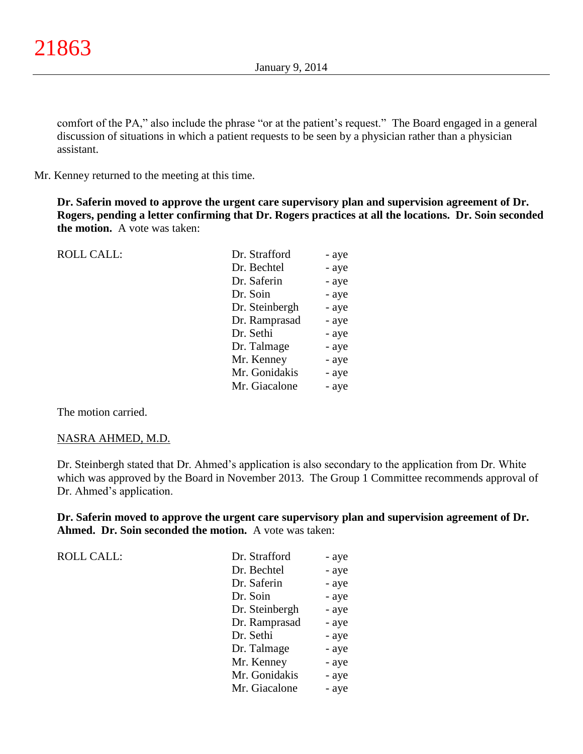comfort of the PA," also include the phrase "or at the patient's request." The Board engaged in a general discussion of situations in which a patient requests to be seen by a physician rather than a physician assistant.

Mr. Kenney returned to the meeting at this time.

**Dr. Saferin moved to approve the urgent care supervisory plan and supervision agreement of Dr. Rogers, pending a letter confirming that Dr. Rogers practices at all the locations. Dr. Soin seconded the motion.** A vote was taken:

| ROLL CALL: | Dr. Strafford | - aye |
|---|---|---|
| | Dr. Bechtel | - aye |
| | Dr. Saferin | - aye |
| | Dr. Soin | - aye |
| | Dr. Steinbergh | - aye |
| | Dr. Ramprasad | - aye |
| | Dr. Sethi | - aye |
| | Dr. Talmage | - aye |
| | Mr. Kenney | - aye |
| | Mr. Gonidakis | - aye |
| | Mr. Giacalone | - aye |

The motion carried.

NASRA AHMED, M.D.

Dr. Steinbergh stated that Dr. Ahmed's application is also secondary to the application from Dr. White which was approved by the Board in November 2013. The Group 1 Committee recommends approval of Dr. Ahmed's application.

**Dr. Saferin moved to approve the urgent care supervisory plan and supervision agreement of Dr. Ahmed. Dr. Soin seconded the motion.** A vote was taken:

| ROLL CALL: | Dr. Strafford | - aye |
|---|---|---|
| | Dr. Bechtel | - aye |
| | Dr. Saferin | - aye |
| | Dr. Soin | - aye |
| | Dr. Steinbergh | - aye |
| | Dr. Ramprasad | - aye |
| | Dr. Sethi | - aye |
| | Dr. Talmage | - aye |
| | Mr. Kenney | - aye |
| | Mr. Gonidakis | - aye |
| | Mr. Giacalone | - aye |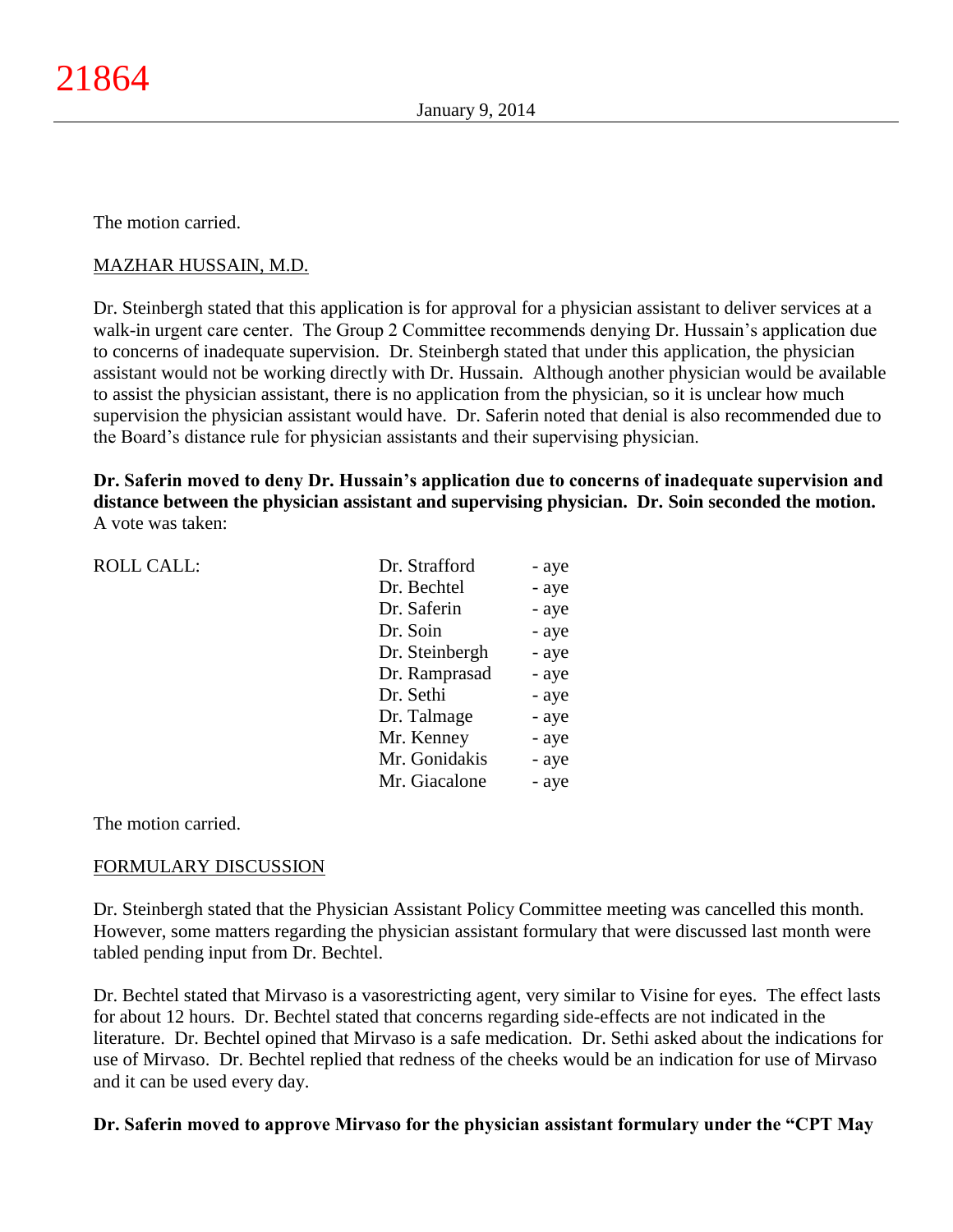The motion carried.

MAZHAR HUSSAIN, M.D.

Dr. Steinbergh stated that this application is for approval for a physician assistant to deliver services at a walk-in urgent care center. The Group 2 Committee recommends denying Dr. Hussain's application due to concerns of inadequate supervision. Dr. Steinbergh stated that under this application, the physician assistant would not be working directly with Dr. Hussain. Although another physician would be available to assist the physician assistant, there is no application from the physician, so it is unclear how much supervision the physician assistant would have. Dr. Saferin noted that denial is also recommended due to the Board's distance rule for physician assistants and their supervising physician.

**Dr. Saferin moved to deny Dr. Hussain's application due to concerns of inadequate supervision and distance between the physician assistant and supervising physician. Dr. Soin seconded the motion.** A vote was taken:

| ROLL CALL: | | |
|---|---|---|
| | Dr. Strafford | - aye |
| | Dr. Bechtel | - aye |
| | Dr. Saferin | - aye |
| | Dr. Soin | - aye |
| | Dr. Steinbergh | - aye |
| | Dr. Ramprasad | - aye |
| | Dr. Sethi | - aye |
| | Dr. Talmage | - aye |
| | Mr. Kenney | - aye |
| | Mr. Gonidakis | - aye |
| | Mr. Giacalone | - aye |

The motion carried.

FORMULARY DISCUSSION

Dr. Steinbergh stated that the Physician Assistant Policy Committee meeting was cancelled this month. However, some matters regarding the physician assistant formulary that were discussed last month were tabled pending input from Dr. Bechtel.

Dr. Bechtel stated that Mirvaso is a vasorestricting agent, very similar to Visine for eyes. The effect lasts for about 12 hours. Dr. Bechtel stated that concerns regarding side-effects are not indicated in the literature. Dr. Bechtel opined that Mirvaso is a safe medication. Dr. Sethi asked about the indications for use of Mirvaso. Dr. Bechtel replied that redness of the cheeks would be an indication for use of Mirvaso and it can be used every day.

**Dr. Saferin moved to approve Mirvaso for the physician assistant formulary under the "CPT May**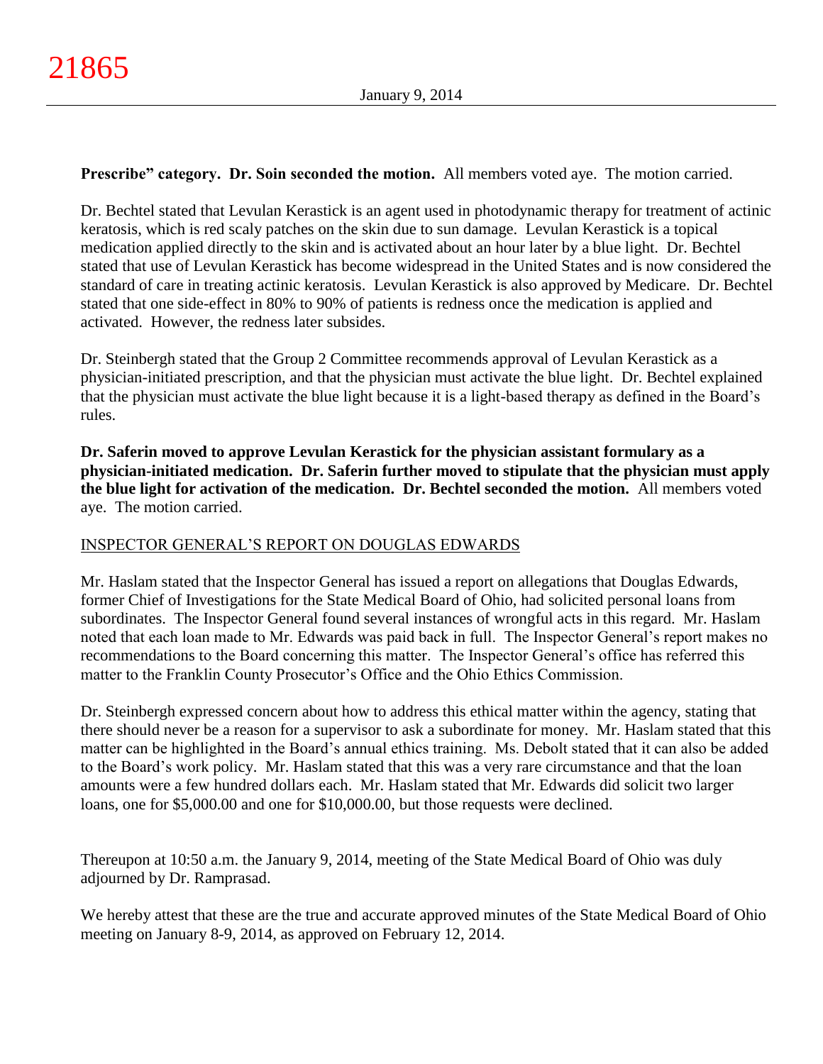**Prescribe" category. Dr. Soin seconded the motion.** All members voted aye. The motion carried.

Dr. Bechtel stated that Levulan Kerastick is an agent used in photodynamic therapy for treatment of actinic keratosis, which is red scaly patches on the skin due to sun damage. Levulan Kerastick is a topical medication applied directly to the skin and is activated about an hour later by a blue light. Dr. Bechtel stated that use of Levulan Kerastick has become widespread in the United States and is now considered the standard of care in treating actinic keratosis. Levulan Kerastick is also approved by Medicare. Dr. Bechtel stated that one side-effect in 80% to 90% of patients is redness once the medication is applied and activated. However, the redness later subsides.

Dr. Steinbergh stated that the Group 2 Committee recommends approval of Levulan Kerastick as a physician-initiated prescription, and that the physician must activate the blue light. Dr. Bechtel explained that the physician must activate the blue light because it is a light-based therapy as defined in the Board's rules.

**Dr. Saferin moved to approve Levulan Kerastick for the physician assistant formulary as a physician-initiated medication. Dr. Saferin further moved to stipulate that the physician must apply the blue light for activation of the medication. Dr. Bechtel seconded the motion.** All members voted aye. The motion carried.

<u>INSPECTOR GENERAL'S REPORT ON DOUGLAS EDWARDS</u>

Mr. Haslam stated that the Inspector General has issued a report on allegations that Douglas Edwards, former Chief of Investigations for the State Medical Board of Ohio, had solicited personal loans from subordinates. The Inspector General found several instances of wrongful acts in this regard. Mr. Haslam noted that each loan made to Mr. Edwards was paid back in full. The Inspector General's report makes no recommendations to the Board concerning this matter. The Inspector General's office has referred this matter to the Franklin County Prosecutor's Office and the Ohio Ethics Commission.

Dr. Steinbergh expressed concern about how to address this ethical matter within the agency, stating that there should never be a reason for a supervisor to ask a subordinate for money. Mr. Haslam stated that this matter can be highlighted in the Board's annual ethics training. Ms. Debolt stated that it can also be added to the Board's work policy. Mr. Haslam stated that this was a very rare circumstance and that the loan amounts were a few hundred dollars each. Mr. Haslam stated that Mr. Edwards did solicit two larger loans, one for $5,000.00 and one for $10,000.00, but those requests were declined.

Thereupon at 10:50 a.m. the January 9, 2014, meeting of the State Medical Board of Ohio was duly adjourned by Dr. Ramprasad.

We hereby attest that these are the true and accurate approved minutes of the State Medical Board of Ohio meeting on January 8-9, 2014, as approved on February 12, 2014.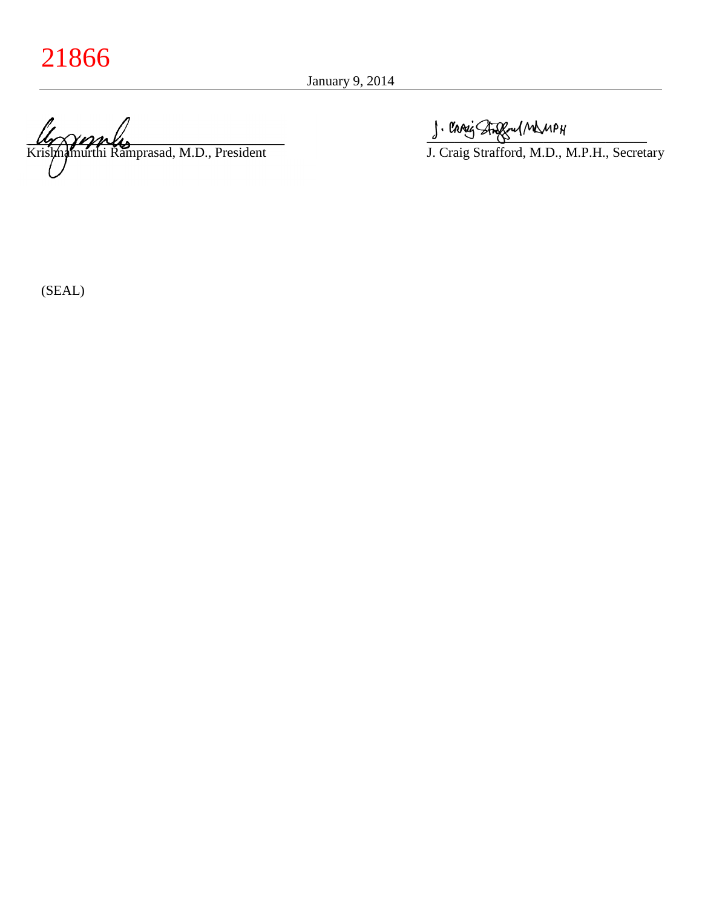21866

January 9, 2014

Krishnamurthi Ramprasad, M.D., President

J. Craig Strafford, M.D., M.P.H., Secretary

(SEAL)